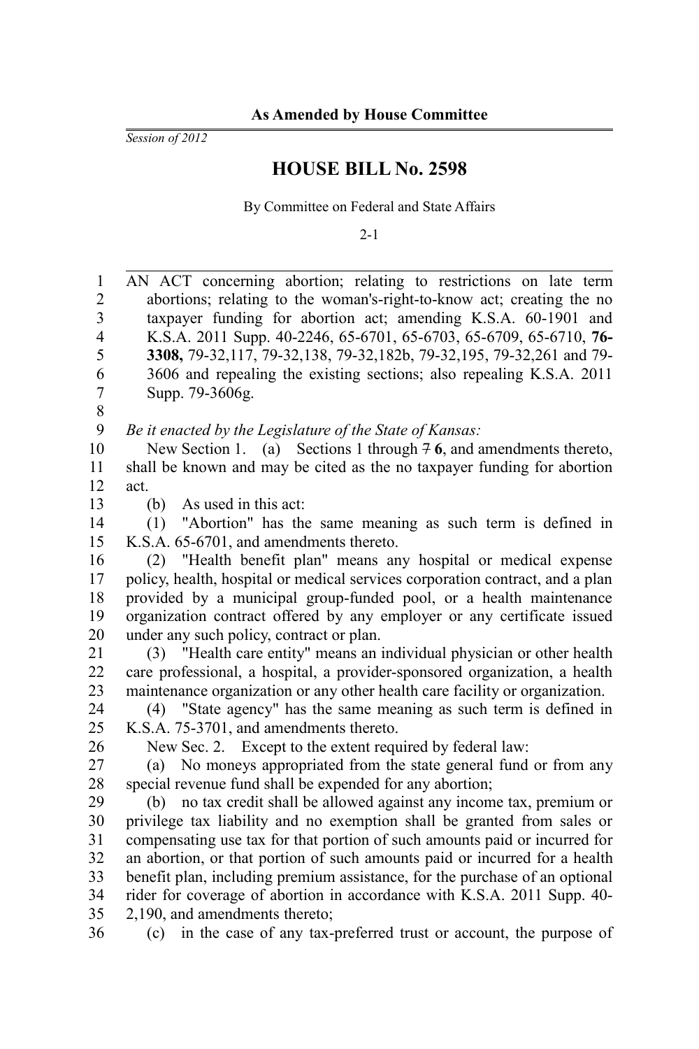**As Amended by House Committee**

*Session of 2012*

# HOUSE BILL No. 2598

By Committee on Federal and State Affairs

2-1

AN ACT concerning abortion; relating to restrictions on late term abortions; relating to the woman's-right-to-know act; creating the no taxpayer funding for abortion act; amending K.S.A. 60-1901 and K.S.A. 2011 Supp. 40-2246, 65-6701, 65-6703, 65-6709, 65-6710, **76-3308,** 79-32,117, 79-32,138, 79-32,182b, 79-32,195, 79-32,261 and 79-3606 and repealing the existing sections; also repealing K.S.A. 2011 Supp. 79-3606g.

*Be it enacted by the Legislature of the State of Kansas:*

New Section 1. (a) Sections 1 through ~~7~~ **6**, and amendments thereto, shall be known and may be cited as the no taxpayer funding for abortion act.

(b) As used in this act:

(1) "Abortion" has the same meaning as such term is defined in K.S.A. 65-6701, and amendments thereto.

(2) "Health benefit plan" means any hospital or medical expense policy, health, hospital or medical services corporation contract, and a plan provided by a municipal group-funded pool, or a health maintenance organization contract offered by any employer or any certificate issued under any such policy, contract or plan.

(3) "Health care entity" means an individual physician or other health care professional, a hospital, a provider-sponsored organization, a health maintenance organization or any other health care facility or organization.

(4) "State agency" has the same meaning as such term is defined in K.S.A. 75-3701, and amendments thereto.

New Sec. 2. Except to the extent required by federal law:

(a) No moneys appropriated from the state general fund or from any special revenue fund shall be expended for any abortion;

(b) no tax credit shall be allowed against any income tax, premium or privilege tax liability and no exemption shall be granted from sales or compensating use tax for that portion of such amounts paid or incurred for an abortion, or that portion of such amounts paid or incurred for a health benefit plan, including premium assistance, for the purchase of an optional rider for coverage of abortion in accordance with K.S.A. 2011 Supp. 40-2,190, and amendments thereto;

(c) in the case of any tax-preferred trust or account, the purpose of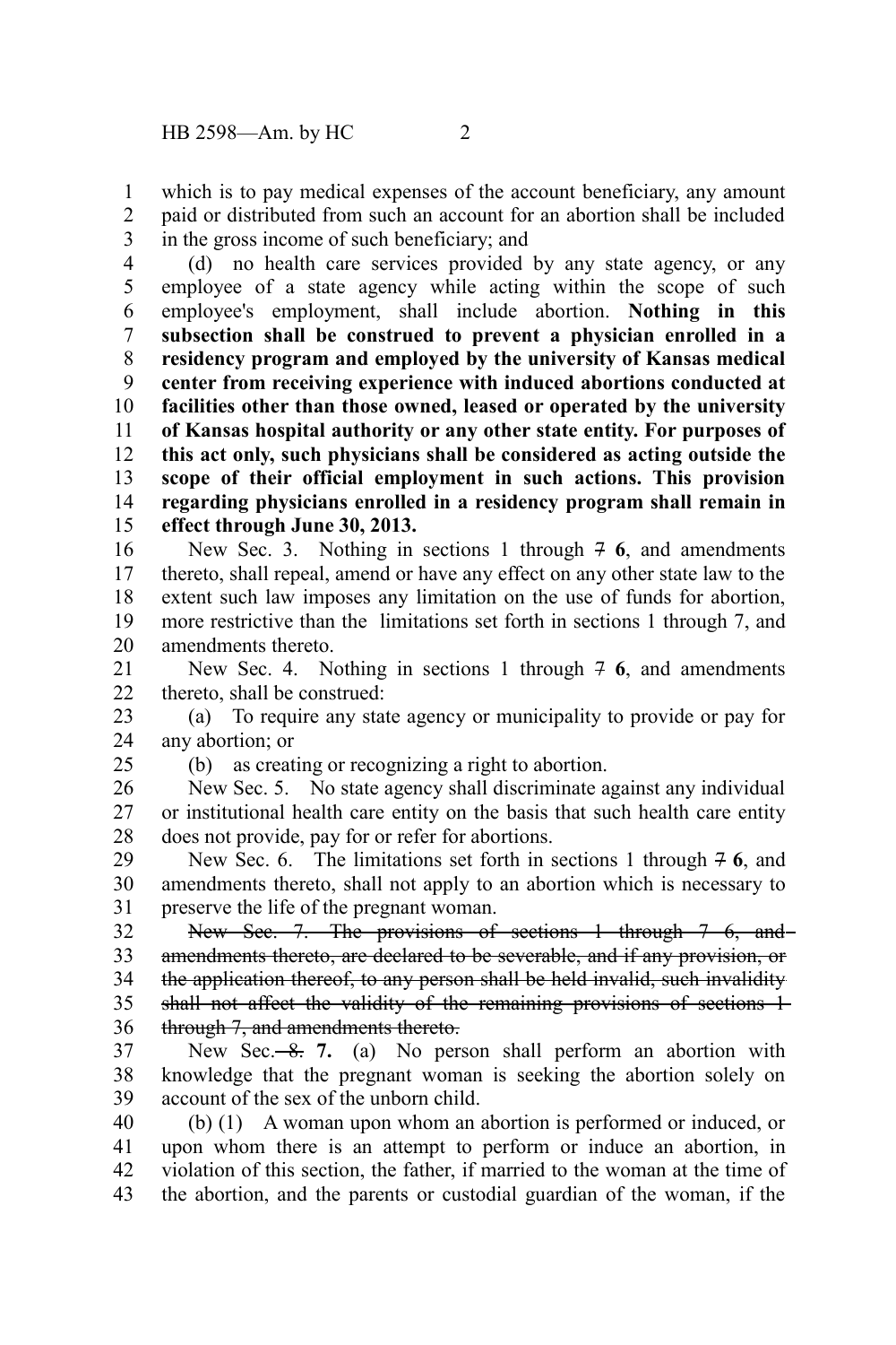which is to pay medical expenses of the account beneficiary, any amount paid or distributed from such an account for an abortion shall be included in the gross income of such beneficiary; and

(d) no health care services provided by any state agency, or any employee of a state agency while acting within the scope of such employee's employment, shall include abortion. **Nothing in this subsection shall be construed to prevent a physician enrolled in a residency program and employed by the university of Kansas medical center from receiving experience with induced abortions conducted at facilities other than those owned, leased or operated by the university of Kansas hospital authority or any other state entity. For purposes of this act only, such physicians shall be considered as acting outside the scope of their official employment in such actions. This provision regarding physicians enrolled in a residency program shall remain in effect through June 30, 2013.**

New Sec. 3. Nothing in sections 1 through ~~7~~ **6**, and amendments thereto, shall repeal, amend or have any effect on any other state law to the extent such law imposes any limitation on the use of funds for abortion, more restrictive than the limitations set forth in sections 1 through 7, and amendments thereto.

New Sec. 4. Nothing in sections 1 through ~~7~~ **6**, and amendments thereto, shall be construed:

(a) To require any state agency or municipality to provide or pay for any abortion; or

(b) as creating or recognizing a right to abortion.

New Sec. 5. No state agency shall discriminate against any individual or institutional health care entity on the basis that such health care entity does not provide, pay for or refer for abortions.

New Sec. 6. The limitations set forth in sections 1 through ~~7~~ **6**, and amendments thereto, shall not apply to an abortion which is necessary to preserve the life of the pregnant woman.

~~New Sec. 7. The provisions of sections 1 through 7 6, and amendments thereto, are declared to be severable, and if any provision, or the application thereof, to any person shall be held invalid, such invalidity shall not affect the validity of the remaining provisions of sections 1 through 7, and amendments thereto.~~

New Sec. ~~8.~~ **7.** (a) No person shall perform an abortion with knowledge that the pregnant woman is seeking the abortion solely on account of the sex of the unborn child.

(b) (1) A woman upon whom an abortion is performed or induced, or upon whom there is an attempt to perform or induce an abortion, in violation of this section, the father, if married to the woman at the time of the abortion, and the parents or custodial guardian of the woman, if the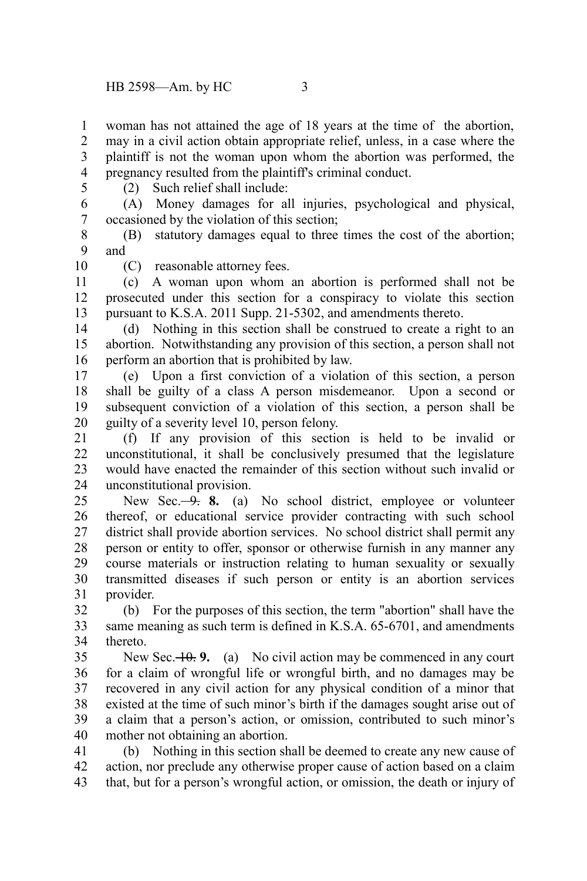woman has not attained the age of 18 years at the time of the abortion, may in a civil action obtain appropriate relief, unless, in a case where the plaintiff is not the woman upon whom the abortion was performed, the pregnancy resulted from the plaintiff's criminal conduct.

(2) Such relief shall include:

(A) Money damages for all injuries, psychological and physical, occasioned by the violation of this section;

(B) statutory damages equal to three times the cost of the abortion; and

(C) reasonable attorney fees.

(c) A woman upon whom an abortion is performed shall not be prosecuted under this section for a conspiracy to violate this section pursuant to K.S.A. 2011 Supp. 21-5302, and amendments thereto.

(d) Nothing in this section shall be construed to create a right to an abortion. Notwithstanding any provision of this section, a person shall not perform an abortion that is prohibited by law.

(e) Upon a first conviction of a violation of this section, a person shall be guilty of a class A person misdemeanor. Upon a second or subsequent conviction of a violation of this section, a person shall be guilty of a severity level 10, person felony.

(f) If any provision of this section is held to be invalid or unconstitutional, it shall be conclusively presumed that the legislature would have enacted the remainder of this section without such invalid or unconstitutional provision.

New Sec. ~~9.~~ **8.** (a) No school district, employee or volunteer thereof, or educational service provider contracting with such school district shall provide abortion services. No school district shall permit any person or entity to offer, sponsor or otherwise furnish in any manner any course materials or instruction relating to human sexuality or sexually transmitted diseases if such person or entity is an abortion services provider.

(b) For the purposes of this section, the term "abortion" shall have the same meaning as such term is defined in K.S.A. 65-6701, and amendments thereto.

New Sec. ~~10.~~ **9.** (a) No civil action may be commenced in any court for a claim of wrongful life or wrongful birth, and no damages may be recovered in any civil action for any physical condition of a minor that existed at the time of such minor's birth if the damages sought arise out of a claim that a person's action, or omission, contributed to such minor's mother not obtaining an abortion.

(b) Nothing in this section shall be deemed to create any new cause of action, nor preclude any otherwise proper cause of action based on a claim that, but for a person's wrongful action, or omission, the death or injury of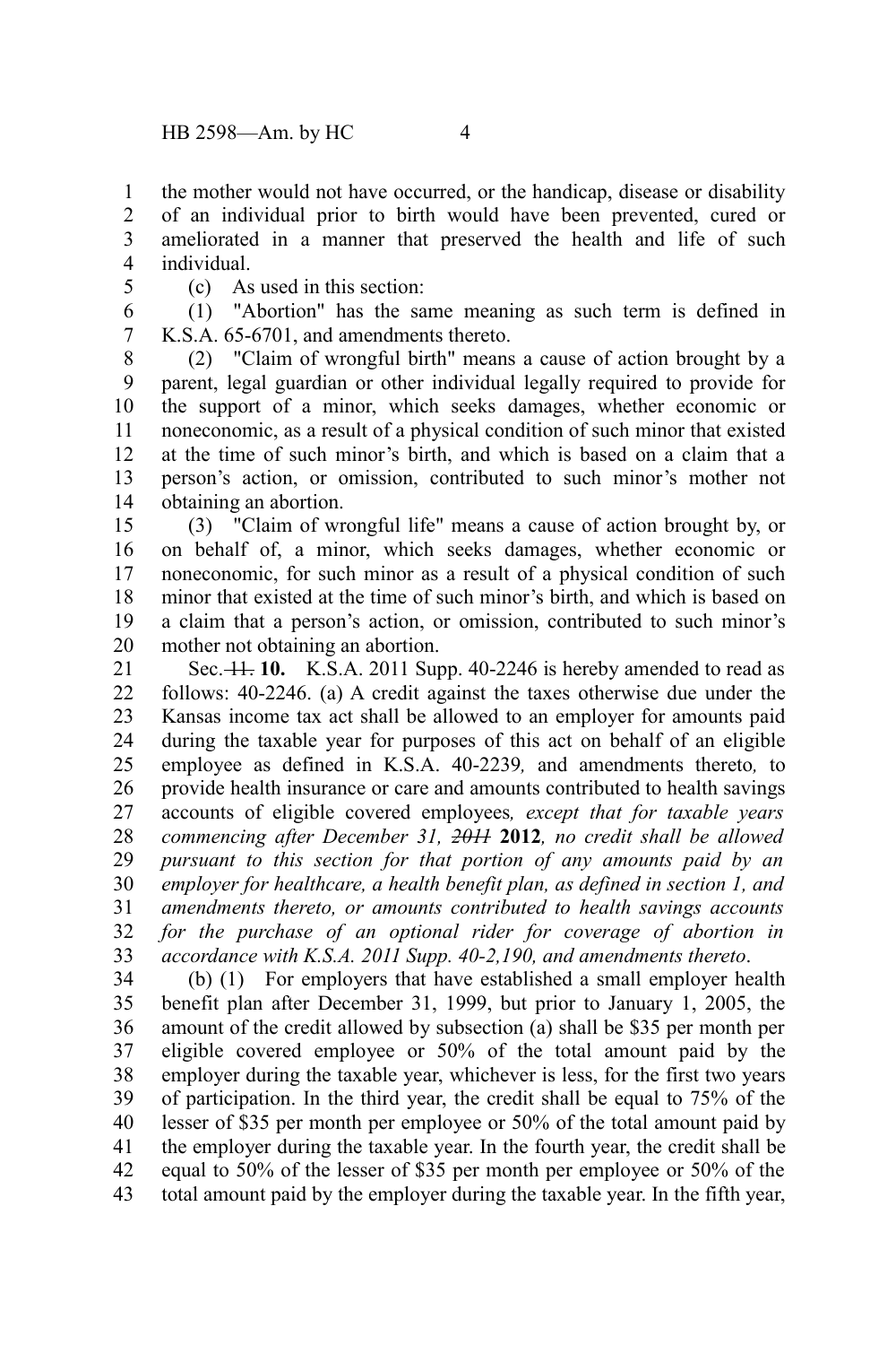the mother would not have occurred, or the handicap, disease or disability of an individual prior to birth would have been prevented, cured or ameliorated in a manner that preserved the health and life of such individual.

(c) As used in this section:

(1) "Abortion" has the same meaning as such term is defined in K.S.A. 65-6701, and amendments thereto.

(2) "Claim of wrongful birth" means a cause of action brought by a parent, legal guardian or other individual legally required to provide for the support of a minor, which seeks damages, whether economic or noneconomic, as a result of a physical condition of such minor that existed at the time of such minor's birth, and which is based on a claim that a person's action, or omission, contributed to such minor's mother not obtaining an abortion.

(3) "Claim of wrongful life" means a cause of action brought by, or on behalf of, a minor, which seeks damages, whether economic or noneconomic, for such minor as a result of a physical condition of such minor that existed at the time of such minor's birth, and which is based on a claim that a person's action, or omission, contributed to such minor's mother not obtaining an abortion.

Sec. ~~11.~~ **10.** K.S.A. 2011 Supp. 40-2246 is hereby amended to read as follows: 40-2246. (a) A credit against the taxes otherwise due under the Kansas income tax act shall be allowed to an employer for amounts paid during the taxable year for purposes of this act on behalf of an eligible employee as defined in K.S.A. 40-2239*,* and amendments thereto*,* to provide health insurance or care and amounts contributed to health savings accounts of eligible covered employees*, except that for taxable years commencing after December 31, ~~2011~~* **2012***, no credit shall be allowed pursuant to this section for that portion of any amounts paid by an employer for healthcare, a health benefit plan, as defined in section 1, and amendments thereto, or amounts contributed to health savings accounts for the purchase of an optional rider for coverage of abortion in accordance with K.S.A. 2011 Supp. 40-2,190, and amendments thereto*.

(b) (1) For employers that have established a small employer health benefit plan after December 31, 1999, but prior to January 1, 2005, the amount of the credit allowed by subsection (a) shall be $35 per month per eligible covered employee or 50% of the total amount paid by the employer during the taxable year, whichever is less, for the first two years of participation. In the third year, the credit shall be equal to 75% of the lesser of $35 per month per employee or 50% of the total amount paid by the employer during the taxable year. In the fourth year, the credit shall be equal to 50% of the lesser of $35 per month per employee or 50% of the total amount paid by the employer during the taxable year. In the fifth year,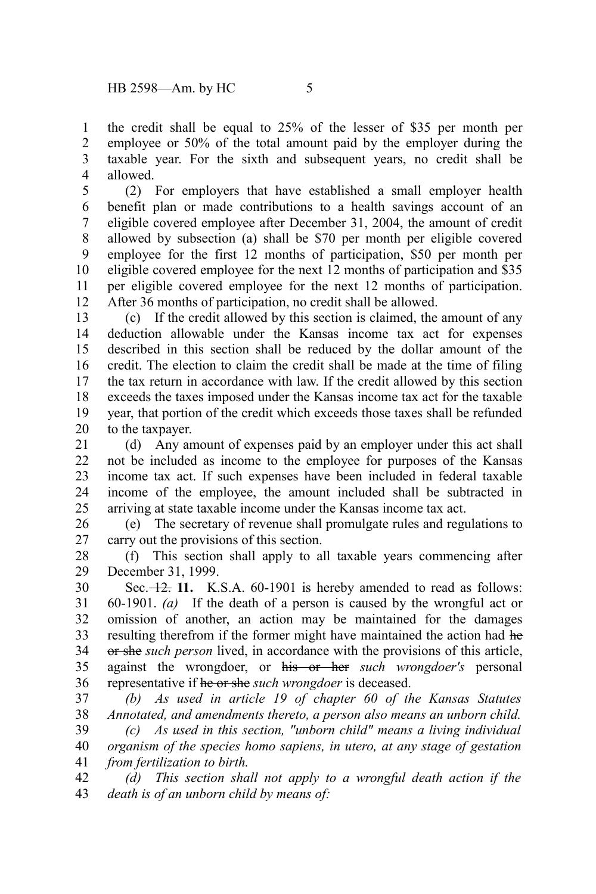the credit shall be equal to 25% of the lesser of $35 per month per employee or 50% of the total amount paid by the employer during the taxable year. For the sixth and subsequent years, no credit shall be allowed.

(2) For employers that have established a small employer health benefit plan or made contributions to a health savings account of an eligible covered employee after December 31, 2004, the amount of credit allowed by subsection (a) shall be $70 per month per eligible covered employee for the first 12 months of participation, $50 per month per eligible covered employee for the next 12 months of participation and $35 per eligible covered employee for the next 12 months of participation. After 36 months of participation, no credit shall be allowed.

(c) If the credit allowed by this section is claimed, the amount of any deduction allowable under the Kansas income tax act for expenses described in this section shall be reduced by the dollar amount of the credit. The election to claim the credit shall be made at the time of filing the tax return in accordance with law. If the credit allowed by this section exceeds the taxes imposed under the Kansas income tax act for the taxable year, that portion of the credit which exceeds those taxes shall be refunded to the taxpayer.

(d) Any amount of expenses paid by an employer under this act shall not be included as income to the employee for purposes of the Kansas income tax act. If such expenses have been included in federal taxable income of the employee, the amount included shall be subtracted in arriving at state taxable income under the Kansas income tax act.

(e) The secretary of revenue shall promulgate rules and regulations to carry out the provisions of this section.

(f) This section shall apply to all taxable years commencing after December 31, 1999.

Sec. ~~12.~~ **11.** K.S.A. 60-1901 is hereby amended to read as follows: 60-1901. *(a)* If the death of a person is caused by the wrongful act or omission of another, an action may be maintained for the damages resulting therefrom if the former might have maintained the action had ~~he or she~~ *such person* lived, in accordance with the provisions of this article, against the wrongdoer, or ~~his or her~~ *such wrongdoer's* personal representative if ~~he or she~~ *such wrongdoer* is deceased.

*(b) As used in article 19 of chapter 60 of the Kansas Statutes Annotated, and amendments thereto, a person also means an unborn child.*

*(c) As used in this section, "unborn child" means a living individual organism of the species homo sapiens, in utero, at any stage of gestation from fertilization to birth.*

*(d) This section shall not apply to a wrongful death action if the death is of an unborn child by means of:*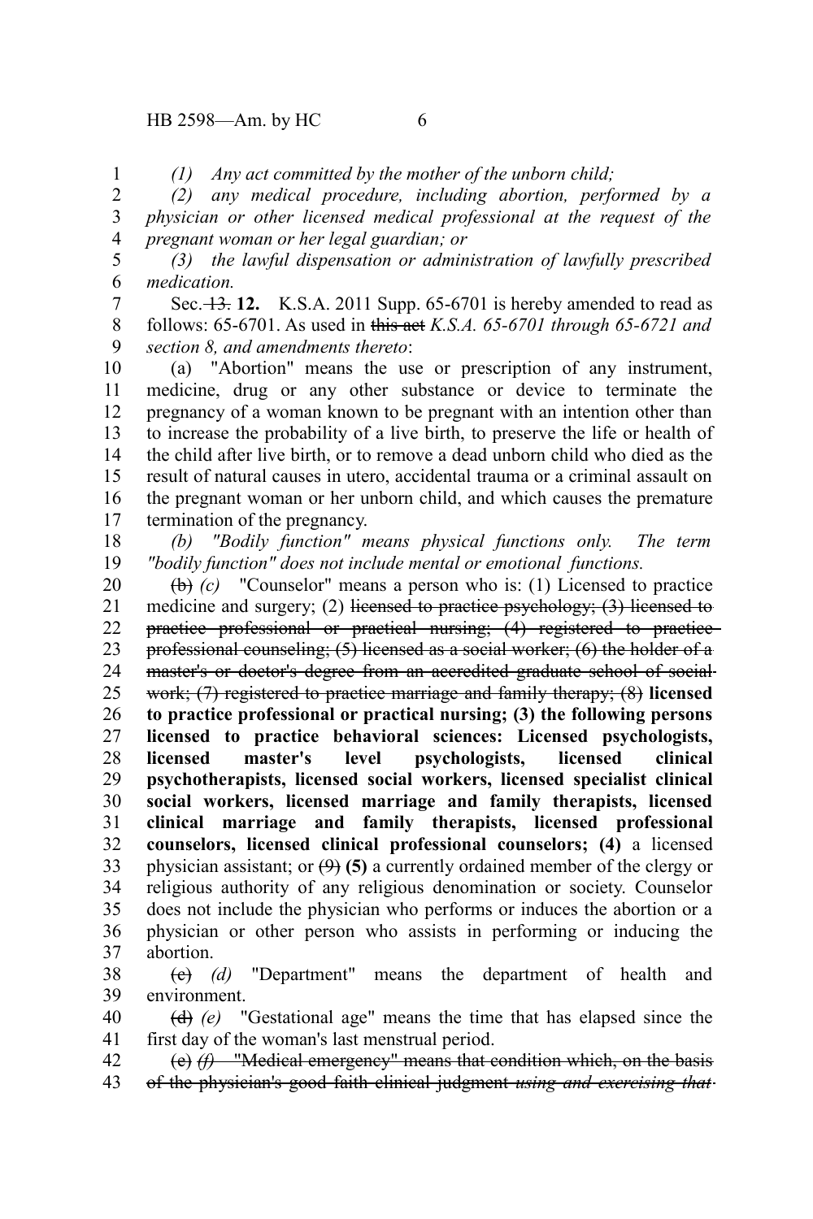*(1) Any act committed by the mother of the unborn child;*

*(2) any medical procedure, including abortion, performed by a physician or other licensed medical professional at the request of the pregnant woman or her legal guardian; or*

*(3) the lawful dispensation or administration of lawfully prescribed medication.*

Sec. ~~13.~~ **12.** K.S.A. 2011 Supp. 65-6701 is hereby amended to read as follows: 65-6701. As used in ~~this act~~ *K.S.A. 65-6701 through 65-6721 and section 8, and amendments thereto*:

(a) "Abortion" means the use or prescription of any instrument, medicine, drug or any other substance or device to terminate the pregnancy of a woman known to be pregnant with an intention other than to increase the probability of a live birth, to preserve the life or health of the child after live birth, or to remove a dead unborn child who died as the result of natural causes in utero, accidental trauma or a criminal assault on the pregnant woman or her unborn child, and which causes the premature termination of the pregnancy.

*(b) "Bodily function" means physical functions only. The term "bodily function" does not include mental or emotional functions.*

~~(b)~~ *(c)* "Counselor" means a person who is: (1) Licensed to practice medicine and surgery; (2) ~~licensed to practice psychology; (3) licensed to practice professional or practical nursing; (4) registered to practice professional counseling; (5) licensed as a social worker; (6) the holder of a master's or doctor's degree from an accredited graduate school of social work; (7) registered to practice marriage and family therapy; (8)~~ **licensed to practice professional or practical nursing; (3) the following persons licensed to practice behavioral sciences: Licensed psychologists, licensed master's level psychologists, licensed clinical psychotherapists, licensed social workers, licensed specialist clinical social workers, licensed marriage and family therapists, licensed clinical marriage and family therapists, licensed professional counselors, licensed clinical professional counselors; (4)** a licensed physician assistant; or ~~(9)~~ **(5)** a currently ordained member of the clergy or religious authority of any religious denomination or society. Counselor does not include the physician who performs or induces the abortion or a physician or other person who assists in performing or inducing the abortion.

~~(c)~~ *(d)* "Department" means the department of health and environment.

~~(d)~~ *(e)* "Gestational age" means the time that has elapsed since the first day of the woman's last menstrual period.

~~(e)~~ *(f)* ~~"Medical emergency" means that condition which, on the basis of the physician's good faith clinical judgment~~ ~~*using and exercising that*~~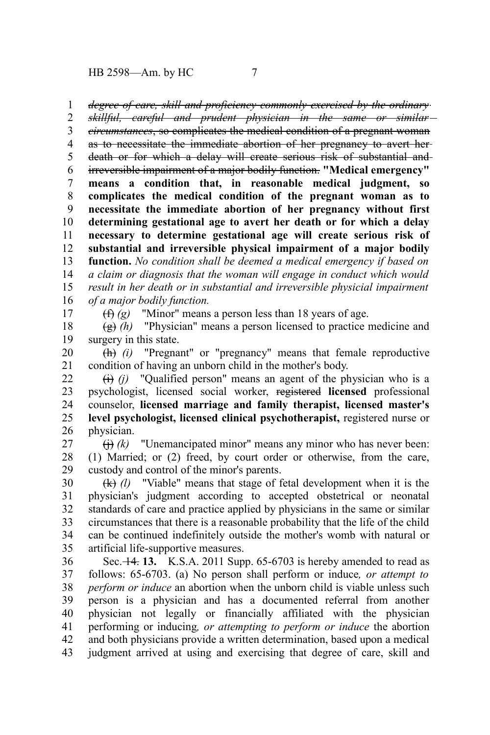~~*degree of care, skill and proficiency commonly exercised by the ordinary skillful, careful and prudent physician in the same or similar circumstances*, so complicates the medical condition of a pregnant woman as to necessitate the immediate abortion of her pregnancy to avert her death or for which a delay will create serious risk of substantial and irreversible impairment of a major bodily function.~~ **"Medical emergency" means a condition that, in reasonable medical judgment, so complicates the medical condition of the pregnant woman as to necessitate the immediate abortion of her pregnancy without first determining gestational age to avert her death or for which a delay necessary to determine gestational age will create serious risk of substantial and irreversible physical impairment of a major bodily function.** *No condition shall be deemed a medical emergency if based on a claim or diagnosis that the woman will engage in conduct which would result in her death or in substantial and irreversible physicial impairment of a major bodily function.*

~~(f)~~ *(g)* "Minor" means a person less than 18 years of age.

~~(g)~~ *(h)* "Physician" means a person licensed to practice medicine and surgery in this state.

~~(h)~~ *(i)* "Pregnant" or "pregnancy" means that female reproductive condition of having an unborn child in the mother's body.

~~(i)~~ *(j)* "Qualified person" means an agent of the physician who is a psychologist, licensed social worker, ~~registered~~ **licensed** professional counselor, **licensed marriage and family therapist, licensed master's level psychologist, licensed clinical psychotherapist,** registered nurse or physician.

~~(j)~~ *(k)* "Unemancipated minor" means any minor who has never been: (1) Married; or (2) freed, by court order or otherwise, from the care, custody and control of the minor's parents.

~~(k)~~ *(l)* "Viable" means that stage of fetal development when it is the physician's judgment according to accepted obstetrical or neonatal standards of care and practice applied by physicians in the same or similar circumstances that there is a reasonable probability that the life of the child can be continued indefinitely outside the mother's womb with natural or artificial life-supportive measures.

Sec. ~~14.~~ **13.** K.S.A. 2011 Supp. 65-6703 is hereby amended to read as follows: 65-6703. (a) No person shall perform or induce*, or attempt to perform or induce* an abortion when the unborn child is viable unless such person is a physician and has a documented referral from another physician not legally or financially affiliated with the physician performing or inducing*, or attempting to perform or induce* the abortion and both physicians provide a written determination, based upon a medical judgment arrived at using and exercising that degree of care, skill and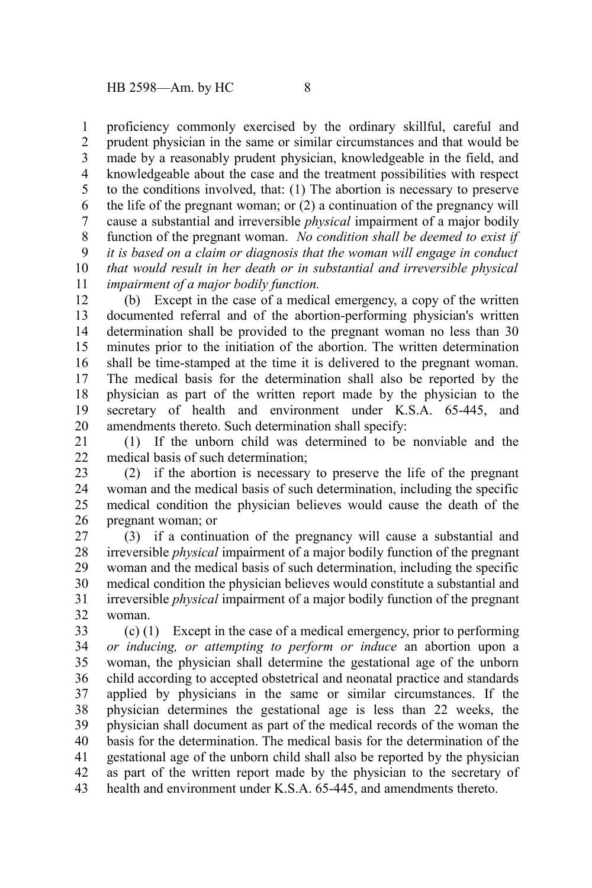proficiency commonly exercised by the ordinary skillful, careful and prudent physician in the same or similar circumstances and that would be made by a reasonably prudent physician, knowledgeable in the field, and knowledgeable about the case and the treatment possibilities with respect to the conditions involved, that: (1) The abortion is necessary to preserve the life of the pregnant woman; or (2) a continuation of the pregnancy will cause a substantial and irreversible *physical* impairment of a major bodily function of the pregnant woman. *No condition shall be deemed to exist if it is based on a claim or diagnosis that the woman will engage in conduct that would result in her death or in substantial and irreversible physical impairment of a major bodily function.*

(b) Except in the case of a medical emergency, a copy of the written documented referral and of the abortion-performing physician's written determination shall be provided to the pregnant woman no less than 30 minutes prior to the initiation of the abortion. The written determination shall be time-stamped at the time it is delivered to the pregnant woman. The medical basis for the determination shall also be reported by the physician as part of the written report made by the physician to the secretary of health and environment under K.S.A. 65-445, and amendments thereto. Such determination shall specify:

(1) If the unborn child was determined to be nonviable and the medical basis of such determination;

(2) if the abortion is necessary to preserve the life of the pregnant woman and the medical basis of such determination, including the specific medical condition the physician believes would cause the death of the pregnant woman; or

(3) if a continuation of the pregnancy will cause a substantial and irreversible *physical* impairment of a major bodily function of the pregnant woman and the medical basis of such determination, including the specific medical condition the physician believes would constitute a substantial and irreversible *physical* impairment of a major bodily function of the pregnant woman.

(c) (1) Except in the case of a medical emergency, prior to performing *or inducing, or attempting to perform or induce* an abortion upon a woman, the physician shall determine the gestational age of the unborn child according to accepted obstetrical and neonatal practice and standards applied by physicians in the same or similar circumstances. If the physician determines the gestational age is less than 22 weeks, the physician shall document as part of the medical records of the woman the basis for the determination. The medical basis for the determination of the gestational age of the unborn child shall also be reported by the physician as part of the written report made by the physician to the secretary of health and environment under K.S.A. 65-445, and amendments thereto.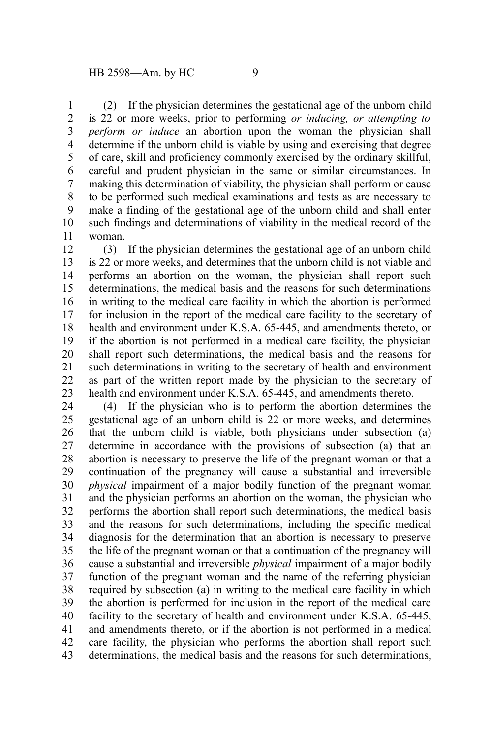(2) If the physician determines the gestational age of the unborn child is 22 or more weeks, prior to performing *or inducing, or attempting to perform or induce* an abortion upon the woman the physician shall determine if the unborn child is viable by using and exercising that degree of care, skill and proficiency commonly exercised by the ordinary skillful, careful and prudent physician in the same or similar circumstances. In making this determination of viability, the physician shall perform or cause to be performed such medical examinations and tests as are necessary to make a finding of the gestational age of the unborn child and shall enter such findings and determinations of viability in the medical record of the woman.

(3) If the physician determines the gestational age of an unborn child is 22 or more weeks, and determines that the unborn child is not viable and performs an abortion on the woman, the physician shall report such determinations, the medical basis and the reasons for such determinations in writing to the medical care facility in which the abortion is performed for inclusion in the report of the medical care facility to the secretary of health and environment under K.S.A. 65-445, and amendments thereto, or if the abortion is not performed in a medical care facility, the physician shall report such determinations, the medical basis and the reasons for such determinations in writing to the secretary of health and environment as part of the written report made by the physician to the secretary of health and environment under K.S.A. 65-445, and amendments thereto.

(4) If the physician who is to perform the abortion determines the gestational age of an unborn child is 22 or more weeks, and determines that the unborn child is viable, both physicians under subsection (a) determine in accordance with the provisions of subsection (a) that an abortion is necessary to preserve the life of the pregnant woman or that a continuation of the pregnancy will cause a substantial and irreversible *physical* impairment of a major bodily function of the pregnant woman and the physician performs an abortion on the woman, the physician who performs the abortion shall report such determinations, the medical basis and the reasons for such determinations, including the specific medical diagnosis for the determination that an abortion is necessary to preserve the life of the pregnant woman or that a continuation of the pregnancy will cause a substantial and irreversible *physical* impairment of a major bodily function of the pregnant woman and the name of the referring physician required by subsection (a) in writing to the medical care facility in which the abortion is performed for inclusion in the report of the medical care facility to the secretary of health and environment under K.S.A. 65-445, and amendments thereto, or if the abortion is not performed in a medical care facility, the physician who performs the abortion shall report such determinations, the medical basis and the reasons for such determinations,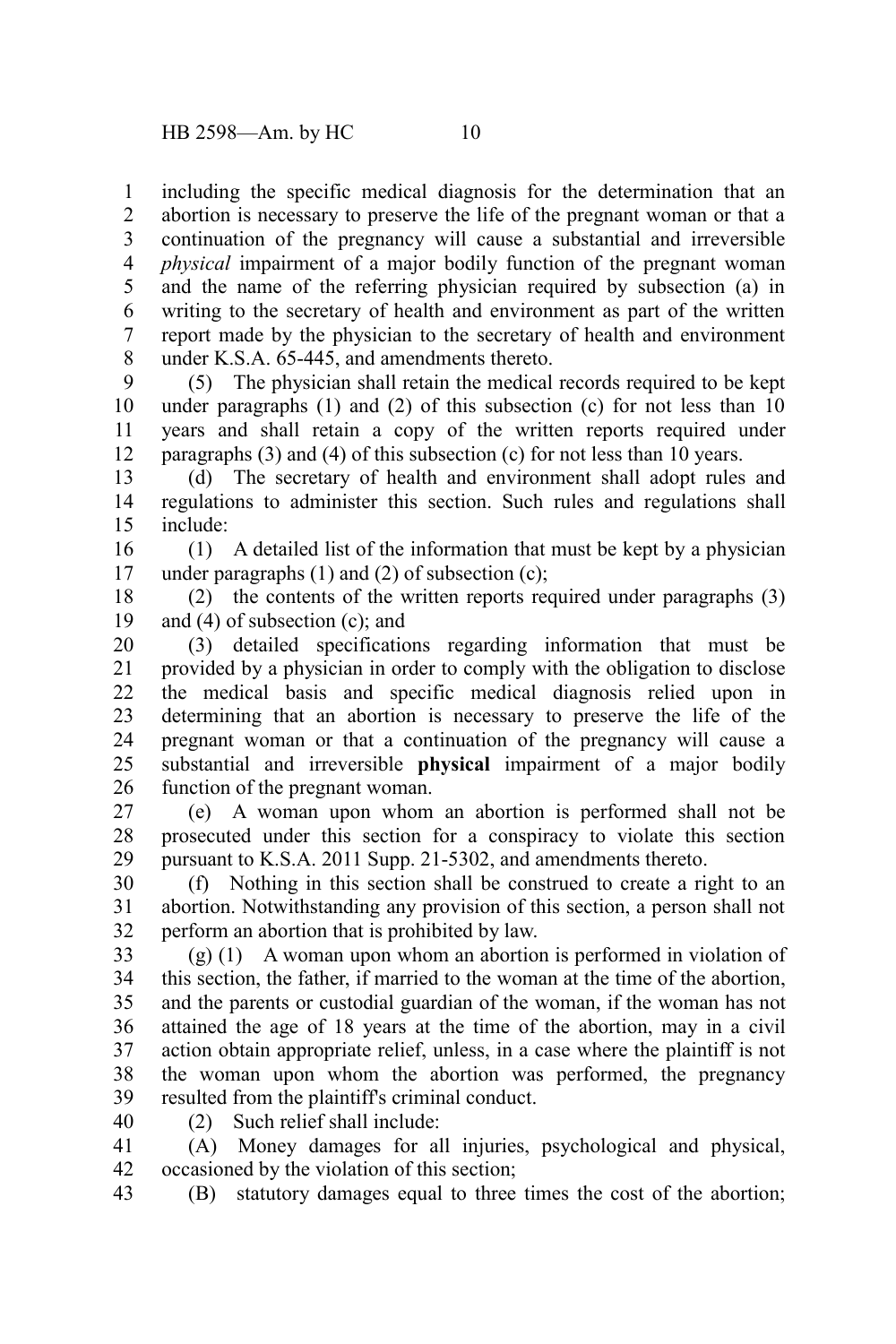including the specific medical diagnosis for the determination that an abortion is necessary to preserve the life of the pregnant woman or that a continuation of the pregnancy will cause a substantial and irreversible *physical* impairment of a major bodily function of the pregnant woman and the name of the referring physician required by subsection (a) in writing to the secretary of health and environment as part of the written report made by the physician to the secretary of health and environment under K.S.A. 65-445, and amendments thereto.

(5) The physician shall retain the medical records required to be kept under paragraphs (1) and (2) of this subsection (c) for not less than 10 years and shall retain a copy of the written reports required under paragraphs (3) and (4) of this subsection (c) for not less than 10 years.

(d) The secretary of health and environment shall adopt rules and regulations to administer this section. Such rules and regulations shall include:

(1) A detailed list of the information that must be kept by a physician under paragraphs (1) and (2) of subsection (c);

(2) the contents of the written reports required under paragraphs (3) and (4) of subsection (c); and

(3) detailed specifications regarding information that must be provided by a physician in order to comply with the obligation to disclose the medical basis and specific medical diagnosis relied upon in determining that an abortion is necessary to preserve the life of the pregnant woman or that a continuation of the pregnancy will cause a substantial and irreversible **physical** impairment of a major bodily function of the pregnant woman.

(e) A woman upon whom an abortion is performed shall not be prosecuted under this section for a conspiracy to violate this section pursuant to K.S.A. 2011 Supp. 21-5302, and amendments thereto.

(f) Nothing in this section shall be construed to create a right to an abortion. Notwithstanding any provision of this section, a person shall not perform an abortion that is prohibited by law.

(g) (1) A woman upon whom an abortion is performed in violation of this section, the father, if married to the woman at the time of the abortion, and the parents or custodial guardian of the woman, if the woman has not attained the age of 18 years at the time of the abortion, may in a civil action obtain appropriate relief, unless, in a case where the plaintiff is not the woman upon whom the abortion was performed, the pregnancy resulted from the plaintiff's criminal conduct.

(2) Such relief shall include:

(A) Money damages for all injuries, psychological and physical, occasioned by the violation of this section;

(B) statutory damages equal to three times the cost of the abortion;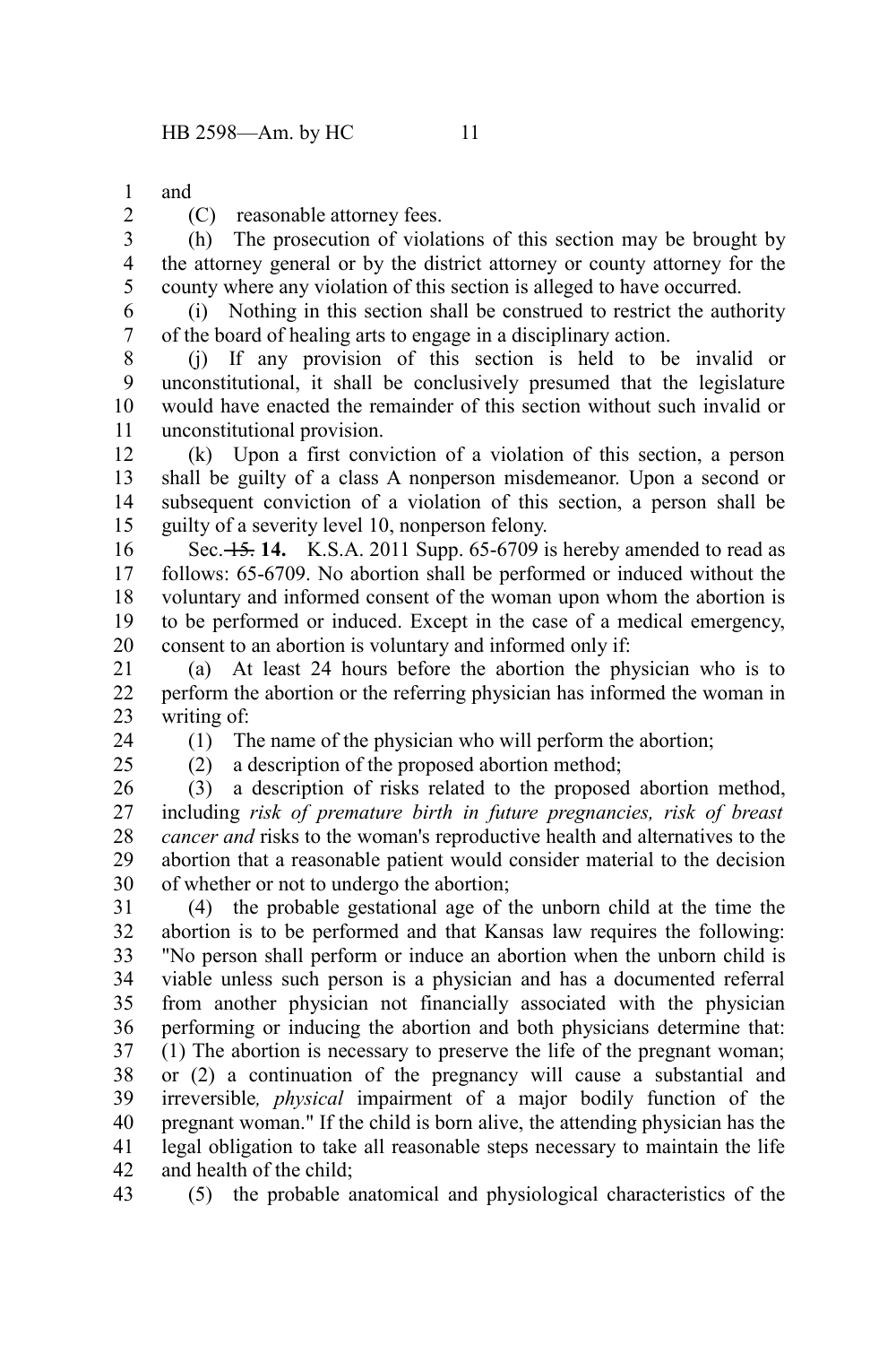and

(C) reasonable attorney fees.

(h) The prosecution of violations of this section may be brought by the attorney general or by the district attorney or county attorney for the county where any violation of this section is alleged to have occurred.

(i) Nothing in this section shall be construed to restrict the authority of the board of healing arts to engage in a disciplinary action.

(j) If any provision of this section is held to be invalid or unconstitutional, it shall be conclusively presumed that the legislature would have enacted the remainder of this section without such invalid or unconstitutional provision.

(k) Upon a first conviction of a violation of this section, a person shall be guilty of a class A nonperson misdemeanor. Upon a second or subsequent conviction of a violation of this section, a person shall be guilty of a severity level 10, nonperson felony.

Sec. ~~15.~~ **14.** K.S.A. 2011 Supp. 65-6709 is hereby amended to read as follows: 65-6709. No abortion shall be performed or induced without the voluntary and informed consent of the woman upon whom the abortion is to be performed or induced. Except in the case of a medical emergency, consent to an abortion is voluntary and informed only if:

(a) At least 24 hours before the abortion the physician who is to perform the abortion or the referring physician has informed the woman in writing of:

(1) The name of the physician who will perform the abortion;

(2) a description of the proposed abortion method;

(3) a description of risks related to the proposed abortion method, including *risk of premature birth in future pregnancies, risk of breast cancer and* risks to the woman's reproductive health and alternatives to the abortion that a reasonable patient would consider material to the decision of whether or not to undergo the abortion;

(4) the probable gestational age of the unborn child at the time the abortion is to be performed and that Kansas law requires the following: "No person shall perform or induce an abortion when the unborn child is viable unless such person is a physician and has a documented referral from another physician not financially associated with the physician performing or inducing the abortion and both physicians determine that: (1) The abortion is necessary to preserve the life of the pregnant woman; or (2) a continuation of the pregnancy will cause a substantial and irreversible*, physical* impairment of a major bodily function of the pregnant woman." If the child is born alive, the attending physician has the legal obligation to take all reasonable steps necessary to maintain the life and health of the child;

(5) the probable anatomical and physiological characteristics of the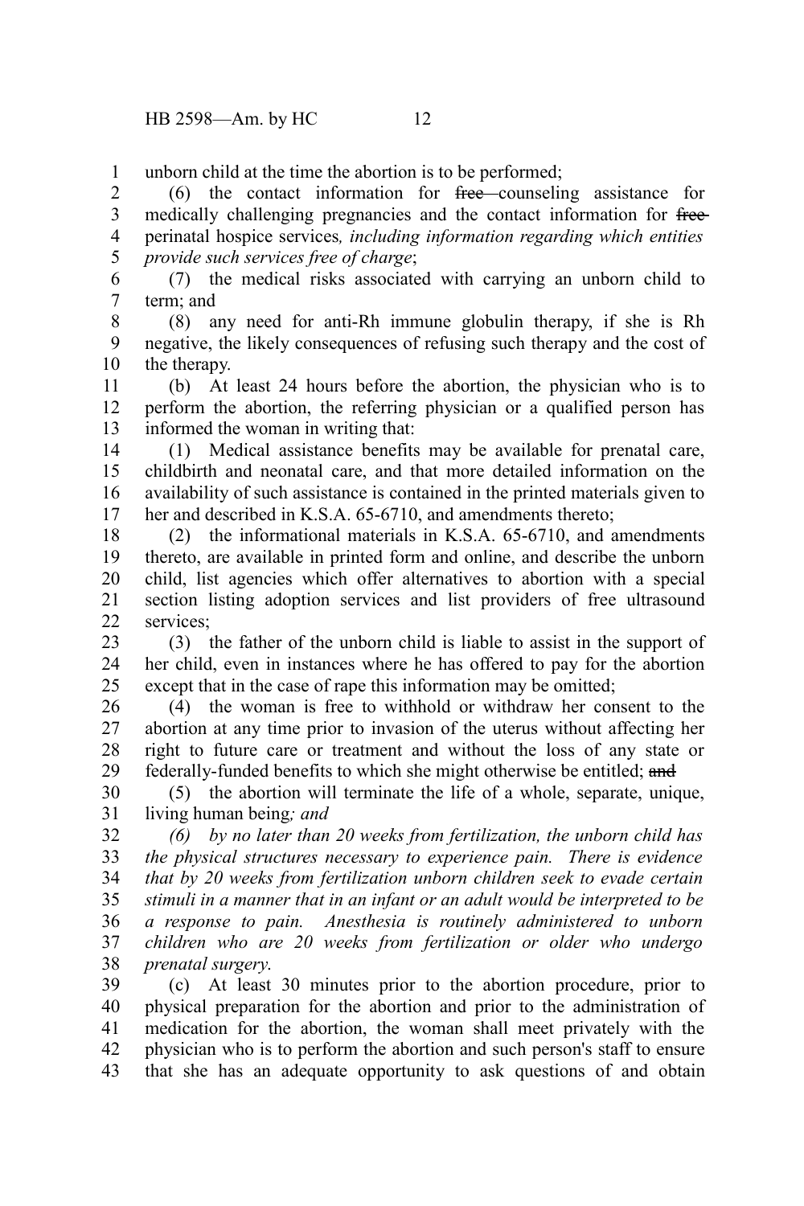unborn child at the time the abortion is to be performed;

(6) the contact information for ~~free~~ counseling assistance for medically challenging pregnancies and the contact information for ~~free~~ perinatal hospice services*, including information regarding which entities provide such services free of charge*;

(7) the medical risks associated with carrying an unborn child to term; and

(8) any need for anti-Rh immune globulin therapy, if she is Rh negative, the likely consequences of refusing such therapy and the cost of the therapy.

(b) At least 24 hours before the abortion, the physician who is to perform the abortion, the referring physician or a qualified person has informed the woman in writing that:

(1) Medical assistance benefits may be available for prenatal care, childbirth and neonatal care, and that more detailed information on the availability of such assistance is contained in the printed materials given to her and described in K.S.A. 65-6710, and amendments thereto;

(2) the informational materials in K.S.A. 65-6710, and amendments thereto, are available in printed form and online, and describe the unborn child, list agencies which offer alternatives to abortion with a special section listing adoption services and list providers of free ultrasound services;

(3) the father of the unborn child is liable to assist in the support of her child, even in instances where he has offered to pay for the abortion except that in the case of rape this information may be omitted;

(4) the woman is free to withhold or withdraw her consent to the abortion at any time prior to invasion of the uterus without affecting her right to future care or treatment and without the loss of any state or federally-funded benefits to which she might otherwise be entitled; ~~and~~

(5) the abortion will terminate the life of a whole, separate, unique, living human being*; and*

*(6) by no later than 20 weeks from fertilization, the unborn child has the physical structures necessary to experience pain. There is evidence that by 20 weeks from fertilization unborn children seek to evade certain stimuli in a manner that in an infant or an adult would be interpreted to be a response to pain. Anesthesia is routinely administered to unborn children who are 20 weeks from fertilization or older who undergo prenatal surgery.*

(c) At least 30 minutes prior to the abortion procedure, prior to physical preparation for the abortion and prior to the administration of medication for the abortion, the woman shall meet privately with the physician who is to perform the abortion and such person's staff to ensure that she has an adequate opportunity to ask questions of and obtain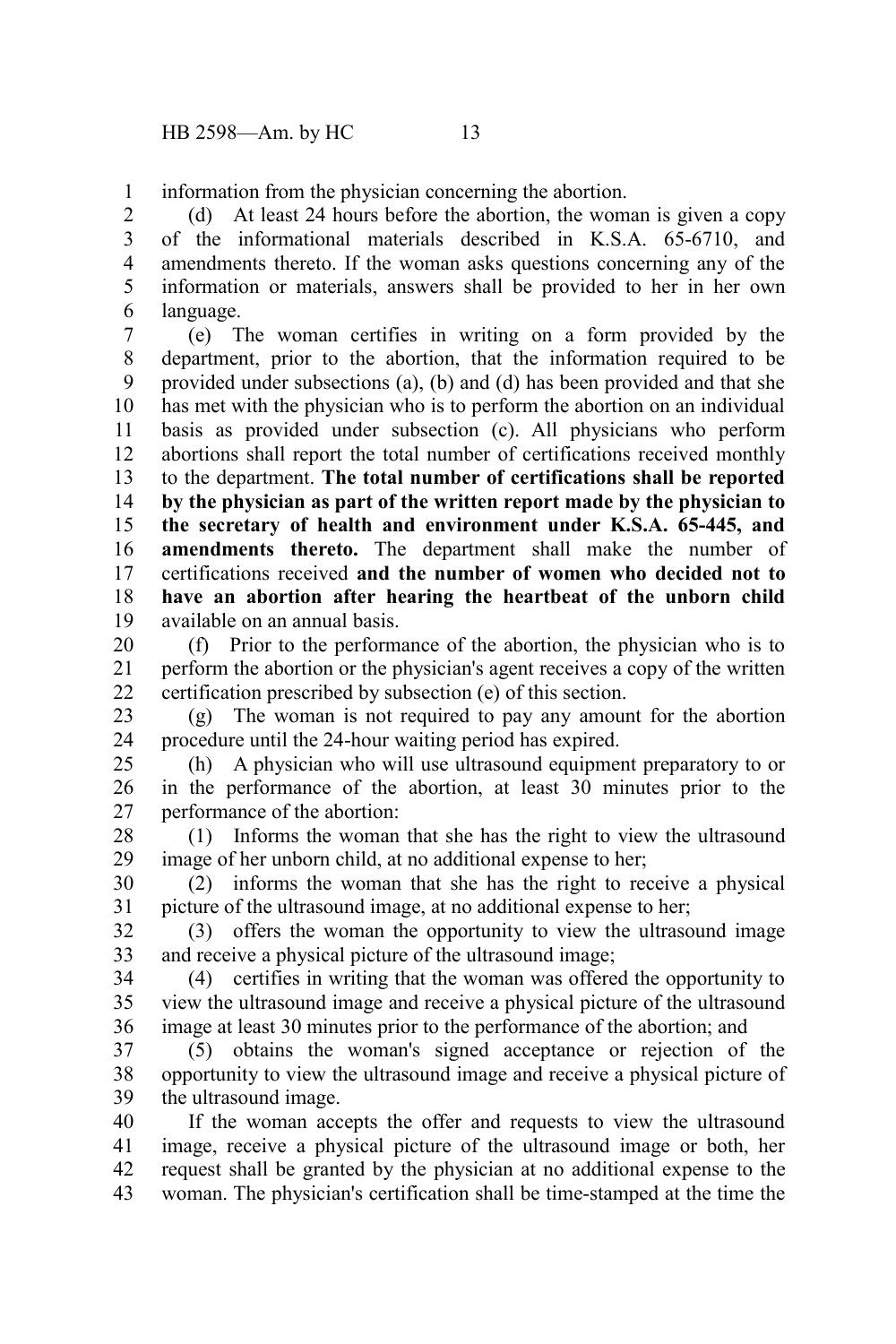information from the physician concerning the abortion.

(d) At least 24 hours before the abortion, the woman is given a copy of the informational materials described in K.S.A. 65-6710, and amendments thereto. If the woman asks questions concerning any of the information or materials, answers shall be provided to her in her own language.

(e) The woman certifies in writing on a form provided by the department, prior to the abortion, that the information required to be provided under subsections (a), (b) and (d) has been provided and that she has met with the physician who is to perform the abortion on an individual basis as provided under subsection (c). All physicians who perform abortions shall report the total number of certifications received monthly to the department. **The total number of certifications shall be reported by the physician as part of the written report made by the physician to the secretary of health and environment under K.S.A. 65-445, and amendments thereto.** The department shall make the number of certifications received **and the number of women who decided not to have an abortion after hearing the heartbeat of the unborn child** available on an annual basis.

(f) Prior to the performance of the abortion, the physician who is to perform the abortion or the physician's agent receives a copy of the written certification prescribed by subsection (e) of this section.

(g) The woman is not required to pay any amount for the abortion procedure until the 24-hour waiting period has expired.

(h) A physician who will use ultrasound equipment preparatory to or in the performance of the abortion, at least 30 minutes prior to the performance of the abortion:

(1) Informs the woman that she has the right to view the ultrasound image of her unborn child, at no additional expense to her;

(2) informs the woman that she has the right to receive a physical picture of the ultrasound image, at no additional expense to her;

(3) offers the woman the opportunity to view the ultrasound image and receive a physical picture of the ultrasound image;

(4) certifies in writing that the woman was offered the opportunity to view the ultrasound image and receive a physical picture of the ultrasound image at least 30 minutes prior to the performance of the abortion; and

(5) obtains the woman's signed acceptance or rejection of the opportunity to view the ultrasound image and receive a physical picture of the ultrasound image.

If the woman accepts the offer and requests to view the ultrasound image, receive a physical picture of the ultrasound image or both, her request shall be granted by the physician at no additional expense to the woman. The physician's certification shall be time-stamped at the time the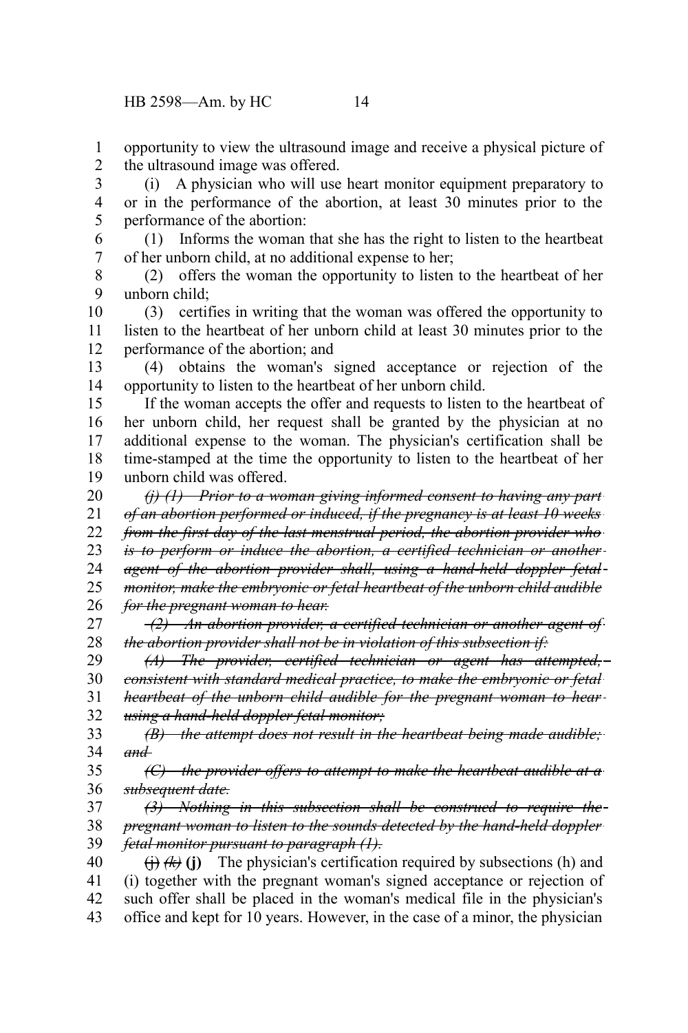opportunity to view the ultrasound image and receive a physical picture of the ultrasound image was offered.

(i) A physician who will use heart monitor equipment preparatory to or in the performance of the abortion, at least 30 minutes prior to the performance of the abortion:

(1) Informs the woman that she has the right to listen to the heartbeat of her unborn child, at no additional expense to her;

(2) offers the woman the opportunity to listen to the heartbeat of her unborn child;

(3) certifies in writing that the woman was offered the opportunity to listen to the heartbeat of her unborn child at least 30 minutes prior to the performance of the abortion; and

(4) obtains the woman's signed acceptance or rejection of the opportunity to listen to the heartbeat of her unborn child.

If the woman accepts the offer and requests to listen to the heartbeat of her unborn child, her request shall be granted by the physician at no additional expense to the woman. The physician's certification shall be time-stamped at the time the opportunity to listen to the heartbeat of her unborn child was offered.

~~*(j) (1) Prior to a woman giving informed consent to having any part of an abortion performed or induced, if the pregnancy is at least 10 weeks from the first day of the last menstrual period, the abortion provider who is to perform or induce the abortion, a certified technician or another agent of the abortion provider shall, using a hand-held doppler fetal monitor, make the embryonic or fetal heartbeat of the unborn child audible for the pregnant woman to hear.*~~

~~*(2) An abortion provider, a certified technician or another agent of the abortion provider shall not be in violation of this subsection if:*~~

~~*(A) The provider, certified technician or agent has attempted, consistent with standard medical practice, to make the embryonic or fetal heartbeat of the unborn child audible for the pregnant woman to hear using a hand-held doppler fetal monitor;*~~

~~*(B) the attempt does not result in the heartbeat being made audible; and*~~

~~*(C) the provider offers to attempt to make the heartbeat audible at a subsequent date.*~~

~~*(3) Nothing in this subsection shall be construed to require the pregnant woman to listen to the sounds detected by the hand-held doppler fetal monitor pursuant to paragraph (1).*~~

~~(j)~~ ~~*(k)*~~ **(j)** The physician's certification required by subsections (h) and (i) together with the pregnant woman's signed acceptance or rejection of such offer shall be placed in the woman's medical file in the physician's office and kept for 10 years. However, in the case of a minor, the physician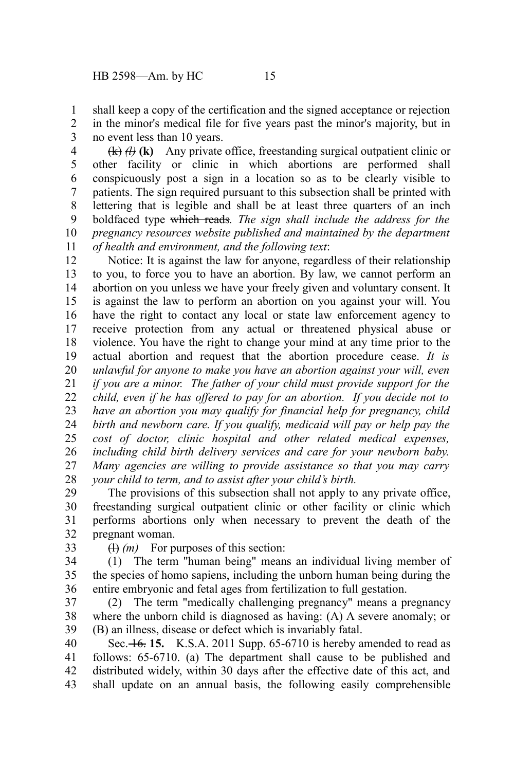shall keep a copy of the certification and the signed acceptance or rejection in the minor's medical file for five years past the minor's majority, but in no event less than 10 years.

~~(k)~~ ~~*(l)*~~ **(k)** Any private office, freestanding surgical outpatient clinic or other facility or clinic in which abortions are performed shall conspicuously post a sign in a location so as to be clearly visible to patients. The sign required pursuant to this subsection shall be printed with lettering that is legible and shall be at least three quarters of an inch boldfaced type ~~which reads~~*. The sign shall include the address for the pregnancy resources website published and maintained by the department of health and environment, and the following text*:

Notice: It is against the law for anyone, regardless of their relationship to you, to force you to have an abortion. By law, we cannot perform an abortion on you unless we have your freely given and voluntary consent. It is against the law to perform an abortion on you against your will. You have the right to contact any local or state law enforcement agency to receive protection from any actual or threatened physical abuse or violence. You have the right to change your mind at any time prior to the actual abortion and request that the abortion procedure cease. *It is unlawful for anyone to make you have an abortion against your will, even if you are a minor. The father of your child must provide support for the child, even if he has offered to pay for an abortion. If you decide not to have an abortion you may qualify for financial help for pregnancy, child birth and newborn care. If you qualify, medicaid will pay or help pay the cost of doctor, clinic hospital and other related medical expenses, including child birth delivery services and care for your newborn baby. Many agencies are willing to provide assistance so that you may carry your child to term, and to assist after your child's birth.*

The provisions of this subsection shall not apply to any private office, freestanding surgical outpatient clinic or other facility or clinic which performs abortions only when necessary to prevent the death of the pregnant woman.

~~(l)~~ *(m)* For purposes of this section:

(1) The term "human being" means an individual living member of the species of homo sapiens, including the unborn human being during the entire embryonic and fetal ages from fertilization to full gestation.

(2) The term "medically challenging pregnancy" means a pregnancy where the unborn child is diagnosed as having: (A) A severe anomaly; or (B) an illness, disease or defect which is invariably fatal.

Sec. ~~16.~~ **15.** K.S.A. 2011 Supp. 65-6710 is hereby amended to read as follows: 65-6710. (a) The department shall cause to be published and distributed widely, within 30 days after the effective date of this act, and shall update on an annual basis, the following easily comprehensible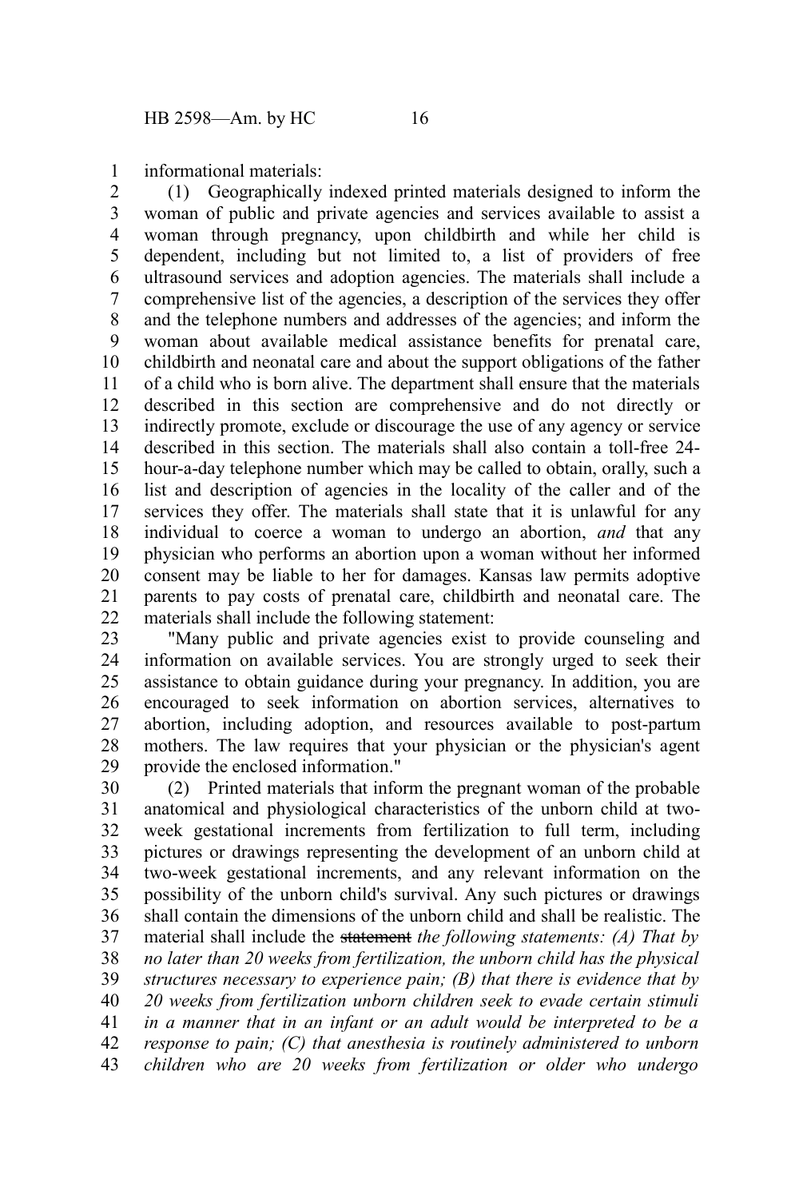informational materials:

(1) Geographically indexed printed materials designed to inform the woman of public and private agencies and services available to assist a woman through pregnancy, upon childbirth and while her child is dependent, including but not limited to, a list of providers of free ultrasound services and adoption agencies. The materials shall include a comprehensive list of the agencies, a description of the services they offer and the telephone numbers and addresses of the agencies; and inform the woman about available medical assistance benefits for prenatal care, childbirth and neonatal care and about the support obligations of the father of a child who is born alive. The department shall ensure that the materials described in this section are comprehensive and do not directly or indirectly promote, exclude or discourage the use of any agency or service described in this section. The materials shall also contain a toll-free 24-hour-a-day telephone number which may be called to obtain, orally, such a list and description of agencies in the locality of the caller and of the services they offer. The materials shall state that it is unlawful for any individual to coerce a woman to undergo an abortion, *and* that any physician who performs an abortion upon a woman without her informed consent may be liable to her for damages. Kansas law permits adoptive parents to pay costs of prenatal care, childbirth and neonatal care. The materials shall include the following statement:

"Many public and private agencies exist to provide counseling and information on available services. You are strongly urged to seek their assistance to obtain guidance during your pregnancy. In addition, you are encouraged to seek information on abortion services, alternatives to abortion, including adoption, and resources available to post-partum mothers. The law requires that your physician or the physician's agent provide the enclosed information."

(2) Printed materials that inform the pregnant woman of the probable anatomical and physiological characteristics of the unborn child at two-week gestational increments from fertilization to full term, including pictures or drawings representing the development of an unborn child at two-week gestational increments, and any relevant information on the possibility of the unborn child's survival. Any such pictures or drawings shall contain the dimensions of the unborn child and shall be realistic. The material shall include the ~~statement~~ *the following statements: (A) That by no later than 20 weeks from fertilization, the unborn child has the physical structures necessary to experience pain; (B) that there is evidence that by 20 weeks from fertilization unborn children seek to evade certain stimuli in a manner that in an infant or an adult would be interpreted to be a response to pain; (C) that anesthesia is routinely administered to unborn children who are 20 weeks from fertilization or older who undergo*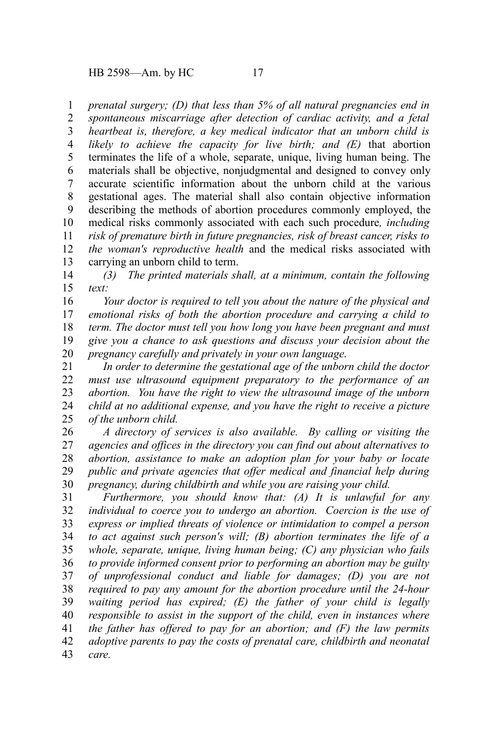*prenatal surgery; (D) that less than 5% of all natural pregnancies end in spontaneous miscarriage after detection of cardiac activity, and a fetal heartbeat is, therefore, a key medical indicator that an unborn child is likely to achieve the capacity for live birth; and (E)* that abortion terminates the life of a whole, separate, unique, living human being. The materials shall be objective, nonjudgmental and designed to convey only accurate scientific information about the unborn child at the various gestational ages. The material shall also contain objective information describing the methods of abortion procedures commonly employed, the medical risks commonly associated with each such procedure*, including risk of premature birth in future pregnancies, risk of breast cancer, risks to the woman's reproductive health* and the medical risks associated with carrying an unborn child to term.

*(3) The printed materials shall, at a minimum, contain the following text:*

*Your doctor is required to tell you about the nature of the physical and emotional risks of both the abortion procedure and carrying a child to term. The doctor must tell you how long you have been pregnant and must give you a chance to ask questions and discuss your decision about the pregnancy carefully and privately in your own language.*

*In order to determine the gestational age of the unborn child the doctor must use ultrasound equipment preparatory to the performance of an abortion. You have the right to view the ultrasound image of the unborn child at no additional expense, and you have the right to receive a picture of the unborn child.*

*A directory of services is also available. By calling or visiting the agencies and offices in the directory you can find out about alternatives to abortion, assistance to make an adoption plan for your baby or locate public and private agencies that offer medical and financial help during pregnancy, during childbirth and while you are raising your child.*

*Furthermore, you should know that: (A) It is unlawful for any individual to coerce you to undergo an abortion. Coercion is the use of express or implied threats of violence or intimidation to compel a person to act against such person's will; (B) abortion terminates the life of a whole, separate, unique, living human being; (C) any physician who fails to provide informed consent prior to performing an abortion may be guilty of unprofessional conduct and liable for damages; (D) you are not required to pay any amount for the abortion procedure until the 24-hour waiting period has expired; (E) the father of your child is legally responsible to assist in the support of the child, even in instances where the father has offered to pay for an abortion; and (F) the law permits adoptive parents to pay the costs of prenatal care, childbirth and neonatal care.*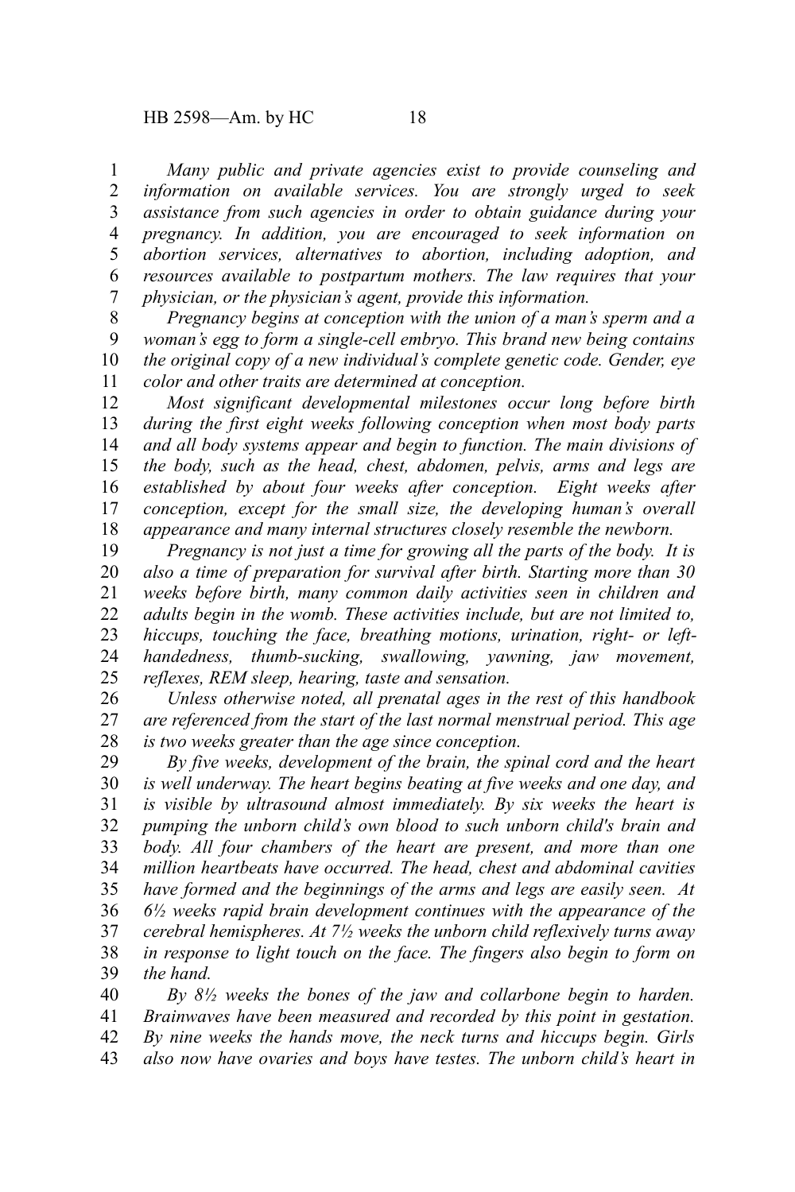*Many public and private agencies exist to provide counseling and information on available services. You are strongly urged to seek assistance from such agencies in order to obtain guidance during your pregnancy. In addition, you are encouraged to seek information on abortion services, alternatives to abortion, including adoption, and resources available to postpartum mothers. The law requires that your physician, or the physician's agent, provide this information.*

*Pregnancy begins at conception with the union of a man's sperm and a woman's egg to form a single-cell embryo. This brand new being contains the original copy of a new individual's complete genetic code. Gender, eye color and other traits are determined at conception.*

*Most significant developmental milestones occur long before birth during the first eight weeks following conception when most body parts and all body systems appear and begin to function. The main divisions of the body, such as the head, chest, abdomen, pelvis, arms and legs are established by about four weeks after conception. Eight weeks after conception, except for the small size, the developing human's overall appearance and many internal structures closely resemble the newborn.*

*Pregnancy is not just a time for growing all the parts of the body. It is also a time of preparation for survival after birth. Starting more than 30 weeks before birth, many common daily activities seen in children and adults begin in the womb. These activities include, but are not limited to, hiccups, touching the face, breathing motions, urination, right- or left-handedness, thumb-sucking, swallowing, yawning, jaw movement, reflexes, REM sleep, hearing, taste and sensation.*

*Unless otherwise noted, all prenatal ages in the rest of this handbook are referenced from the start of the last normal menstrual period. This age is two weeks greater than the age since conception.*

*By five weeks, development of the brain, the spinal cord and the heart is well underway. The heart begins beating at five weeks and one day, and is visible by ultrasound almost immediately. By six weeks the heart is pumping the unborn child's own blood to such unborn child's brain and body. All four chambers of the heart are present, and more than one million heartbeats have occurred. The head, chest and abdominal cavities have formed and the beginnings of the arms and legs are easily seen. At 6½ weeks rapid brain development continues with the appearance of the cerebral hemispheres. At 7½ weeks the unborn child reflexively turns away in response to light touch on the face. The fingers also begin to form on the hand.*

*By 8½ weeks the bones of the jaw and collarbone begin to harden. Brainwaves have been measured and recorded by this point in gestation. By nine weeks the hands move, the neck turns and hiccups begin. Girls also now have ovaries and boys have testes. The unborn child's heart in*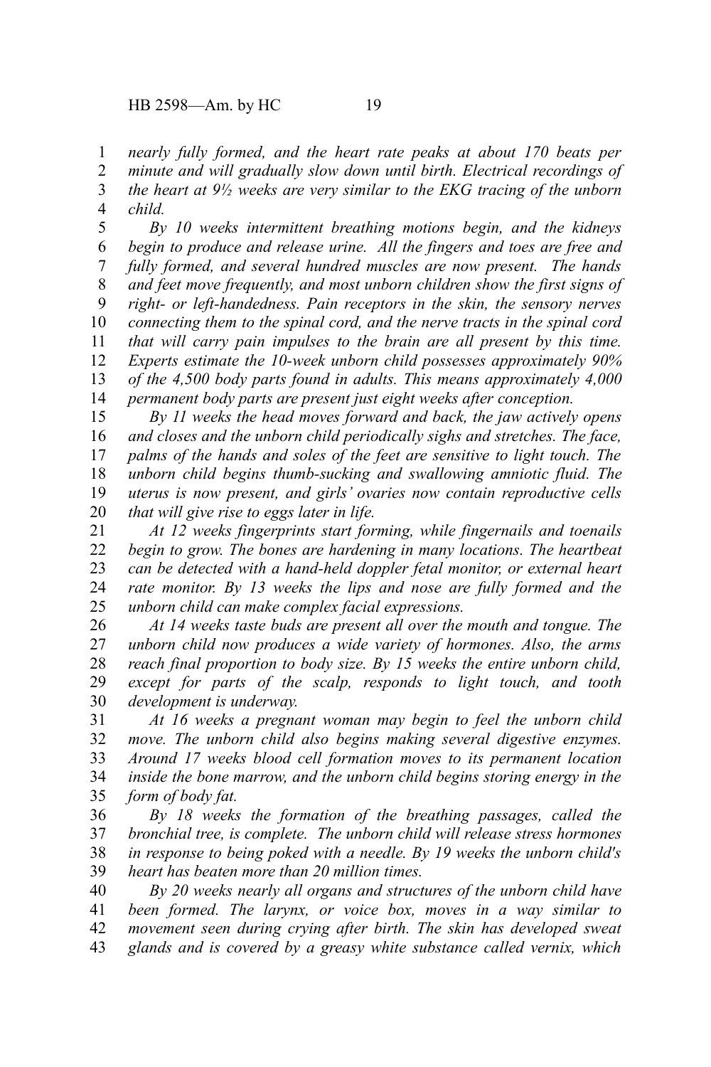*nearly fully formed, and the heart rate peaks at about 170 beats per minute and will gradually slow down until birth. Electrical recordings of the heart at 9½ weeks are very similar to the EKG tracing of the unborn child.*

*By 10 weeks intermittent breathing motions begin, and the kidneys begin to produce and release urine. All the fingers and toes are free and fully formed, and several hundred muscles are now present. The hands and feet move frequently, and most unborn children show the first signs of right- or left-handedness. Pain receptors in the skin, the sensory nerves connecting them to the spinal cord, and the nerve tracts in the spinal cord that will carry pain impulses to the brain are all present by this time. Experts estimate the 10-week unborn child possesses approximately 90% of the 4,500 body parts found in adults. This means approximately 4,000 permanent body parts are present just eight weeks after conception.*

*By 11 weeks the head moves forward and back, the jaw actively opens and closes and the unborn child periodically sighs and stretches. The face, palms of the hands and soles of the feet are sensitive to light touch. The unborn child begins thumb-sucking and swallowing amniotic fluid. The uterus is now present, and girls' ovaries now contain reproductive cells that will give rise to eggs later in life.*

*At 12 weeks fingerprints start forming, while fingernails and toenails begin to grow. The bones are hardening in many locations. The heartbeat can be detected with a hand-held doppler fetal monitor, or external heart rate monitor. By 13 weeks the lips and nose are fully formed and the unborn child can make complex facial expressions.*

*At 14 weeks taste buds are present all over the mouth and tongue. The unborn child now produces a wide variety of hormones. Also, the arms reach final proportion to body size. By 15 weeks the entire unborn child, except for parts of the scalp, responds to light touch, and tooth development is underway.*

*At 16 weeks a pregnant woman may begin to feel the unborn child move. The unborn child also begins making several digestive enzymes. Around 17 weeks blood cell formation moves to its permanent location inside the bone marrow, and the unborn child begins storing energy in the form of body fat.*

*By 18 weeks the formation of the breathing passages, called the bronchial tree, is complete. The unborn child will release stress hormones in response to being poked with a needle. By 19 weeks the unborn child's heart has beaten more than 20 million times.*

*By 20 weeks nearly all organs and structures of the unborn child have been formed. The larynx, or voice box, moves in a way similar to movement seen during crying after birth. The skin has developed sweat glands and is covered by a greasy white substance called vernix, which*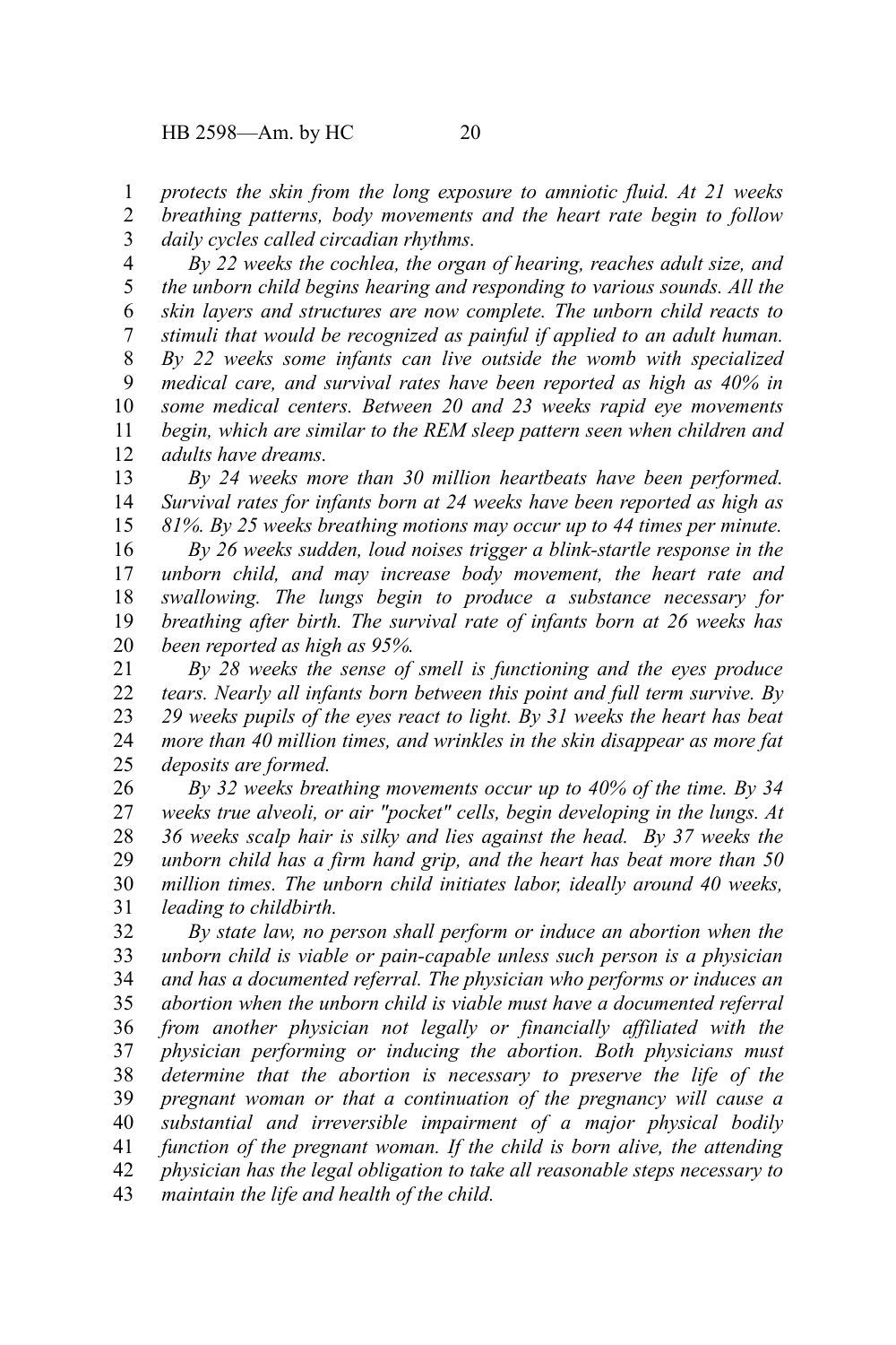*protects the skin from the long exposure to amniotic fluid. At 21 weeks breathing patterns, body movements and the heart rate begin to follow daily cycles called circadian rhythms.*

*By 22 weeks the cochlea, the organ of hearing, reaches adult size, and the unborn child begins hearing and responding to various sounds. All the skin layers and structures are now complete. The unborn child reacts to stimuli that would be recognized as painful if applied to an adult human. By 22 weeks some infants can live outside the womb with specialized medical care, and survival rates have been reported as high as 40% in some medical centers. Between 20 and 23 weeks rapid eye movements begin, which are similar to the REM sleep pattern seen when children and adults have dreams.*

*By 24 weeks more than 30 million heartbeats have been performed. Survival rates for infants born at 24 weeks have been reported as high as 81%. By 25 weeks breathing motions may occur up to 44 times per minute.*

*By 26 weeks sudden, loud noises trigger a blink-startle response in the unborn child, and may increase body movement, the heart rate and swallowing. The lungs begin to produce a substance necessary for breathing after birth. The survival rate of infants born at 26 weeks has been reported as high as 95%.*

*By 28 weeks the sense of smell is functioning and the eyes produce tears. Nearly all infants born between this point and full term survive. By 29 weeks pupils of the eyes react to light. By 31 weeks the heart has beat more than 40 million times, and wrinkles in the skin disappear as more fat deposits are formed.*

*By 32 weeks breathing movements occur up to 40% of the time. By 34 weeks true alveoli, or air "pocket" cells, begin developing in the lungs. At 36 weeks scalp hair is silky and lies against the head. By 37 weeks the unborn child has a firm hand grip, and the heart has beat more than 50 million times. The unborn child initiates labor, ideally around 40 weeks, leading to childbirth.*

*By state law, no person shall perform or induce an abortion when the unborn child is viable or pain-capable unless such person is a physician and has a documented referral. The physician who performs or induces an abortion when the unborn child is viable must have a documented referral from another physician not legally or financially affiliated with the physician performing or inducing the abortion. Both physicians must determine that the abortion is necessary to preserve the life of the pregnant woman or that a continuation of the pregnancy will cause a substantial and irreversible impairment of a major physical bodily function of the pregnant woman. If the child is born alive, the attending physician has the legal obligation to take all reasonable steps necessary to maintain the life and health of the child.*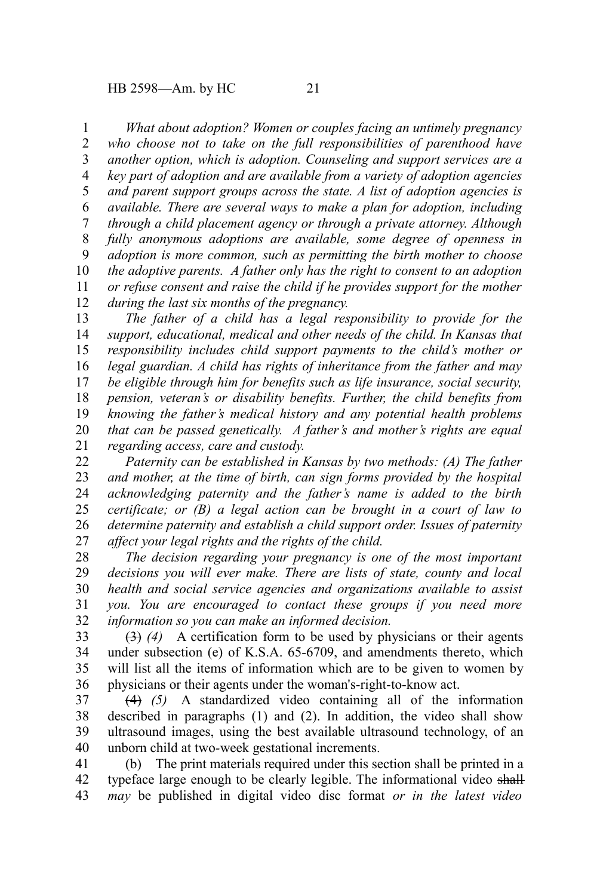*What about adoption? Women or couples facing an untimely pregnancy who choose not to take on the full responsibilities of parenthood have another option, which is adoption. Counseling and support services are a key part of adoption and are available from a variety of adoption agencies and parent support groups across the state. A list of adoption agencies is available. There are several ways to make a plan for adoption, including through a child placement agency or through a private attorney. Although fully anonymous adoptions are available, some degree of openness in adoption is more common, such as permitting the birth mother to choose the adoptive parents. A father only has the right to consent to an adoption or refuse consent and raise the child if he provides support for the mother during the last six months of the pregnancy.*

*The father of a child has a legal responsibility to provide for the support, educational, medical and other needs of the child. In Kansas that responsibility includes child support payments to the child's mother or legal guardian. A child has rights of inheritance from the father and may be eligible through him for benefits such as life insurance, social security, pension, veteran's or disability benefits. Further, the child benefits from knowing the father's medical history and any potential health problems that can be passed genetically. A father's and mother's rights are equal regarding access, care and custody.*

*Paternity can be established in Kansas by two methods: (A) The father and mother, at the time of birth, can sign forms provided by the hospital acknowledging paternity and the father's name is added to the birth certificate; or (B) a legal action can be brought in a court of law to determine paternity and establish a child support order. Issues of paternity affect your legal rights and the rights of the child.*

*The decision regarding your pregnancy is one of the most important decisions you will ever make. There are lists of state, county and local health and social service agencies and organizations available to assist you. You are encouraged to contact these groups if you need more information so you can make an informed decision.*

~~(3)~~ *(4)* A certification form to be used by physicians or their agents under subsection (e) of K.S.A. 65-6709, and amendments thereto, which will list all the items of information which are to be given to women by physicians or their agents under the woman's-right-to-know act.

~~(4)~~ *(5)* A standardized video containing all of the information described in paragraphs (1) and (2). In addition, the video shall show ultrasound images, using the best available ultrasound technology, of an unborn child at two-week gestational increments.

(b) The print materials required under this section shall be printed in a typeface large enough to be clearly legible. The informational video ~~shall~~ *may* be published in digital video disc format *or in the latest video*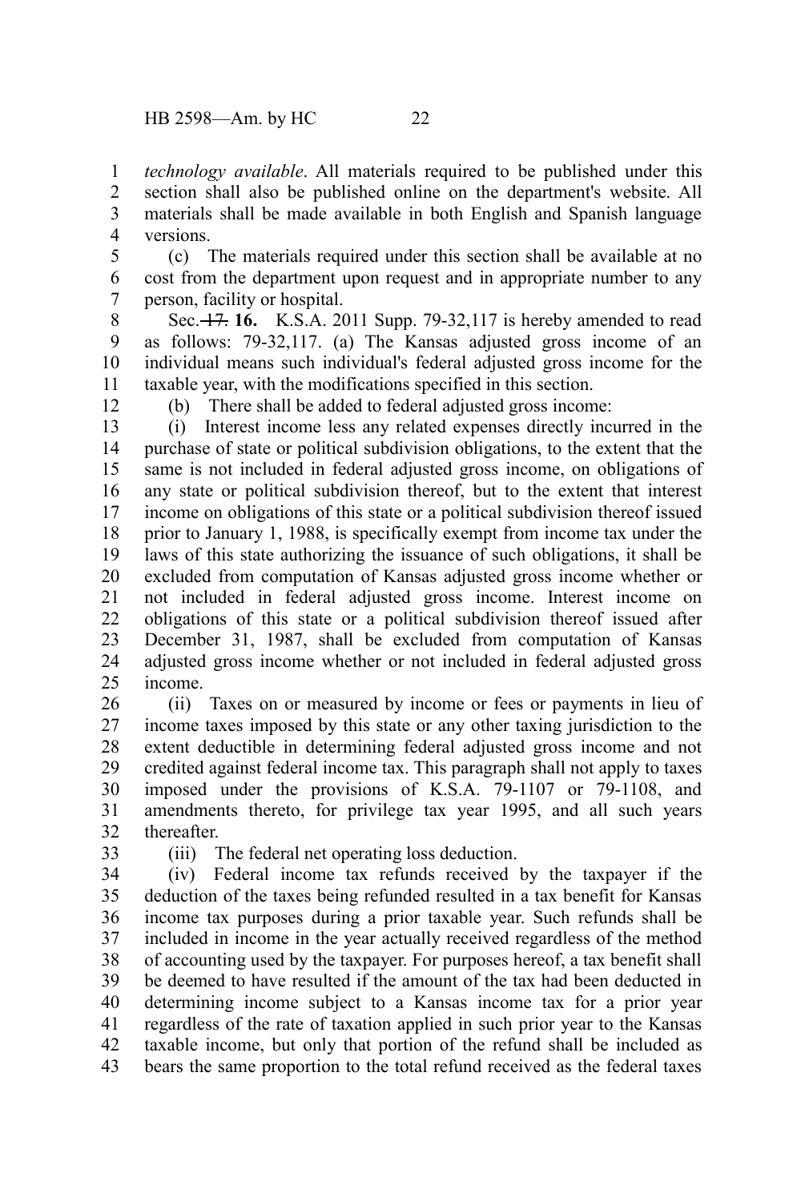*technology available*. All materials required to be published under this section shall also be published online on the department's website. All materials shall be made available in both English and Spanish language versions.

(c) The materials required under this section shall be available at no cost from the department upon request and in appropriate number to any person, facility or hospital.

Sec. ~~17.~~ **16.** K.S.A. 2011 Supp. 79-32,117 is hereby amended to read as follows: 79-32,117. (a) The Kansas adjusted gross income of an individual means such individual's federal adjusted gross income for the taxable year, with the modifications specified in this section.

(b) There shall be added to federal adjusted gross income:

(i) Interest income less any related expenses directly incurred in the purchase of state or political subdivision obligations, to the extent that the same is not included in federal adjusted gross income, on obligations of any state or political subdivision thereof, but to the extent that interest income on obligations of this state or a political subdivision thereof issued prior to January 1, 1988, is specifically exempt from income tax under the laws of this state authorizing the issuance of such obligations, it shall be excluded from computation of Kansas adjusted gross income whether or not included in federal adjusted gross income. Interest income on obligations of this state or a political subdivision thereof issued after December 31, 1987, shall be excluded from computation of Kansas adjusted gross income whether or not included in federal adjusted gross income.

(ii) Taxes on or measured by income or fees or payments in lieu of income taxes imposed by this state or any other taxing jurisdiction to the extent deductible in determining federal adjusted gross income and not credited against federal income tax. This paragraph shall not apply to taxes imposed under the provisions of K.S.A. 79-1107 or 79-1108, and amendments thereto, for privilege tax year 1995, and all such years thereafter.

(iii) The federal net operating loss deduction.

(iv) Federal income tax refunds received by the taxpayer if the deduction of the taxes being refunded resulted in a tax benefit for Kansas income tax purposes during a prior taxable year. Such refunds shall be included in income in the year actually received regardless of the method of accounting used by the taxpayer. For purposes hereof, a tax benefit shall be deemed to have resulted if the amount of the tax had been deducted in determining income subject to a Kansas income tax for a prior year regardless of the rate of taxation applied in such prior year to the Kansas taxable income, but only that portion of the refund shall be included as bears the same proportion to the total refund received as the federal taxes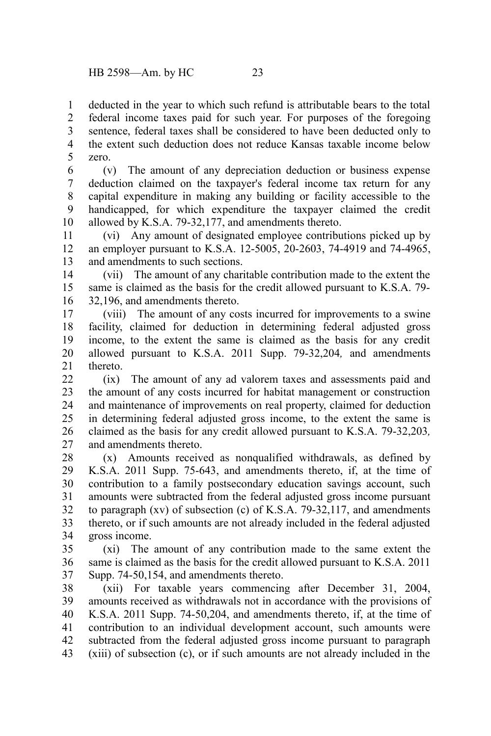deducted in the year to which such refund is attributable bears to the total federal income taxes paid for such year. For purposes of the foregoing sentence, federal taxes shall be considered to have been deducted only to the extent such deduction does not reduce Kansas taxable income below zero.

(v) The amount of any depreciation deduction or business expense deduction claimed on the taxpayer's federal income tax return for any capital expenditure in making any building or facility accessible to the handicapped, for which expenditure the taxpayer claimed the credit allowed by K.S.A. 79-32,177, and amendments thereto.

(vi) Any amount of designated employee contributions picked up by an employer pursuant to K.S.A. 12-5005, 20-2603, 74-4919 and 74-4965, and amendments to such sections.

(vii) The amount of any charitable contribution made to the extent the same is claimed as the basis for the credit allowed pursuant to K.S.A. 79-32,196, and amendments thereto.

(viii) The amount of any costs incurred for improvements to a swine facility, claimed for deduction in determining federal adjusted gross income, to the extent the same is claimed as the basis for any credit allowed pursuant to K.S.A. 2011 Supp. 79-32,204*,* and amendments thereto.

(ix) The amount of any ad valorem taxes and assessments paid and the amount of any costs incurred for habitat management or construction and maintenance of improvements on real property, claimed for deduction in determining federal adjusted gross income, to the extent the same is claimed as the basis for any credit allowed pursuant to K.S.A. 79-32,203*,* and amendments thereto.

(x) Amounts received as nonqualified withdrawals, as defined by K.S.A. 2011 Supp. 75-643, and amendments thereto, if, at the time of contribution to a family postsecondary education savings account, such amounts were subtracted from the federal adjusted gross income pursuant to paragraph (xv) of subsection (c) of K.S.A. 79-32,117, and amendments thereto, or if such amounts are not already included in the federal adjusted gross income.

(xi) The amount of any contribution made to the same extent the same is claimed as the basis for the credit allowed pursuant to K.S.A. 2011 Supp. 74-50,154, and amendments thereto.

(xii) For taxable years commencing after December 31, 2004, amounts received as withdrawals not in accordance with the provisions of K.S.A. 2011 Supp. 74-50,204, and amendments thereto, if, at the time of contribution to an individual development account, such amounts were subtracted from the federal adjusted gross income pursuant to paragraph (xiii) of subsection (c), or if such amounts are not already included in the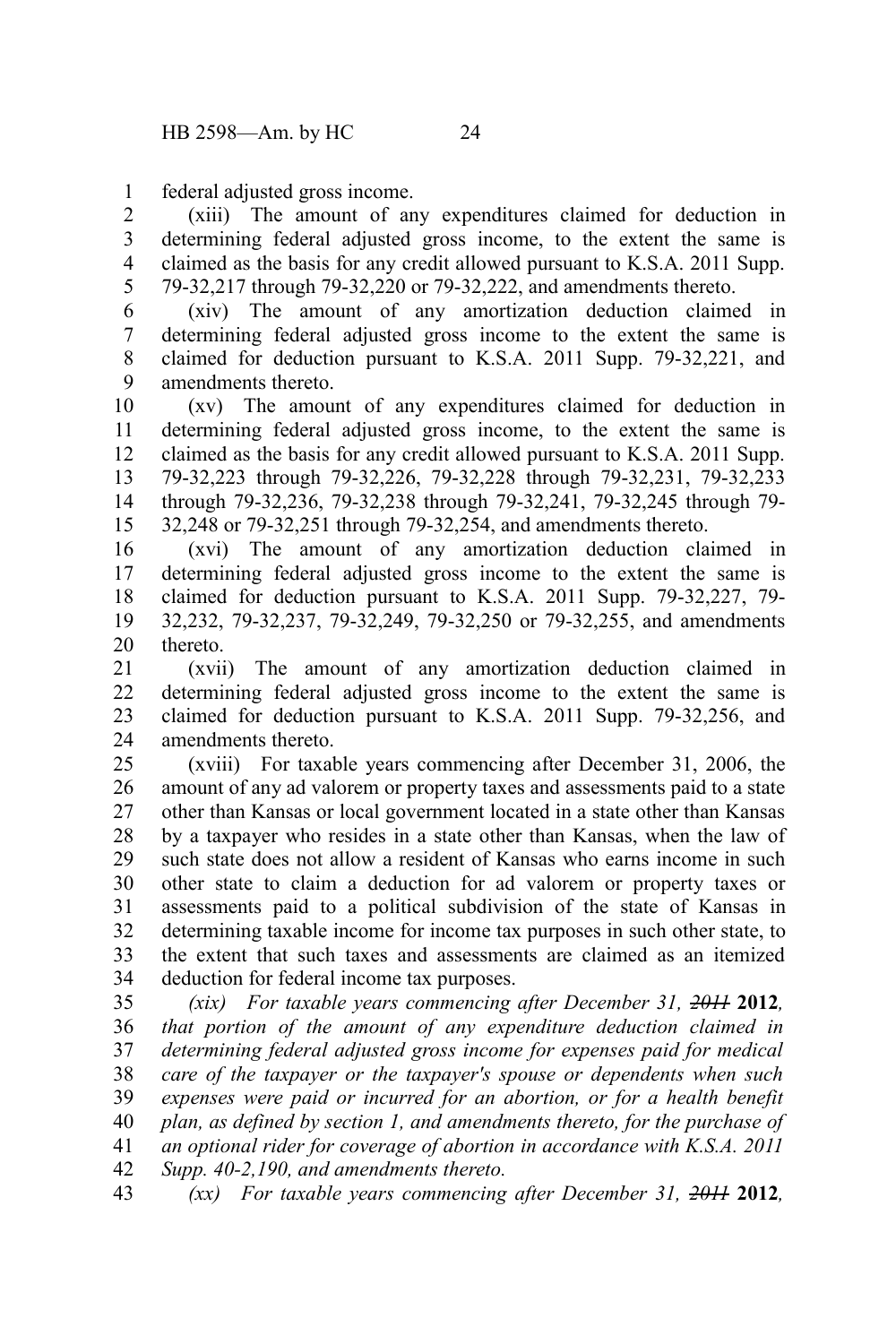federal adjusted gross income.

(xiii) The amount of any expenditures claimed for deduction in determining federal adjusted gross income, to the extent the same is claimed as the basis for any credit allowed pursuant to K.S.A. 2011 Supp. 79-32,217 through 79-32,220 or 79-32,222, and amendments thereto.

(xiv) The amount of any amortization deduction claimed in determining federal adjusted gross income to the extent the same is claimed for deduction pursuant to K.S.A. 2011 Supp. 79-32,221, and amendments thereto.

(xv) The amount of any expenditures claimed for deduction in determining federal adjusted gross income, to the extent the same is claimed as the basis for any credit allowed pursuant to K.S.A. 2011 Supp. 79-32,223 through 79-32,226, 79-32,228 through 79-32,231, 79-32,233 through 79-32,236, 79-32,238 through 79-32,241, 79-32,245 through 79-32,248 or 79-32,251 through 79-32,254, and amendments thereto.

(xvi) The amount of any amortization deduction claimed in determining federal adjusted gross income to the extent the same is claimed for deduction pursuant to K.S.A. 2011 Supp. 79-32,227, 79-32,232, 79-32,237, 79-32,249, 79-32,250 or 79-32,255, and amendments thereto.

(xvii) The amount of any amortization deduction claimed in determining federal adjusted gross income to the extent the same is claimed for deduction pursuant to K.S.A. 2011 Supp. 79-32,256, and amendments thereto.

(xviii) For taxable years commencing after December 31, 2006, the amount of any ad valorem or property taxes and assessments paid to a state other than Kansas or local government located in a state other than Kansas by a taxpayer who resides in a state other than Kansas, when the law of such state does not allow a resident of Kansas who earns income in such other state to claim a deduction for ad valorem or property taxes or assessments paid to a political subdivision of the state of Kansas in determining taxable income for income tax purposes in such other state, to the extent that such taxes and assessments are claimed as an itemized deduction for federal income tax purposes.

*(xix) For taxable years commencing after December 31, ~~2011~~* **2012***, that portion of the amount of any expenditure deduction claimed in determining federal adjusted gross income for expenses paid for medical care of the taxpayer or the taxpayer's spouse or dependents when such expenses were paid or incurred for an abortion, or for a health benefit plan, as defined by section 1, and amendments thereto, for the purchase of an optional rider for coverage of abortion in accordance with K.S.A. 2011 Supp. 40-2,190, and amendments thereto.*

*(xx) For taxable years commencing after December 31, ~~2011~~* **2012***,*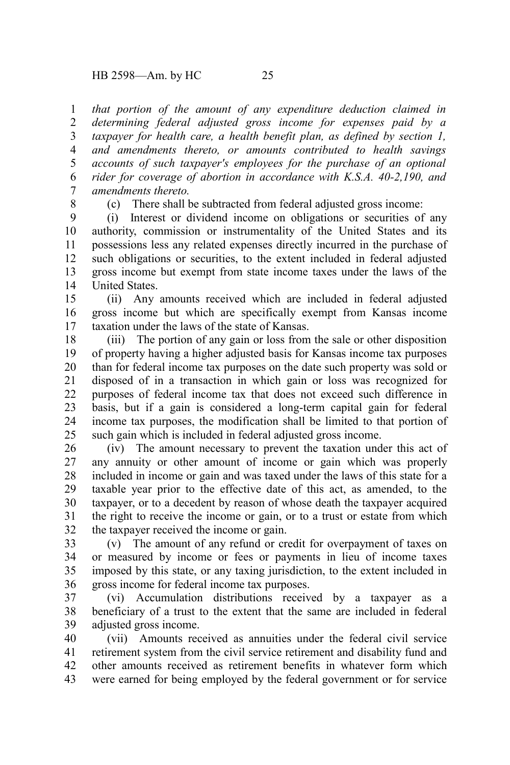*that portion of the amount of any expenditure deduction claimed in determining federal adjusted gross income for expenses paid by a taxpayer for health care, a health benefit plan, as defined by section 1, and amendments thereto, or amounts contributed to health savings accounts of such taxpayer's employees for the purchase of an optional rider for coverage of abortion in accordance with K.S.A. 40-2,190, and amendments thereto.*

(c) There shall be subtracted from federal adjusted gross income:

(i) Interest or dividend income on obligations or securities of any authority, commission or instrumentality of the United States and its possessions less any related expenses directly incurred in the purchase of such obligations or securities, to the extent included in federal adjusted gross income but exempt from state income taxes under the laws of the United States.

(ii) Any amounts received which are included in federal adjusted gross income but which are specifically exempt from Kansas income taxation under the laws of the state of Kansas.

(iii) The portion of any gain or loss from the sale or other disposition of property having a higher adjusted basis for Kansas income tax purposes than for federal income tax purposes on the date such property was sold or disposed of in a transaction in which gain or loss was recognized for purposes of federal income tax that does not exceed such difference in basis, but if a gain is considered a long-term capital gain for federal income tax purposes, the modification shall be limited to that portion of such gain which is included in federal adjusted gross income.

(iv) The amount necessary to prevent the taxation under this act of any annuity or other amount of income or gain which was properly included in income or gain and was taxed under the laws of this state for a taxable year prior to the effective date of this act, as amended, to the taxpayer, or to a decedent by reason of whose death the taxpayer acquired the right to receive the income or gain, or to a trust or estate from which the taxpayer received the income or gain.

(v) The amount of any refund or credit for overpayment of taxes on or measured by income or fees or payments in lieu of income taxes imposed by this state, or any taxing jurisdiction, to the extent included in gross income for federal income tax purposes.

(vi) Accumulation distributions received by a taxpayer as a beneficiary of a trust to the extent that the same are included in federal adjusted gross income.

(vii) Amounts received as annuities under the federal civil service retirement system from the civil service retirement and disability fund and other amounts received as retirement benefits in whatever form which were earned for being employed by the federal government or for service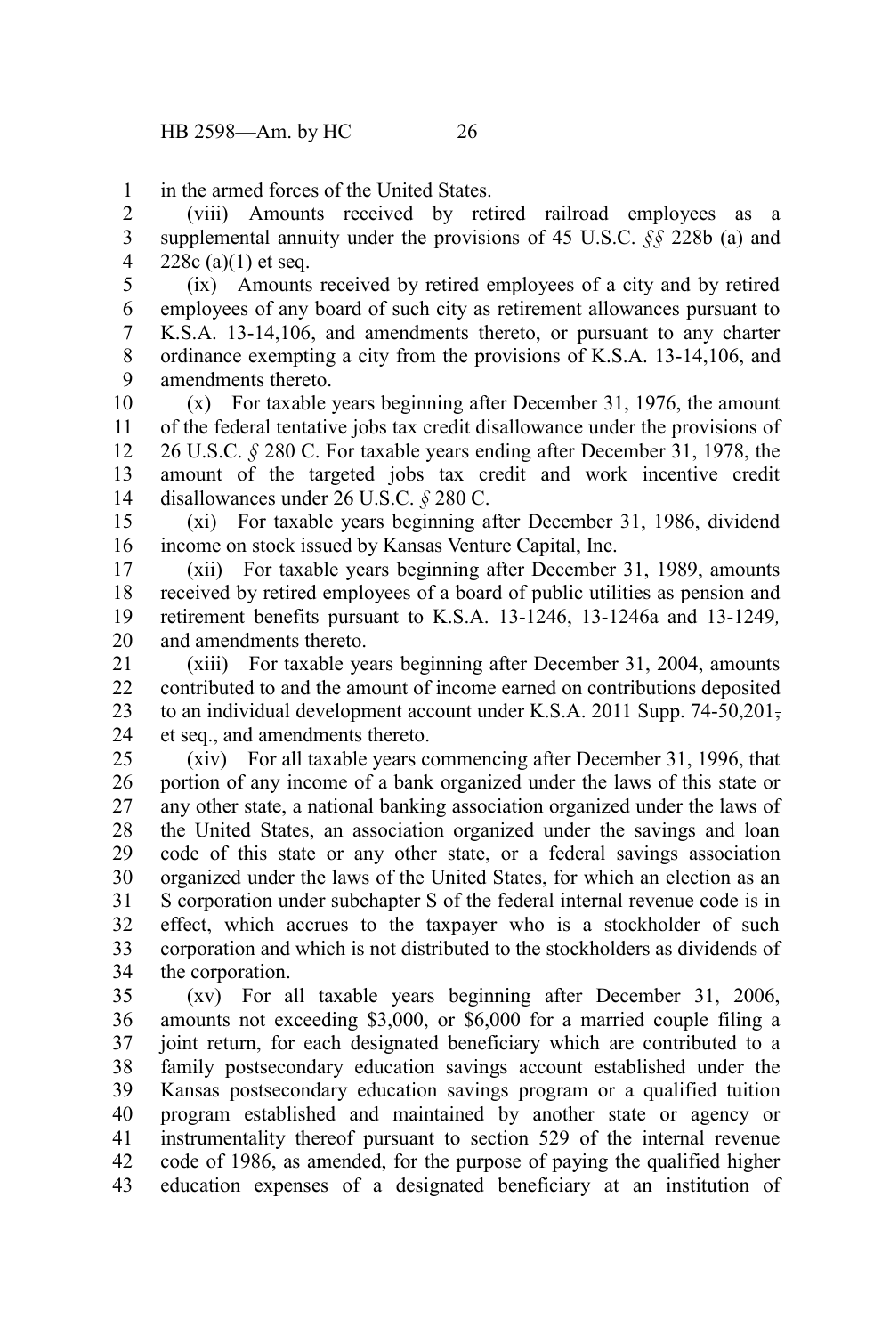in the armed forces of the United States.

(viii) Amounts received by retired railroad employees as a supplemental annuity under the provisions of 45 U.S.C. §§ 228b (a) and 228c (a)(1) et seq.

(ix) Amounts received by retired employees of a city and by retired employees of any board of such city as retirement allowances pursuant to K.S.A. 13-14,106, and amendments thereto, or pursuant to any charter ordinance exempting a city from the provisions of K.S.A. 13-14,106, and amendments thereto.

(x) For taxable years beginning after December 31, 1976, the amount of the federal tentative jobs tax credit disallowance under the provisions of 26 U.S.C. § 280 C. For taxable years ending after December 31, 1978, the amount of the targeted jobs tax credit and work incentive credit disallowances under 26 U.S.C. § 280 C.

(xi) For taxable years beginning after December 31, 1986, dividend income on stock issued by Kansas Venture Capital, Inc.

(xii) For taxable years beginning after December 31, 1989, amounts received by retired employees of a board of public utilities as pension and retirement benefits pursuant to K.S.A. 13-1246, 13-1246a and 13-1249, and amendments thereto.

(xiii) For taxable years beginning after December 31, 2004, amounts contributed to and the amount of income earned on contributions deposited to an individual development account under K.S.A. 2011 Supp. 74-50,201, et seq., and amendments thereto.

(xiv) For all taxable years commencing after December 31, 1996, that portion of any income of a bank organized under the laws of this state or any other state, a national banking association organized under the laws of the United States, an association organized under the savings and loan code of this state or any other state, or a federal savings association organized under the laws of the United States, for which an election as an S corporation under subchapter S of the federal internal revenue code is in effect, which accrues to the taxpayer who is a stockholder of such corporation and which is not distributed to the stockholders as dividends of the corporation.

(xv) For all taxable years beginning after December 31, 2006, amounts not exceeding $3,000, or $6,000 for a married couple filing a joint return, for each designated beneficiary which are contributed to a family postsecondary education savings account established under the Kansas postsecondary education savings program or a qualified tuition program established and maintained by another state or agency or instrumentality thereof pursuant to section 529 of the internal revenue code of 1986, as amended, for the purpose of paying the qualified higher education expenses of a designated beneficiary at an institution of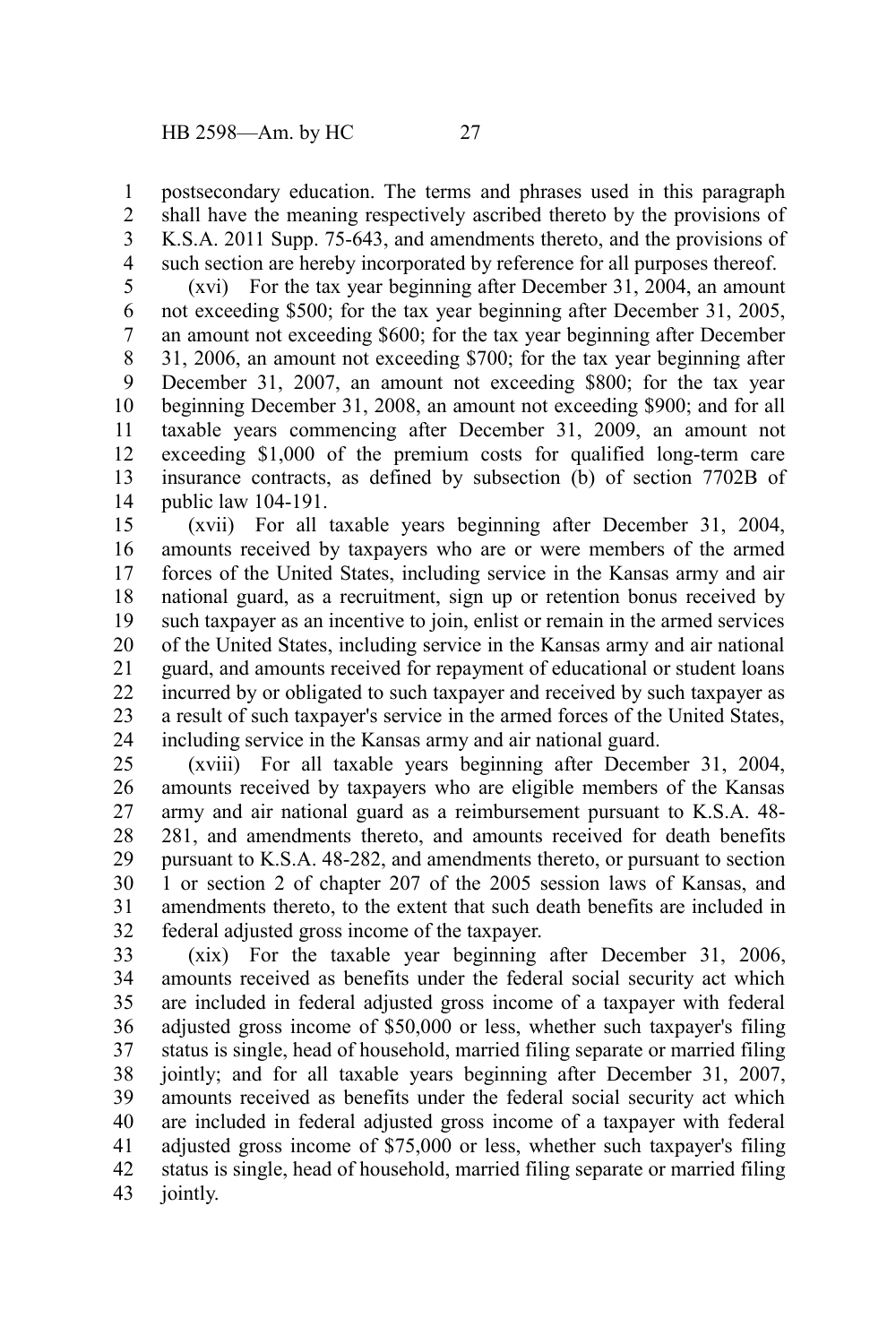postsecondary education. The terms and phrases used in this paragraph shall have the meaning respectively ascribed thereto by the provisions of K.S.A. 2011 Supp. 75-643, and amendments thereto, and the provisions of such section are hereby incorporated by reference for all purposes thereof.

(xvi) For the tax year beginning after December 31, 2004, an amount not exceeding $500; for the tax year beginning after December 31, 2005, an amount not exceeding $600; for the tax year beginning after December 31, 2006, an amount not exceeding $700; for the tax year beginning after December 31, 2007, an amount not exceeding $800; for the tax year beginning December 31, 2008, an amount not exceeding $900; and for all taxable years commencing after December 31, 2009, an amount not exceeding $1,000 of the premium costs for qualified long-term care insurance contracts, as defined by subsection (b) of section 7702B of public law 104-191.

(xvii) For all taxable years beginning after December 31, 2004, amounts received by taxpayers who are or were members of the armed forces of the United States, including service in the Kansas army and air national guard, as a recruitment, sign up or retention bonus received by such taxpayer as an incentive to join, enlist or remain in the armed services of the United States, including service in the Kansas army and air national guard, and amounts received for repayment of educational or student loans incurred by or obligated to such taxpayer and received by such taxpayer as a result of such taxpayer's service in the armed forces of the United States, including service in the Kansas army and air national guard.

(xviii) For all taxable years beginning after December 31, 2004, amounts received by taxpayers who are eligible members of the Kansas army and air national guard as a reimbursement pursuant to K.S.A. 48-281, and amendments thereto, and amounts received for death benefits pursuant to K.S.A. 48-282, and amendments thereto, or pursuant to section 1 or section 2 of chapter 207 of the 2005 session laws of Kansas, and amendments thereto, to the extent that such death benefits are included in federal adjusted gross income of the taxpayer.

(xix) For the taxable year beginning after December 31, 2006, amounts received as benefits under the federal social security act which are included in federal adjusted gross income of a taxpayer with federal adjusted gross income of $50,000 or less, whether such taxpayer's filing status is single, head of household, married filing separate or married filing jointly; and for all taxable years beginning after December 31, 2007, amounts received as benefits under the federal social security act which are included in federal adjusted gross income of a taxpayer with federal adjusted gross income of $75,000 or less, whether such taxpayer's filing status is single, head of household, married filing separate or married filing jointly.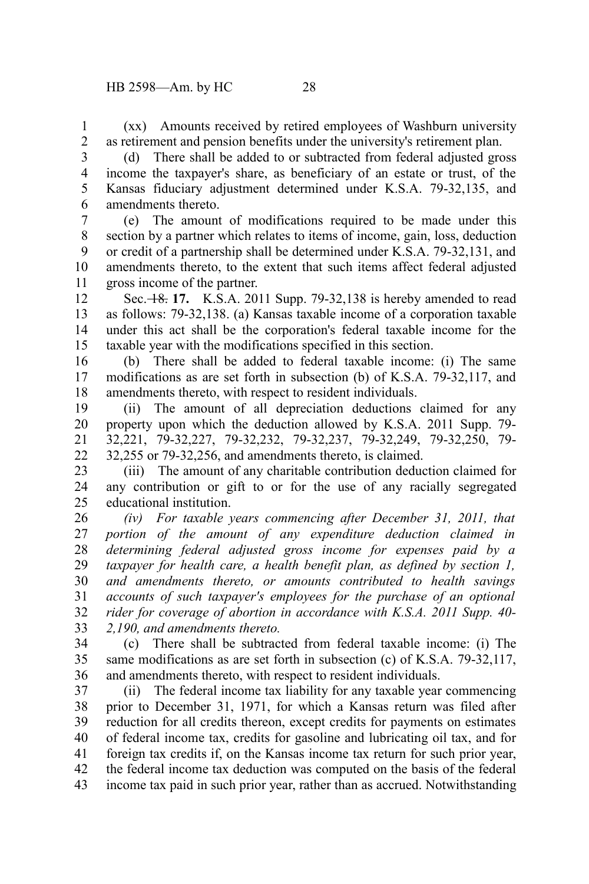(xx) Amounts received by retired employees of Washburn university as retirement and pension benefits under the university's retirement plan.

(d) There shall be added to or subtracted from federal adjusted gross income the taxpayer's share, as beneficiary of an estate or trust, of the Kansas fiduciary adjustment determined under K.S.A. 79-32,135, and amendments thereto.

(e) The amount of modifications required to be made under this section by a partner which relates to items of income, gain, loss, deduction or credit of a partnership shall be determined under K.S.A. 79-32,131, and amendments thereto, to the extent that such items affect federal adjusted gross income of the partner.

Sec. ~~18.~~ **17.** K.S.A. 2011 Supp. 79-32,138 is hereby amended to read as follows: 79-32,138. (a) Kansas taxable income of a corporation taxable under this act shall be the corporation's federal taxable income for the taxable year with the modifications specified in this section.

(b) There shall be added to federal taxable income: (i) The same modifications as are set forth in subsection (b) of K.S.A. 79-32,117, and amendments thereto, with respect to resident individuals.

(ii) The amount of all depreciation deductions claimed for any property upon which the deduction allowed by K.S.A. 2011 Supp. 79-32,221, 79-32,227, 79-32,232, 79-32,237, 79-32,249, 79-32,250, 79-32,255 or 79-32,256, and amendments thereto, is claimed.

(iii) The amount of any charitable contribution deduction claimed for any contribution or gift to or for the use of any racially segregated educational institution.

*(iv) For taxable years commencing after December 31, 2011, that portion of the amount of any expenditure deduction claimed in determining federal adjusted gross income for expenses paid by a taxpayer for health care, a health benefit plan, as defined by section 1, and amendments thereto, or amounts contributed to health savings accounts of such taxpayer's employees for the purchase of an optional rider for coverage of abortion in accordance with K.S.A. 2011 Supp. 40-2,190, and amendments thereto.*

(c) There shall be subtracted from federal taxable income: (i) The same modifications as are set forth in subsection (c) of K.S.A. 79-32,117, and amendments thereto, with respect to resident individuals.

(ii) The federal income tax liability for any taxable year commencing prior to December 31, 1971, for which a Kansas return was filed after reduction for all credits thereon, except credits for payments on estimates of federal income tax, credits for gasoline and lubricating oil tax, and for foreign tax credits if, on the Kansas income tax return for such prior year, the federal income tax deduction was computed on the basis of the federal income tax paid in such prior year, rather than as accrued. Notwithstanding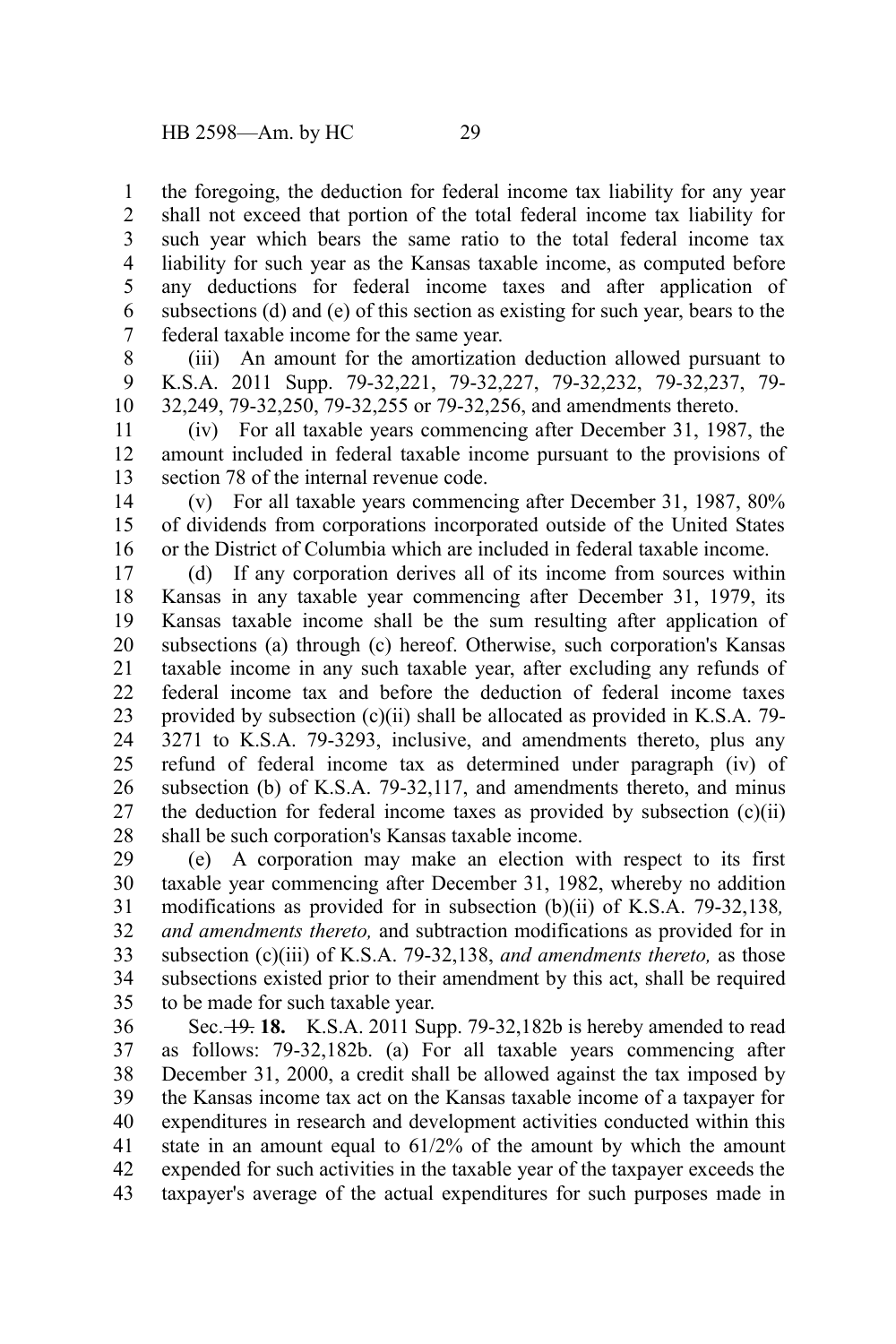the foregoing, the deduction for federal income tax liability for any year shall not exceed that portion of the total federal income tax liability for such year which bears the same ratio to the total federal income tax liability for such year as the Kansas taxable income, as computed before any deductions for federal income taxes and after application of subsections (d) and (e) of this section as existing for such year, bears to the federal taxable income for the same year.

(iii) An amount for the amortization deduction allowed pursuant to K.S.A. 2011 Supp. 79-32,221, 79-32,227, 79-32,232, 79-32,237, 79-32,249, 79-32,250, 79-32,255 or 79-32,256, and amendments thereto.

(iv) For all taxable years commencing after December 31, 1987, the amount included in federal taxable income pursuant to the provisions of section 78 of the internal revenue code.

(v) For all taxable years commencing after December 31, 1987, 80% of dividends from corporations incorporated outside of the United States or the District of Columbia which are included in federal taxable income.

(d) If any corporation derives all of its income from sources within Kansas in any taxable year commencing after December 31, 1979, its Kansas taxable income shall be the sum resulting after application of subsections (a) through (c) hereof. Otherwise, such corporation's Kansas taxable income in any such taxable year, after excluding any refunds of federal income tax and before the deduction of federal income taxes provided by subsection (c)(ii) shall be allocated as provided in K.S.A. 79-3271 to K.S.A. 79-3293, inclusive, and amendments thereto, plus any refund of federal income tax as determined under paragraph (iv) of subsection (b) of K.S.A. 79-32,117, and amendments thereto, and minus the deduction for federal income taxes as provided by subsection (c)(ii) shall be such corporation's Kansas taxable income.

(e) A corporation may make an election with respect to its first taxable year commencing after December 31, 1982, whereby no addition modifications as provided for in subsection (b)(ii) of K.S.A. 79-32,138*, and amendments thereto,* and subtraction modifications as provided for in subsection (c)(iii) of K.S.A. 79-32,138, *and amendments thereto,* as those subsections existed prior to their amendment by this act, shall be required to be made for such taxable year.

Sec. ~~19.~~ **18.** K.S.A. 2011 Supp. 79-32,182b is hereby amended to read as follows: 79-32,182b. (a) For all taxable years commencing after December 31, 2000, a credit shall be allowed against the tax imposed by the Kansas income tax act on the Kansas taxable income of a taxpayer for expenditures in research and development activities conducted within this state in an amount equal to 61/2% of the amount by which the amount expended for such activities in the taxable year of the taxpayer exceeds the taxpayer's average of the actual expenditures for such purposes made in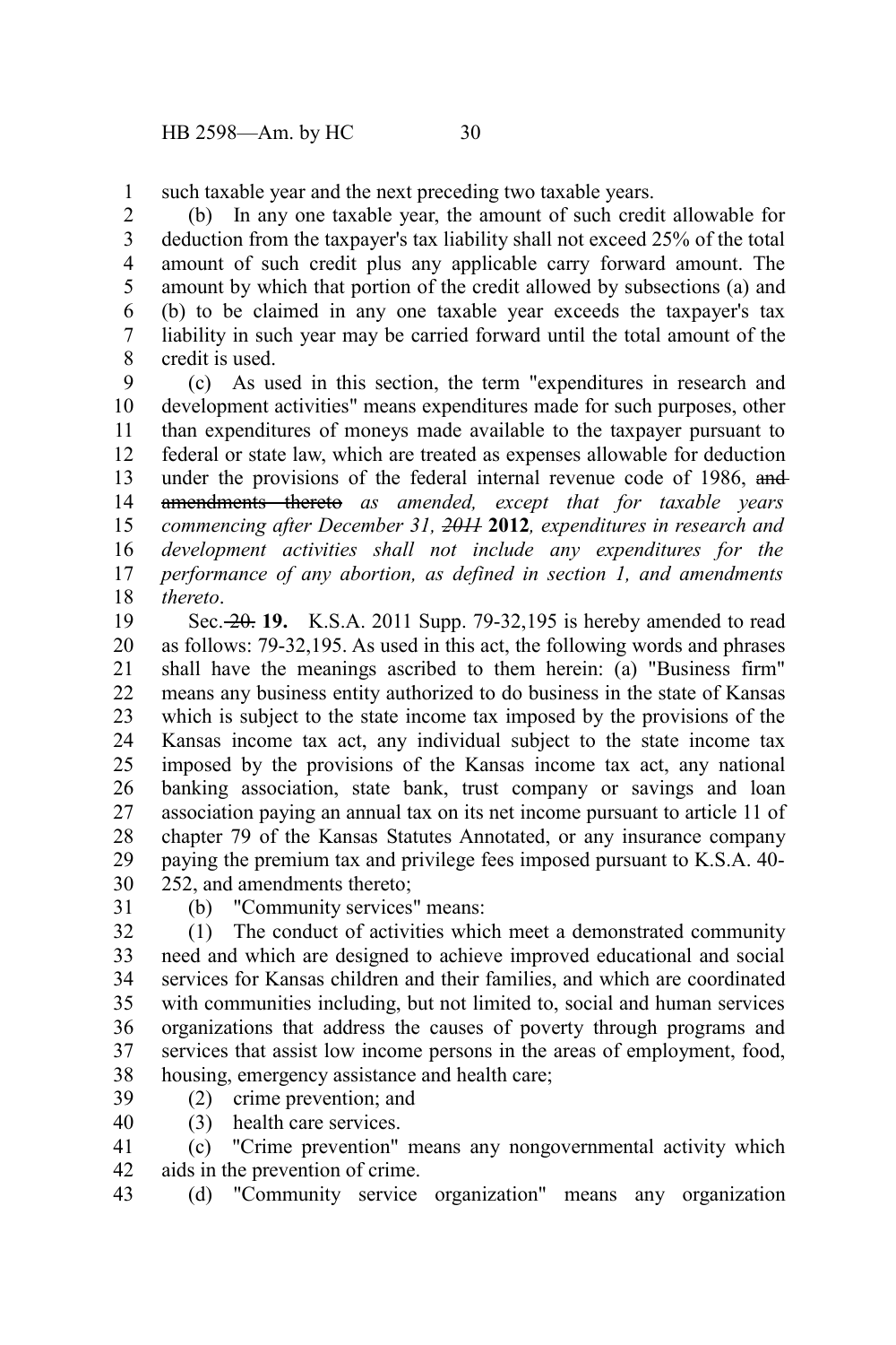such taxable year and the next preceding two taxable years.

(b) In any one taxable year, the amount of such credit allowable for deduction from the taxpayer's tax liability shall not exceed 25% of the total amount of such credit plus any applicable carry forward amount. The amount by which that portion of the credit allowed by subsections (a) and (b) to be claimed in any one taxable year exceeds the taxpayer's tax liability in such year may be carried forward until the total amount of the credit is used.

(c) As used in this section, the term "expenditures in research and development activities" means expenditures made for such purposes, other than expenditures of moneys made available to the taxpayer pursuant to federal or state law, which are treated as expenses allowable for deduction under the provisions of the federal internal revenue code of 1986, ~~and amendments thereto~~ *as amended, except that for taxable years commencing after December 31, ~~2011~~* **2012***, expenditures in research and development activities shall not include any expenditures for the performance of any abortion, as defined in section 1, and amendments thereto*.

Sec. ~~20.~~ **19.** K.S.A. 2011 Supp. 79-32,195 is hereby amended to read as follows: 79-32,195. As used in this act, the following words and phrases shall have the meanings ascribed to them herein: (a) "Business firm" means any business entity authorized to do business in the state of Kansas which is subject to the state income tax imposed by the provisions of the Kansas income tax act, any individual subject to the state income tax imposed by the provisions of the Kansas income tax act, any national banking association, state bank, trust company or savings and loan association paying an annual tax on its net income pursuant to article 11 of chapter 79 of the Kansas Statutes Annotated, or any insurance company paying the premium tax and privilege fees imposed pursuant to K.S.A. 40-252, and amendments thereto;

(b) "Community services" means:

(1) The conduct of activities which meet a demonstrated community need and which are designed to achieve improved educational and social services for Kansas children and their families, and which are coordinated with communities including, but not limited to, social and human services organizations that address the causes of poverty through programs and services that assist low income persons in the areas of employment, food, housing, emergency assistance and health care;

(2) crime prevention; and

(3) health care services.

(c) "Crime prevention" means any nongovernmental activity which aids in the prevention of crime.

(d) "Community service organization" means any organization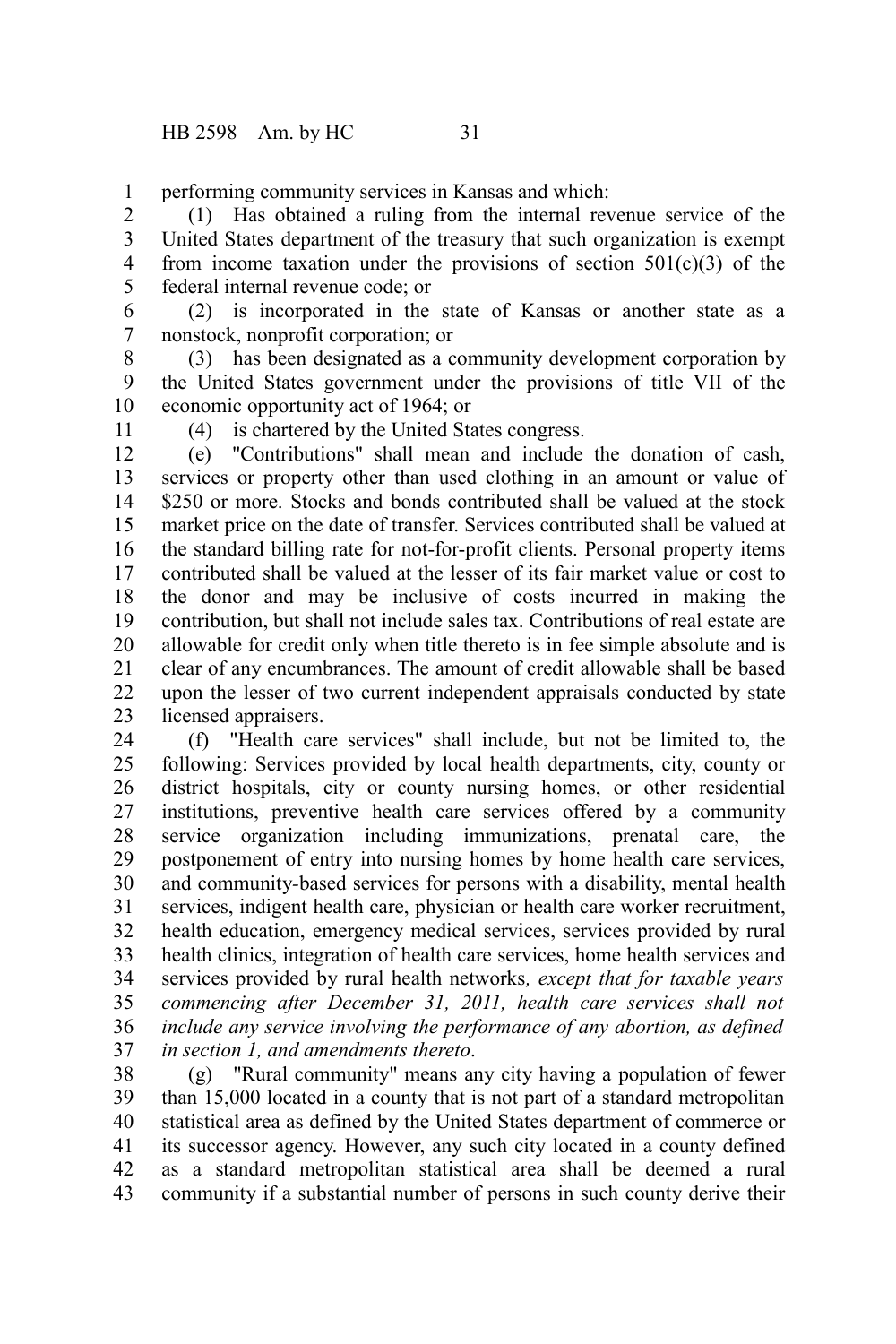performing community services in Kansas and which:

(1) Has obtained a ruling from the internal revenue service of the United States department of the treasury that such organization is exempt from income taxation under the provisions of section 501(c)(3) of the federal internal revenue code; or

(2) is incorporated in the state of Kansas or another state as a nonstock, nonprofit corporation; or

(3) has been designated as a community development corporation by the United States government under the provisions of title VII of the economic opportunity act of 1964; or

(4) is chartered by the United States congress.

(e) "Contributions" shall mean and include the donation of cash, services or property other than used clothing in an amount or value of $250 or more. Stocks and bonds contributed shall be valued at the stock market price on the date of transfer. Services contributed shall be valued at the standard billing rate for not-for-profit clients. Personal property items contributed shall be valued at the lesser of its fair market value or cost to the donor and may be inclusive of costs incurred in making the contribution, but shall not include sales tax. Contributions of real estate are allowable for credit only when title thereto is in fee simple absolute and is clear of any encumbrances. The amount of credit allowable shall be based upon the lesser of two current independent appraisals conducted by state licensed appraisers.

(f) "Health care services" shall include, but not be limited to, the following: Services provided by local health departments, city, county or district hospitals, city or county nursing homes, or other residential institutions, preventive health care services offered by a community service organization including immunizations, prenatal care, the postponement of entry into nursing homes by home health care services, and community-based services for persons with a disability, mental health services, indigent health care, physician or health care worker recruitment, health education, emergency medical services, services provided by rural health clinics, integration of health care services, home health services and services provided by rural health networks*, except that for taxable years commencing after December 31, 2011, health care services shall not include any service involving the performance of any abortion, as defined in section 1, and amendments thereto*.

(g) "Rural community" means any city having a population of fewer than 15,000 located in a county that is not part of a standard metropolitan statistical area as defined by the United States department of commerce or its successor agency. However, any such city located in a county defined as a standard metropolitan statistical area shall be deemed a rural community if a substantial number of persons in such county derive their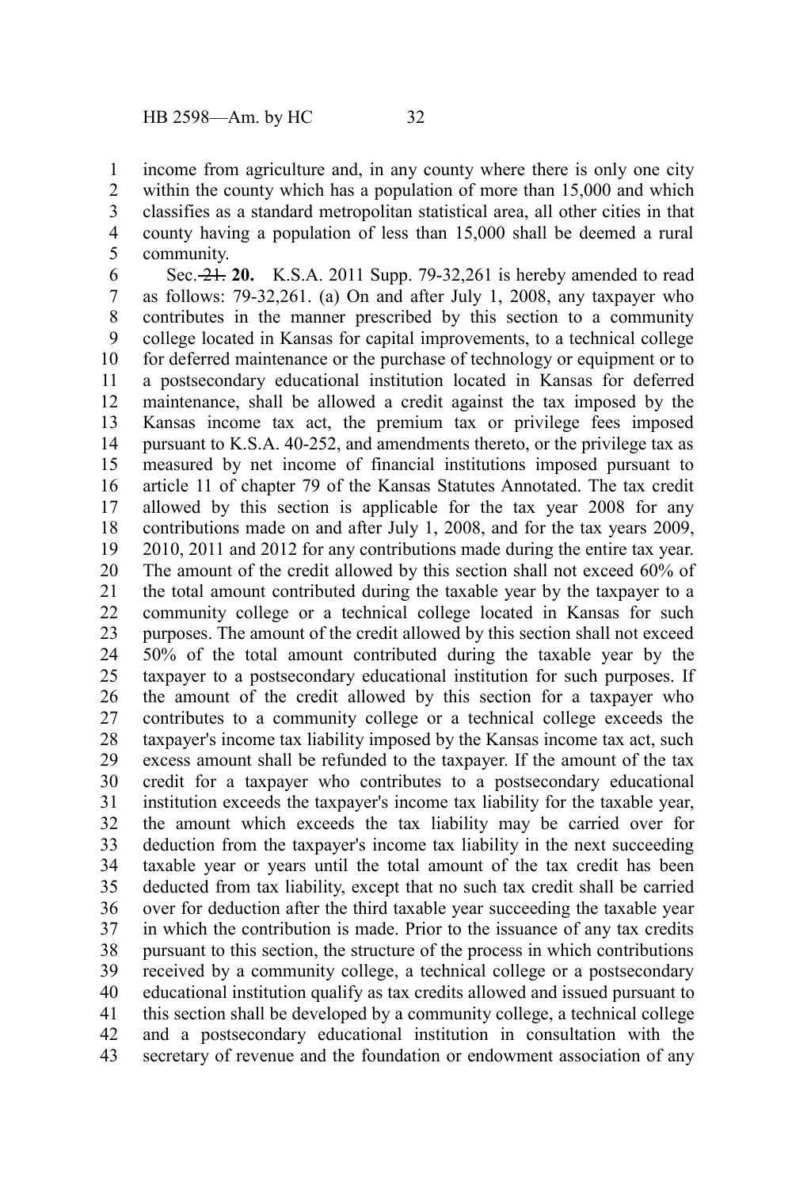income from agriculture and, in any county where there is only one city within the county which has a population of more than 15,000 and which classifies as a standard metropolitan statistical area, all other cities in that county having a population of less than 15,000 shall be deemed a rural community.

Sec. ~~21.~~ **20.** K.S.A. 2011 Supp. 79-32,261 is hereby amended to read as follows: 79-32,261. (a) On and after July 1, 2008, any taxpayer who contributes in the manner prescribed by this section to a community college located in Kansas for capital improvements, to a technical college for deferred maintenance or the purchase of technology or equipment or to a postsecondary educational institution located in Kansas for deferred maintenance, shall be allowed a credit against the tax imposed by the Kansas income tax act, the premium tax or privilege fees imposed pursuant to K.S.A. 40-252, and amendments thereto, or the privilege tax as measured by net income of financial institutions imposed pursuant to article 11 of chapter 79 of the Kansas Statutes Annotated. The tax credit allowed by this section is applicable for the tax year 2008 for any contributions made on and after July 1, 2008, and for the tax years 2009, 2010, 2011 and 2012 for any contributions made during the entire tax year. The amount of the credit allowed by this section shall not exceed 60% of the total amount contributed during the taxable year by the taxpayer to a community college or a technical college located in Kansas for such purposes. The amount of the credit allowed by this section shall not exceed 50% of the total amount contributed during the taxable year by the taxpayer to a postsecondary educational institution for such purposes. If the amount of the credit allowed by this section for a taxpayer who contributes to a community college or a technical college exceeds the taxpayer's income tax liability imposed by the Kansas income tax act, such excess amount shall be refunded to the taxpayer. If the amount of the tax credit for a taxpayer who contributes to a postsecondary educational institution exceeds the taxpayer's income tax liability for the taxable year, the amount which exceeds the tax liability may be carried over for deduction from the taxpayer's income tax liability in the next succeeding taxable year or years until the total amount of the tax credit has been deducted from tax liability, except that no such tax credit shall be carried over for deduction after the third taxable year succeeding the taxable year in which the contribution is made. Prior to the issuance of any tax credits pursuant to this section, the structure of the process in which contributions received by a community college, a technical college or a postsecondary educational institution qualify as tax credits allowed and issued pursuant to this section shall be developed by a community college, a technical college and a postsecondary educational institution in consultation with the secretary of revenue and the foundation or endowment association of any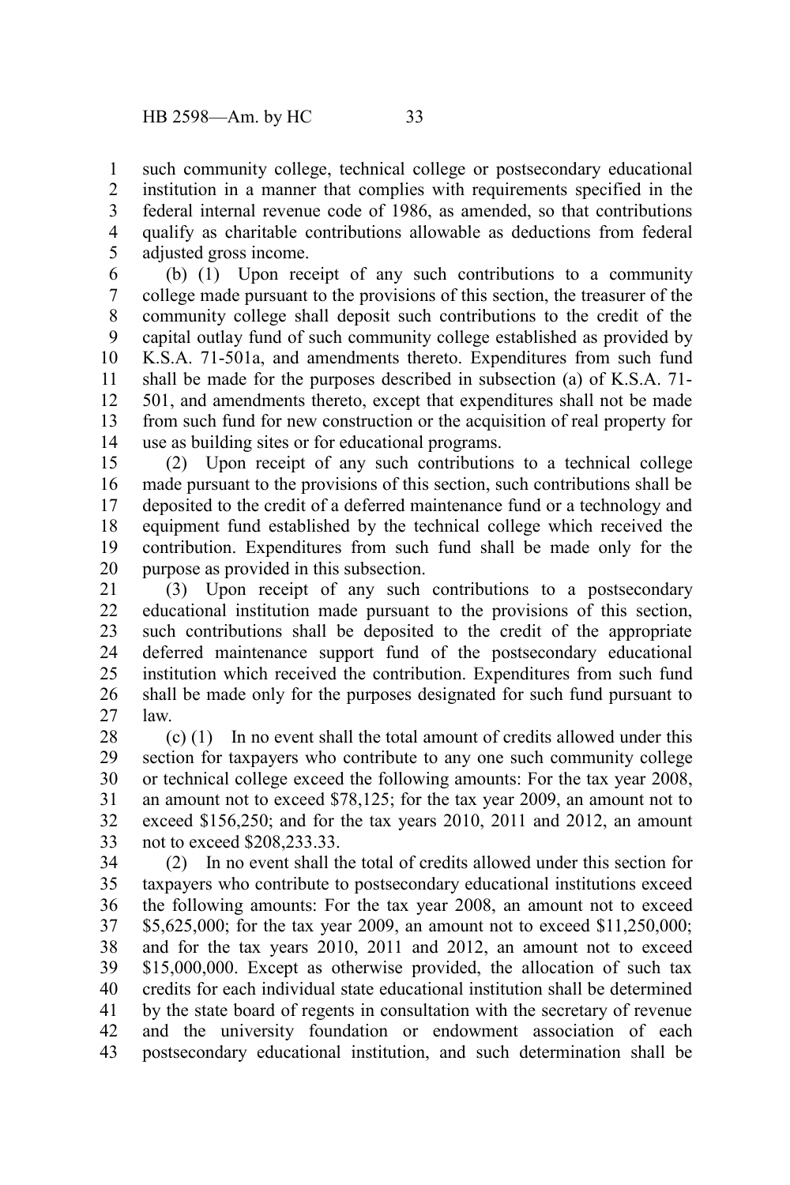such community college, technical college or postsecondary educational institution in a manner that complies with requirements specified in the federal internal revenue code of 1986, as amended, so that contributions qualify as charitable contributions allowable as deductions from federal adjusted gross income.

(b) (1) Upon receipt of any such contributions to a community college made pursuant to the provisions of this section, the treasurer of the community college shall deposit such contributions to the credit of the capital outlay fund of such community college established as provided by K.S.A. 71-501a, and amendments thereto. Expenditures from such fund shall be made for the purposes described in subsection (a) of K.S.A. 71-501, and amendments thereto, except that expenditures shall not be made from such fund for new construction or the acquisition of real property for use as building sites or for educational programs.

(2) Upon receipt of any such contributions to a technical college made pursuant to the provisions of this section, such contributions shall be deposited to the credit of a deferred maintenance fund or a technology and equipment fund established by the technical college which received the contribution. Expenditures from such fund shall be made only for the purpose as provided in this subsection.

(3) Upon receipt of any such contributions to a postsecondary educational institution made pursuant to the provisions of this section, such contributions shall be deposited to the credit of the appropriate deferred maintenance support fund of the postsecondary educational institution which received the contribution. Expenditures from such fund shall be made only for the purposes designated for such fund pursuant to law.

(c) (1) In no event shall the total amount of credits allowed under this section for taxpayers who contribute to any one such community college or technical college exceed the following amounts: For the tax year 2008, an amount not to exceed $78,125; for the tax year 2009, an amount not to exceed $156,250; and for the tax years 2010, 2011 and 2012, an amount not to exceed $208,233.33.

(2) In no event shall the total of credits allowed under this section for taxpayers who contribute to postsecondary educational institutions exceed the following amounts: For the tax year 2008, an amount not to exceed $5,625,000; for the tax year 2009, an amount not to exceed $11,250,000; and for the tax years 2010, 2011 and 2012, an amount not to exceed $15,000,000. Except as otherwise provided, the allocation of such tax credits for each individual state educational institution shall be determined by the state board of regents in consultation with the secretary of revenue and the university foundation or endowment association of each postsecondary educational institution, and such determination shall be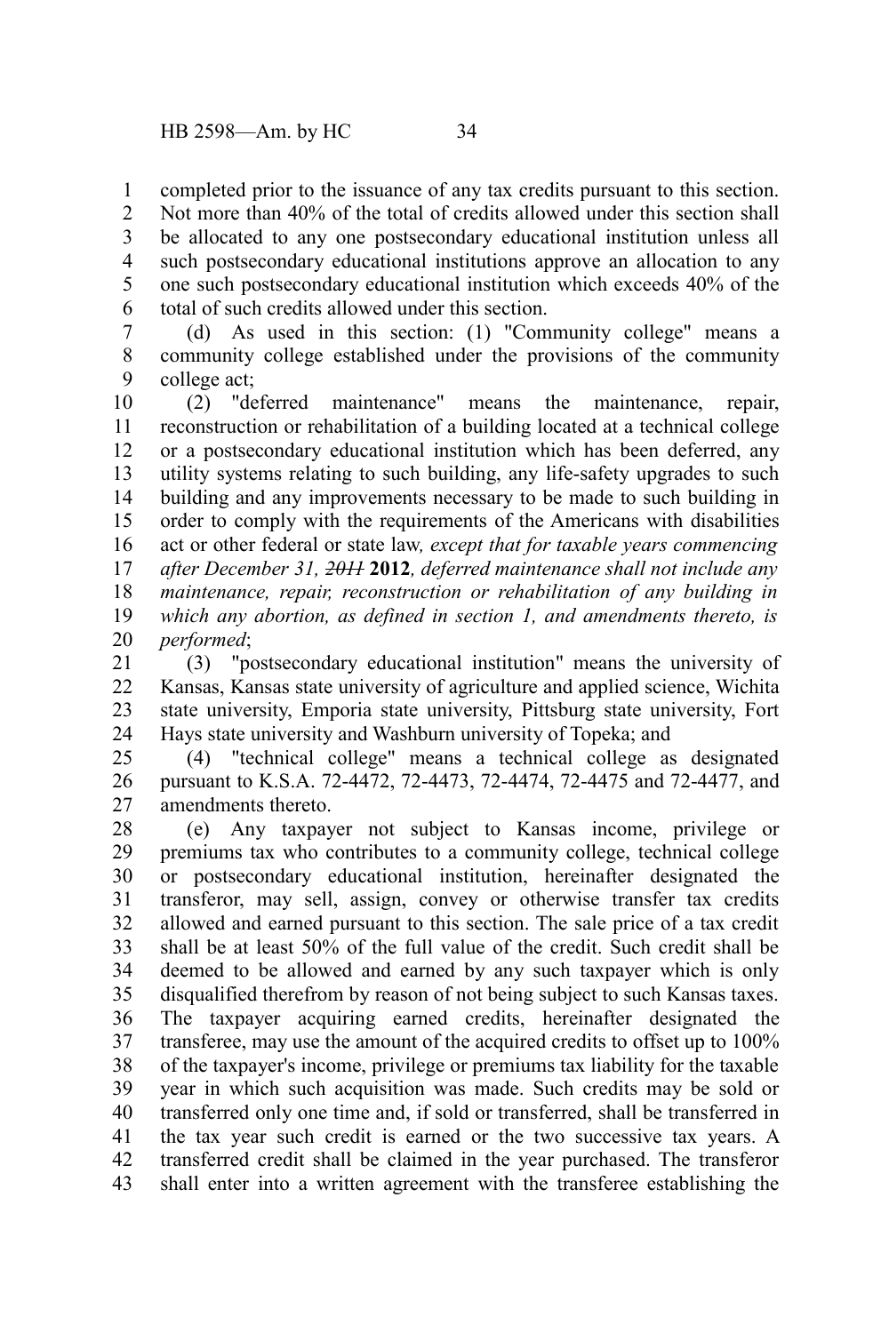completed prior to the issuance of any tax credits pursuant to this section. Not more than 40% of the total of credits allowed under this section shall be allocated to any one postsecondary educational institution unless all such postsecondary educational institutions approve an allocation to any one such postsecondary educational institution which exceeds 40% of the total of such credits allowed under this section.

(d) As used in this section: (1) "Community college" means a community college established under the provisions of the community college act;

(2) "deferred maintenance" means the maintenance, repair, reconstruction or rehabilitation of a building located at a technical college or a postsecondary educational institution which has been deferred, any utility systems relating to such building, any life-safety upgrades to such building and any improvements necessary to be made to such building in order to comply with the requirements of the Americans with disabilities act or other federal or state law*, except that for taxable years commencing after December 31, ~~2011~~* **2012***, deferred maintenance shall not include any maintenance, repair, reconstruction or rehabilitation of any building in which any abortion, as defined in section 1, and amendments thereto, is performed*;

(3) "postsecondary educational institution" means the university of Kansas, Kansas state university of agriculture and applied science, Wichita state university, Emporia state university, Pittsburg state university, Fort Hays state university and Washburn university of Topeka; and

(4) "technical college" means a technical college as designated pursuant to K.S.A. 72-4472, 72-4473, 72-4474, 72-4475 and 72-4477, and amendments thereto.

(e) Any taxpayer not subject to Kansas income, privilege or premiums tax who contributes to a community college, technical college or postsecondary educational institution, hereinafter designated the transferor, may sell, assign, convey or otherwise transfer tax credits allowed and earned pursuant to this section. The sale price of a tax credit shall be at least 50% of the full value of the credit. Such credit shall be deemed to be allowed and earned by any such taxpayer which is only disqualified therefrom by reason of not being subject to such Kansas taxes. The taxpayer acquiring earned credits, hereinafter designated the transferee, may use the amount of the acquired credits to offset up to 100% of the taxpayer's income, privilege or premiums tax liability for the taxable year in which such acquisition was made. Such credits may be sold or transferred only one time and, if sold or transferred, shall be transferred in the tax year such credit is earned or the two successive tax years. A transferred credit shall be claimed in the year purchased. The transferor shall enter into a written agreement with the transferee establishing the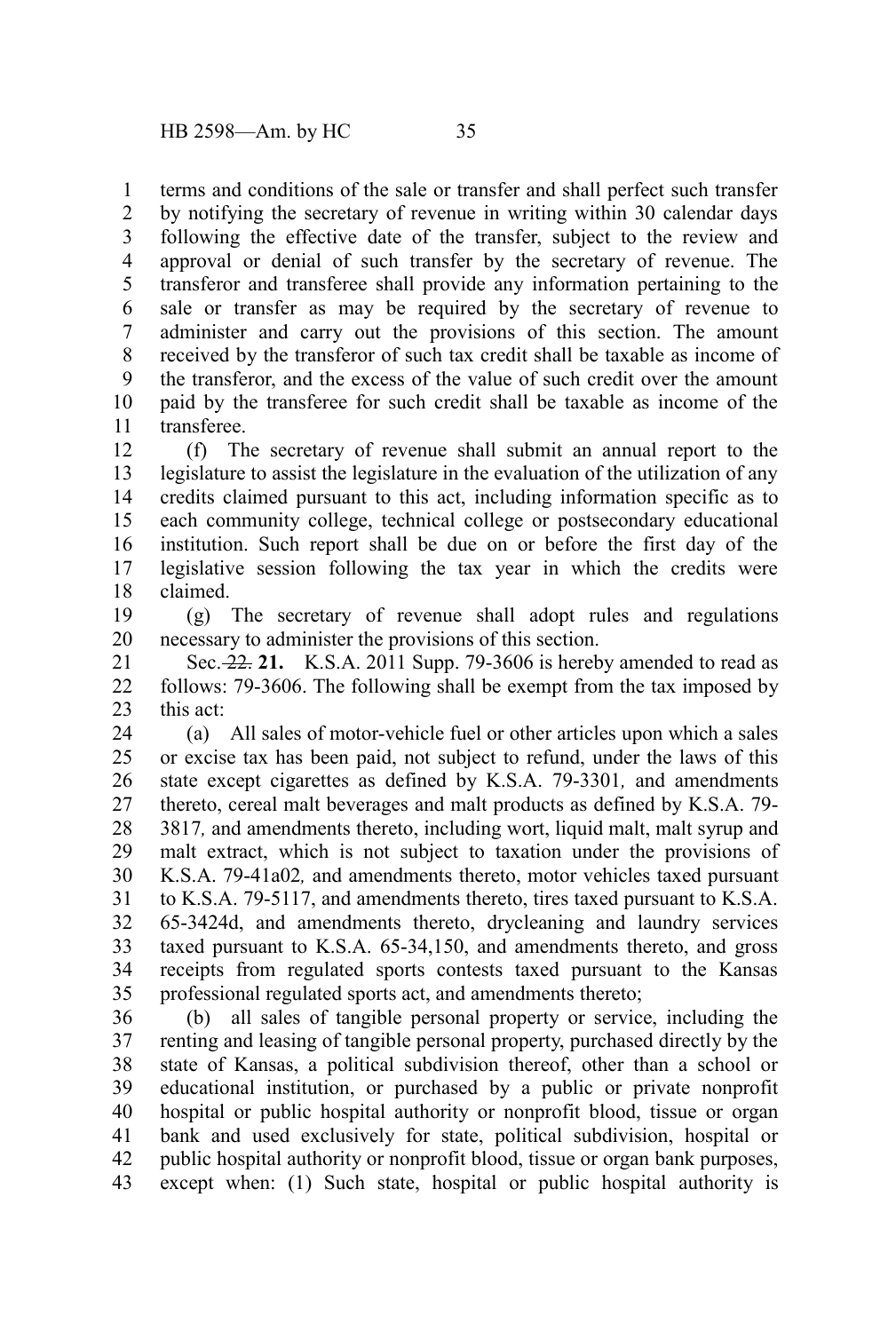terms and conditions of the sale or transfer and shall perfect such transfer by notifying the secretary of revenue in writing within 30 calendar days following the effective date of the transfer, subject to the review and approval or denial of such transfer by the secretary of revenue. The transferor and transferee shall provide any information pertaining to the sale or transfer as may be required by the secretary of revenue to administer and carry out the provisions of this section. The amount received by the transferor of such tax credit shall be taxable as income of the transferor, and the excess of the value of such credit over the amount paid by the transferee for such credit shall be taxable as income of the transferee.

(f) The secretary of revenue shall submit an annual report to the legislature to assist the legislature in the evaluation of the utilization of any credits claimed pursuant to this act, including information specific as to each community college, technical college or postsecondary educational institution. Such report shall be due on or before the first day of the legislative session following the tax year in which the credits were claimed.

(g) The secretary of revenue shall adopt rules and regulations necessary to administer the provisions of this section.

Sec. ~~22.~~ **21.** K.S.A. 2011 Supp. 79-3606 is hereby amended to read as follows: 79-3606. The following shall be exempt from the tax imposed by this act:

(a) All sales of motor-vehicle fuel or other articles upon which a sales or excise tax has been paid, not subject to refund, under the laws of this state except cigarettes as defined by K.S.A. 79-3301*,* and amendments thereto, cereal malt beverages and malt products as defined by K.S.A. 79-3817*,* and amendments thereto, including wort, liquid malt, malt syrup and malt extract, which is not subject to taxation under the provisions of K.S.A. 79-41a02*,* and amendments thereto, motor vehicles taxed pursuant to K.S.A. 79-5117, and amendments thereto, tires taxed pursuant to K.S.A. 65-3424d, and amendments thereto, drycleaning and laundry services taxed pursuant to K.S.A. 65-34,150, and amendments thereto, and gross receipts from regulated sports contests taxed pursuant to the Kansas professional regulated sports act, and amendments thereto;

(b) all sales of tangible personal property or service, including the renting and leasing of tangible personal property, purchased directly by the state of Kansas, a political subdivision thereof, other than a school or educational institution, or purchased by a public or private nonprofit hospital or public hospital authority or nonprofit blood, tissue or organ bank and used exclusively for state, political subdivision, hospital or public hospital authority or nonprofit blood, tissue or organ bank purposes, except when: (1) Such state, hospital or public hospital authority is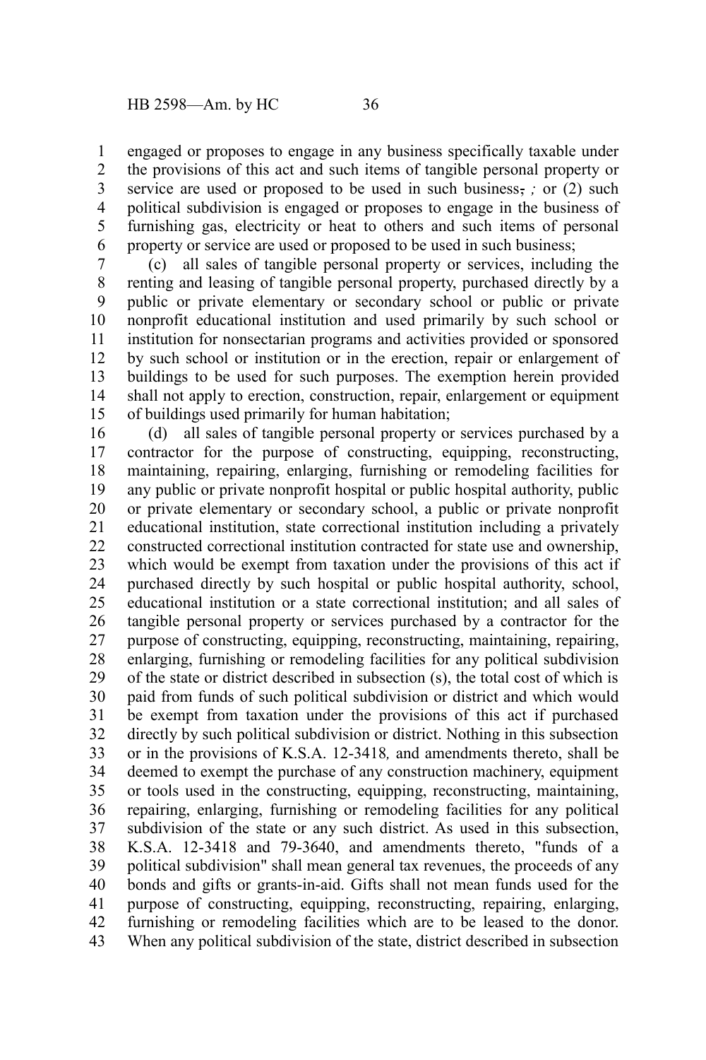engaged or proposes to engage in any business specifically taxable under the provisions of this act and such items of tangible personal property or service are used or proposed to be used in such business, *;* or (2) such political subdivision is engaged or proposes to engage in the business of furnishing gas, electricity or heat to others and such items of personal property or service are used or proposed to be used in such business;

(c) all sales of tangible personal property or services, including the renting and leasing of tangible personal property, purchased directly by a public or private elementary or secondary school or public or private nonprofit educational institution and used primarily by such school or institution for nonsectarian programs and activities provided or sponsored by such school or institution or in the erection, repair or enlargement of buildings to be used for such purposes. The exemption herein provided shall not apply to erection, construction, repair, enlargement or equipment of buildings used primarily for human habitation;

(d) all sales of tangible personal property or services purchased by a contractor for the purpose of constructing, equipping, reconstructing, maintaining, repairing, enlarging, furnishing or remodeling facilities for any public or private nonprofit hospital or public hospital authority, public or private elementary or secondary school, a public or private nonprofit educational institution, state correctional institution including a privately constructed correctional institution contracted for state use and ownership, which would be exempt from taxation under the provisions of this act if purchased directly by such hospital or public hospital authority, school, educational institution or a state correctional institution; and all sales of tangible personal property or services purchased by a contractor for the purpose of constructing, equipping, reconstructing, maintaining, repairing, enlarging, furnishing or remodeling facilities for any political subdivision of the state or district described in subsection (s), the total cost of which is paid from funds of such political subdivision or district and which would be exempt from taxation under the provisions of this act if purchased directly by such political subdivision or district. Nothing in this subsection or in the provisions of K.S.A. 12-3418*,* and amendments thereto, shall be deemed to exempt the purchase of any construction machinery, equipment or tools used in the constructing, equipping, reconstructing, maintaining, repairing, enlarging, furnishing or remodeling facilities for any political subdivision of the state or any such district. As used in this subsection, K.S.A. 12-3418 and 79-3640, and amendments thereto, "funds of a political subdivision" shall mean general tax revenues, the proceeds of any bonds and gifts or grants-in-aid. Gifts shall not mean funds used for the purpose of constructing, equipping, reconstructing, repairing, enlarging, furnishing or remodeling facilities which are to be leased to the donor. When any political subdivision of the state, district described in subsection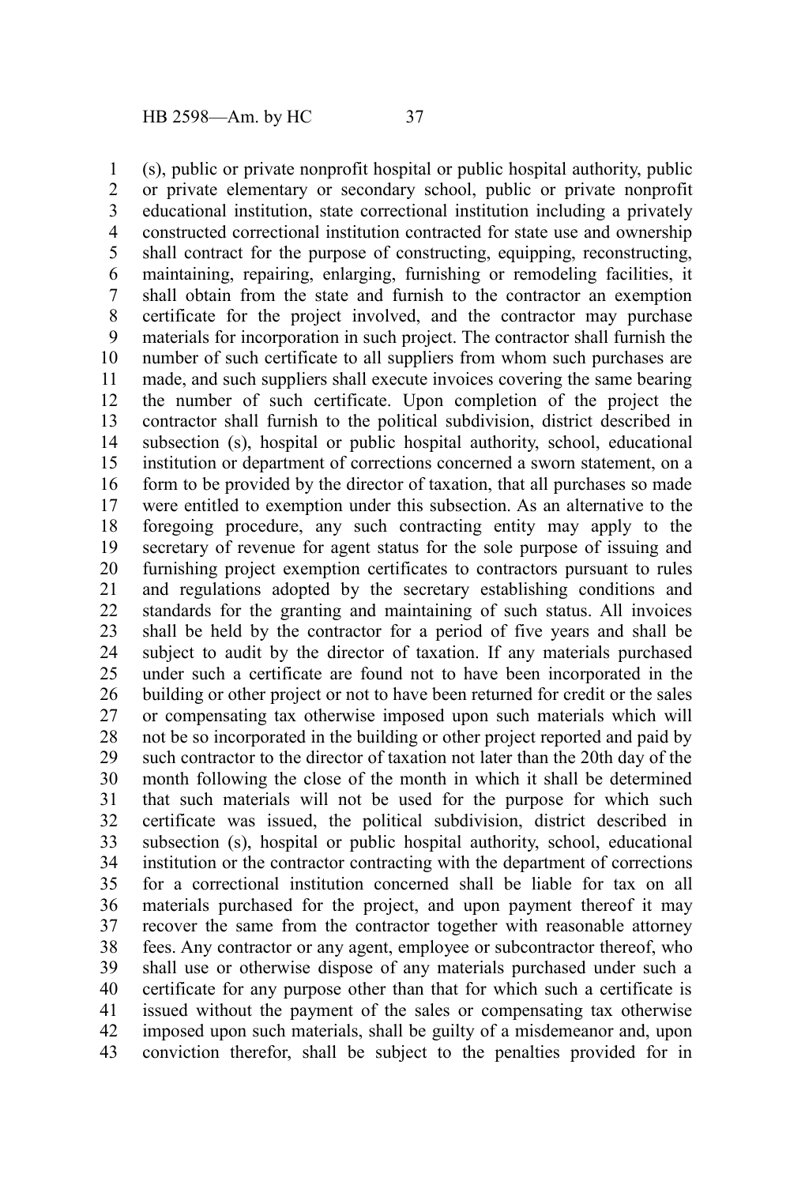(s), public or private nonprofit hospital or public hospital authority, public or private elementary or secondary school, public or private nonprofit educational institution, state correctional institution including a privately constructed correctional institution contracted for state use and ownership shall contract for the purpose of constructing, equipping, reconstructing, maintaining, repairing, enlarging, furnishing or remodeling facilities, it shall obtain from the state and furnish to the contractor an exemption certificate for the project involved, and the contractor may purchase materials for incorporation in such project. The contractor shall furnish the number of such certificate to all suppliers from whom such purchases are made, and such suppliers shall execute invoices covering the same bearing the number of such certificate. Upon completion of the project the contractor shall furnish to the political subdivision, district described in subsection (s), hospital or public hospital authority, school, educational institution or department of corrections concerned a sworn statement, on a form to be provided by the director of taxation, that all purchases so made were entitled to exemption under this subsection. As an alternative to the foregoing procedure, any such contracting entity may apply to the secretary of revenue for agent status for the sole purpose of issuing and furnishing project exemption certificates to contractors pursuant to rules and regulations adopted by the secretary establishing conditions and standards for the granting and maintaining of such status. All invoices shall be held by the contractor for a period of five years and shall be subject to audit by the director of taxation. If any materials purchased under such a certificate are found not to have been incorporated in the building or other project or not to have been returned for credit or the sales or compensating tax otherwise imposed upon such materials which will not be so incorporated in the building or other project reported and paid by such contractor to the director of taxation not later than the 20th day of the month following the close of the month in which it shall be determined that such materials will not be used for the purpose for which such certificate was issued, the political subdivision, district described in subsection (s), hospital or public hospital authority, school, educational institution or the contractor contracting with the department of corrections for a correctional institution concerned shall be liable for tax on all materials purchased for the project, and upon payment thereof it may recover the same from the contractor together with reasonable attorney fees. Any contractor or any agent, employee or subcontractor thereof, who shall use or otherwise dispose of any materials purchased under such a certificate for any purpose other than that for which such a certificate is issued without the payment of the sales or compensating tax otherwise imposed upon such materials, shall be guilty of a misdemeanor and, upon conviction therefor, shall be subject to the penalties provided for in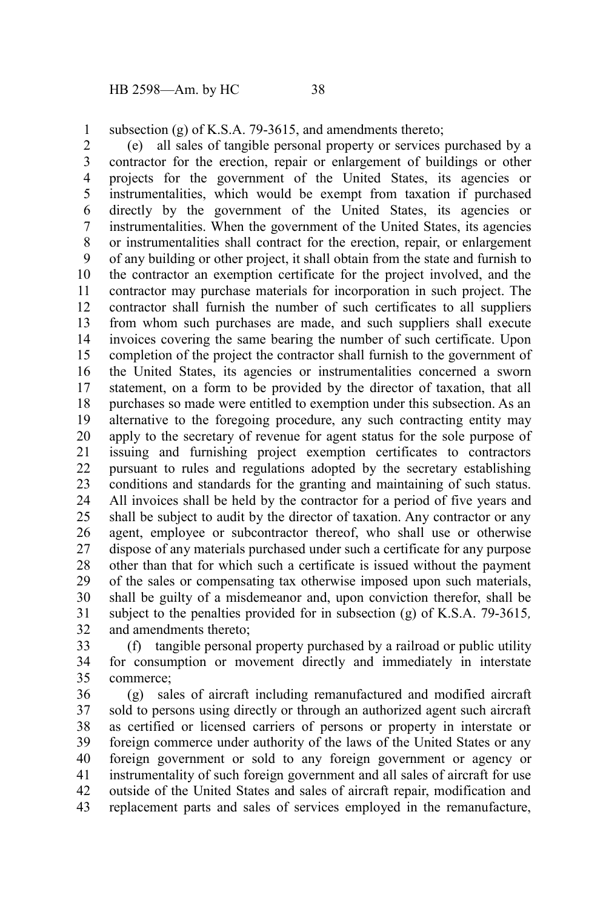subsection (g) of K.S.A. 79-3615, and amendments thereto;

(e) all sales of tangible personal property or services purchased by a contractor for the erection, repair or enlargement of buildings or other projects for the government of the United States, its agencies or instrumentalities, which would be exempt from taxation if purchased directly by the government of the United States, its agencies or instrumentalities. When the government of the United States, its agencies or instrumentalities shall contract for the erection, repair, or enlargement of any building or other project, it shall obtain from the state and furnish to the contractor an exemption certificate for the project involved, and the contractor may purchase materials for incorporation in such project. The contractor shall furnish the number of such certificates to all suppliers from whom such purchases are made, and such suppliers shall execute invoices covering the same bearing the number of such certificate. Upon completion of the project the contractor shall furnish to the government of the United States, its agencies or instrumentalities concerned a sworn statement, on a form to be provided by the director of taxation, that all purchases so made were entitled to exemption under this subsection. As an alternative to the foregoing procedure, any such contracting entity may apply to the secretary of revenue for agent status for the sole purpose of issuing and furnishing project exemption certificates to contractors pursuant to rules and regulations adopted by the secretary establishing conditions and standards for the granting and maintaining of such status. All invoices shall be held by the contractor for a period of five years and shall be subject to audit by the director of taxation. Any contractor or any agent, employee or subcontractor thereof, who shall use or otherwise dispose of any materials purchased under such a certificate for any purpose other than that for which such a certificate is issued without the payment of the sales or compensating tax otherwise imposed upon such materials, shall be guilty of a misdemeanor and, upon conviction therefor, shall be subject to the penalties provided for in subsection (g) of K.S.A. 79-3615*,* and amendments thereto;

(f) tangible personal property purchased by a railroad or public utility for consumption or movement directly and immediately in interstate commerce;

(g) sales of aircraft including remanufactured and modified aircraft sold to persons using directly or through an authorized agent such aircraft as certified or licensed carriers of persons or property in interstate or foreign commerce under authority of the laws of the United States or any foreign government or sold to any foreign government or agency or instrumentality of such foreign government and all sales of aircraft for use outside of the United States and sales of aircraft repair, modification and replacement parts and sales of services employed in the remanufacture,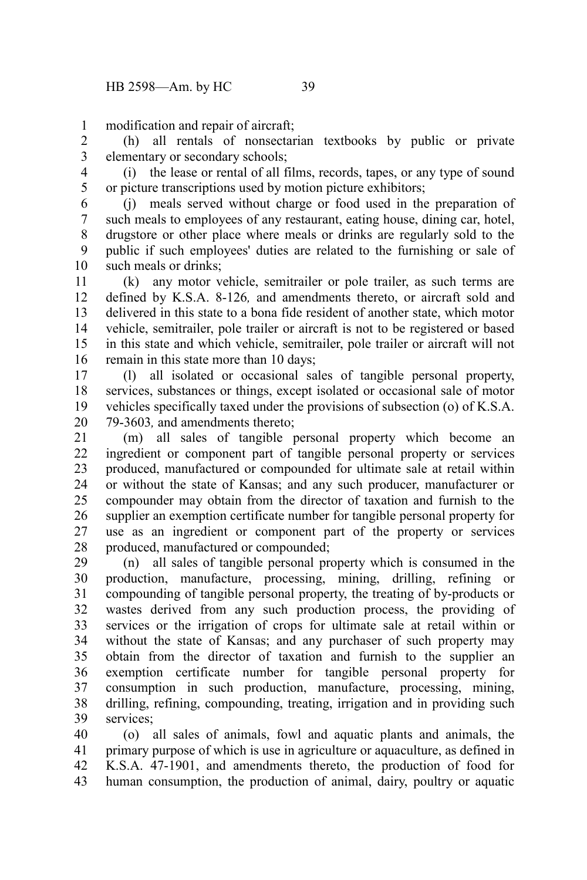modification and repair of aircraft;

(h) all rentals of nonsectarian textbooks by public or private elementary or secondary schools;

(i) the lease or rental of all films, records, tapes, or any type of sound or picture transcriptions used by motion picture exhibitors;

(j) meals served without charge or food used in the preparation of such meals to employees of any restaurant, eating house, dining car, hotel, drugstore or other place where meals or drinks are regularly sold to the public if such employees' duties are related to the furnishing or sale of such meals or drinks;

(k) any motor vehicle, semitrailer or pole trailer, as such terms are defined by K.S.A. 8-126*,* and amendments thereto, or aircraft sold and delivered in this state to a bona fide resident of another state, which motor vehicle, semitrailer, pole trailer or aircraft is not to be registered or based in this state and which vehicle, semitrailer, pole trailer or aircraft will not remain in this state more than 10 days;

(l) all isolated or occasional sales of tangible personal property, services, substances or things, except isolated or occasional sale of motor vehicles specifically taxed under the provisions of subsection (o) of K.S.A. 79-3603*,* and amendments thereto;

(m) all sales of tangible personal property which become an ingredient or component part of tangible personal property or services produced, manufactured or compounded for ultimate sale at retail within or without the state of Kansas; and any such producer, manufacturer or compounder may obtain from the director of taxation and furnish to the supplier an exemption certificate number for tangible personal property for use as an ingredient or component part of the property or services produced, manufactured or compounded;

(n) all sales of tangible personal property which is consumed in the production, manufacture, processing, mining, drilling, refining or compounding of tangible personal property, the treating of by-products or wastes derived from any such production process, the providing of services or the irrigation of crops for ultimate sale at retail within or without the state of Kansas; and any purchaser of such property may obtain from the director of taxation and furnish to the supplier an exemption certificate number for tangible personal property for consumption in such production, manufacture, processing, mining, drilling, refining, compounding, treating, irrigation and in providing such services;

(o) all sales of animals, fowl and aquatic plants and animals, the primary purpose of which is use in agriculture or aquaculture, as defined in K.S.A. 47-1901, and amendments thereto, the production of food for human consumption, the production of animal, dairy, poultry or aquatic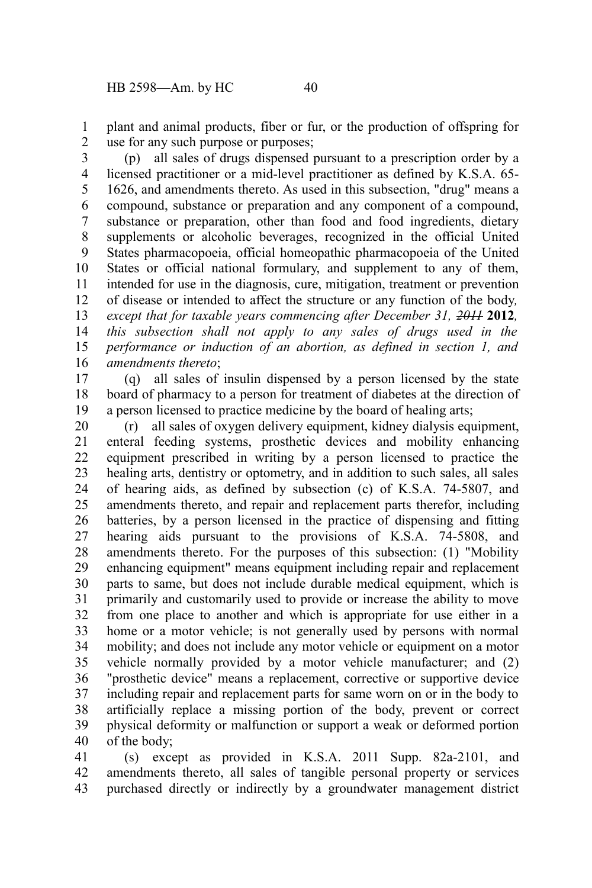plant and animal products, fiber or fur, or the production of offspring for use for any such purpose or purposes;

(p) all sales of drugs dispensed pursuant to a prescription order by a licensed practitioner or a mid-level practitioner as defined by K.S.A. 65-1626, and amendments thereto. As used in this subsection, "drug" means a compound, substance or preparation and any component of a compound, substance or preparation, other than food and food ingredients, dietary supplements or alcoholic beverages, recognized in the official United States pharmacopoeia, official homeopathic pharmacopoeia of the United States or official national formulary, and supplement to any of them, intended for use in the diagnosis, cure, mitigation, treatment or prevention of disease or intended to affect the structure or any function of the body*, except that for taxable years commencing after December 31, ~~2011~~* **2012***, this subsection shall not apply to any sales of drugs used in the performance or induction of an abortion, as defined in section 1, and amendments thereto*;

(q) all sales of insulin dispensed by a person licensed by the state board of pharmacy to a person for treatment of diabetes at the direction of a person licensed to practice medicine by the board of healing arts;

(r) all sales of oxygen delivery equipment, kidney dialysis equipment, enteral feeding systems, prosthetic devices and mobility enhancing equipment prescribed in writing by a person licensed to practice the healing arts, dentistry or optometry, and in addition to such sales, all sales of hearing aids, as defined by subsection (c) of K.S.A. 74-5807, and amendments thereto, and repair and replacement parts therefor, including batteries, by a person licensed in the practice of dispensing and fitting hearing aids pursuant to the provisions of K.S.A. 74-5808, and amendments thereto. For the purposes of this subsection: (1) "Mobility enhancing equipment" means equipment including repair and replacement parts to same, but does not include durable medical equipment, which is primarily and customarily used to provide or increase the ability to move from one place to another and which is appropriate for use either in a home or a motor vehicle; is not generally used by persons with normal mobility; and does not include any motor vehicle or equipment on a motor vehicle normally provided by a motor vehicle manufacturer; and (2) "prosthetic device" means a replacement, corrective or supportive device including repair and replacement parts for same worn on or in the body to artificially replace a missing portion of the body, prevent or correct physical deformity or malfunction or support a weak or deformed portion of the body;

(s) except as provided in K.S.A. 2011 Supp. 82a-2101, and amendments thereto, all sales of tangible personal property or services purchased directly or indirectly by a groundwater management district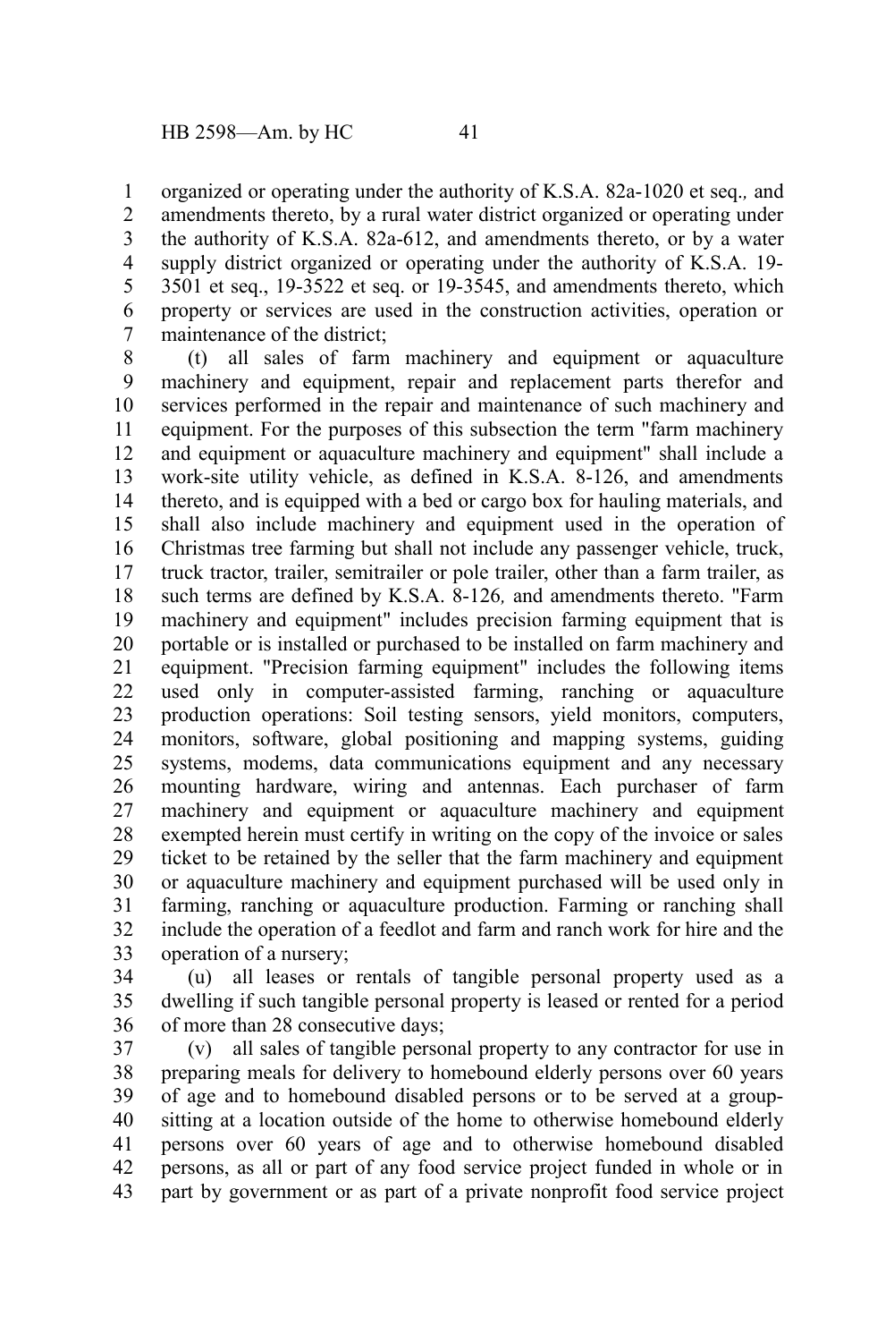organized or operating under the authority of K.S.A. 82a-1020 et seq.*,* and amendments thereto, by a rural water district organized or operating under the authority of K.S.A. 82a-612, and amendments thereto, or by a water supply district organized or operating under the authority of K.S.A. 19-3501 et seq., 19-3522 et seq. or 19-3545, and amendments thereto, which property or services are used in the construction activities, operation or maintenance of the district;

(t) all sales of farm machinery and equipment or aquaculture machinery and equipment, repair and replacement parts therefor and services performed in the repair and maintenance of such machinery and equipment. For the purposes of this subsection the term "farm machinery and equipment or aquaculture machinery and equipment" shall include a work-site utility vehicle, as defined in K.S.A. 8-126, and amendments thereto, and is equipped with a bed or cargo box for hauling materials, and shall also include machinery and equipment used in the operation of Christmas tree farming but shall not include any passenger vehicle, truck, truck tractor, trailer, semitrailer or pole trailer, other than a farm trailer, as such terms are defined by K.S.A. 8-126*,* and amendments thereto. "Farm machinery and equipment" includes precision farming equipment that is portable or is installed or purchased to be installed on farm machinery and equipment. "Precision farming equipment" includes the following items used only in computer-assisted farming, ranching or aquaculture production operations: Soil testing sensors, yield monitors, computers, monitors, software, global positioning and mapping systems, guiding systems, modems, data communications equipment and any necessary mounting hardware, wiring and antennas. Each purchaser of farm machinery and equipment or aquaculture machinery and equipment exempted herein must certify in writing on the copy of the invoice or sales ticket to be retained by the seller that the farm machinery and equipment or aquaculture machinery and equipment purchased will be used only in farming, ranching or aquaculture production. Farming or ranching shall include the operation of a feedlot and farm and ranch work for hire and the operation of a nursery;

(u) all leases or rentals of tangible personal property used as a dwelling if such tangible personal property is leased or rented for a period of more than 28 consecutive days;

(v) all sales of tangible personal property to any contractor for use in preparing meals for delivery to homebound elderly persons over 60 years of age and to homebound disabled persons or to be served at a group-sitting at a location outside of the home to otherwise homebound elderly persons over 60 years of age and to otherwise homebound disabled persons, as all or part of any food service project funded in whole or in part by government or as part of a private nonprofit food service project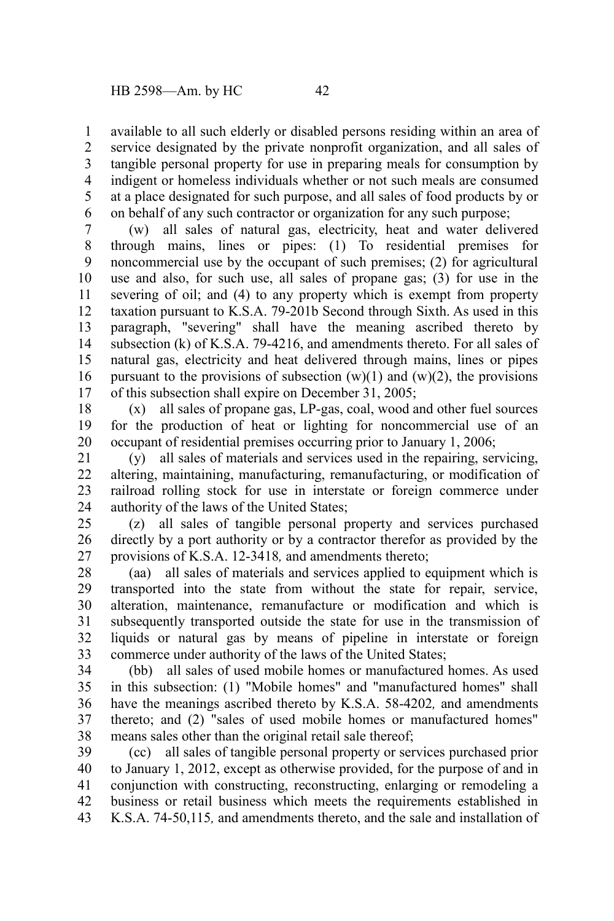available to all such elderly or disabled persons residing within an area of service designated by the private nonprofit organization, and all sales of tangible personal property for use in preparing meals for consumption by indigent or homeless individuals whether or not such meals are consumed at a place designated for such purpose, and all sales of food products by or on behalf of any such contractor or organization for any such purpose;

(w) all sales of natural gas, electricity, heat and water delivered through mains, lines or pipes: (1) To residential premises for noncommercial use by the occupant of such premises; (2) for agricultural use and also, for such use, all sales of propane gas; (3) for use in the severing of oil; and (4) to any property which is exempt from property taxation pursuant to K.S.A. 79-201b Second through Sixth. As used in this paragraph, "severing" shall have the meaning ascribed thereto by subsection (k) of K.S.A. 79-4216, and amendments thereto. For all sales of natural gas, electricity and heat delivered through mains, lines or pipes pursuant to the provisions of subsection (w)(1) and (w)(2), the provisions of this subsection shall expire on December 31, 2005;

(x) all sales of propane gas, LP-gas, coal, wood and other fuel sources for the production of heat or lighting for noncommercial use of an occupant of residential premises occurring prior to January 1, 2006;

(y) all sales of materials and services used in the repairing, servicing, altering, maintaining, manufacturing, remanufacturing, or modification of railroad rolling stock for use in interstate or foreign commerce under authority of the laws of the United States;

(z) all sales of tangible personal property and services purchased directly by a port authority or by a contractor therefor as provided by the provisions of K.S.A. 12-3418*,* and amendments thereto;

(aa) all sales of materials and services applied to equipment which is transported into the state from without the state for repair, service, alteration, maintenance, remanufacture or modification and which is subsequently transported outside the state for use in the transmission of liquids or natural gas by means of pipeline in interstate or foreign commerce under authority of the laws of the United States;

(bb) all sales of used mobile homes or manufactured homes. As used in this subsection: (1) "Mobile homes" and "manufactured homes" shall have the meanings ascribed thereto by K.S.A. 58-4202*,* and amendments thereto; and (2) "sales of used mobile homes or manufactured homes" means sales other than the original retail sale thereof;

(cc) all sales of tangible personal property or services purchased prior to January 1, 2012, except as otherwise provided, for the purpose of and in conjunction with constructing, reconstructing, enlarging or remodeling a business or retail business which meets the requirements established in K.S.A. 74-50,115*,* and amendments thereto, and the sale and installation of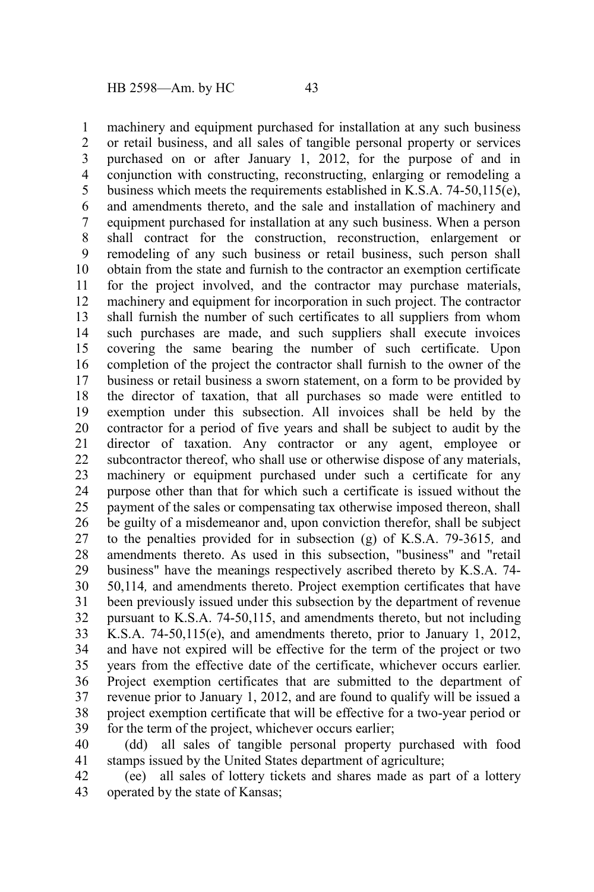machinery and equipment purchased for installation at any such business or retail business, and all sales of tangible personal property or services purchased on or after January 1, 2012, for the purpose of and in conjunction with constructing, reconstructing, enlarging or remodeling a business which meets the requirements established in K.S.A. 74-50,115(e), and amendments thereto, and the sale and installation of machinery and equipment purchased for installation at any such business. When a person shall contract for the construction, reconstruction, enlargement or remodeling of any such business or retail business, such person shall obtain from the state and furnish to the contractor an exemption certificate for the project involved, and the contractor may purchase materials, machinery and equipment for incorporation in such project. The contractor shall furnish the number of such certificates to all suppliers from whom such purchases are made, and such suppliers shall execute invoices covering the same bearing the number of such certificate. Upon completion of the project the contractor shall furnish to the owner of the business or retail business a sworn statement, on a form to be provided by the director of taxation, that all purchases so made were entitled to exemption under this subsection. All invoices shall be held by the contractor for a period of five years and shall be subject to audit by the director of taxation. Any contractor or any agent, employee or subcontractor thereof, who shall use or otherwise dispose of any materials, machinery or equipment purchased under such a certificate for any purpose other than that for which such a certificate is issued without the payment of the sales or compensating tax otherwise imposed thereon, shall be guilty of a misdemeanor and, upon conviction therefor, shall be subject to the penalties provided for in subsection (g) of K.S.A. 79-3615*,* and amendments thereto. As used in this subsection, "business" and "retail business" have the meanings respectively ascribed thereto by K.S.A. 74-50,114*,* and amendments thereto. Project exemption certificates that have been previously issued under this subsection by the department of revenue pursuant to K.S.A. 74-50,115, and amendments thereto, but not including K.S.A. 74-50,115(e), and amendments thereto, prior to January 1, 2012, and have not expired will be effective for the term of the project or two years from the effective date of the certificate, whichever occurs earlier. Project exemption certificates that are submitted to the department of revenue prior to January 1, 2012, and are found to qualify will be issued a project exemption certificate that will be effective for a two-year period or for the term of the project, whichever occurs earlier;

(dd) all sales of tangible personal property purchased with food stamps issued by the United States department of agriculture;

(ee) all sales of lottery tickets and shares made as part of a lottery operated by the state of Kansas;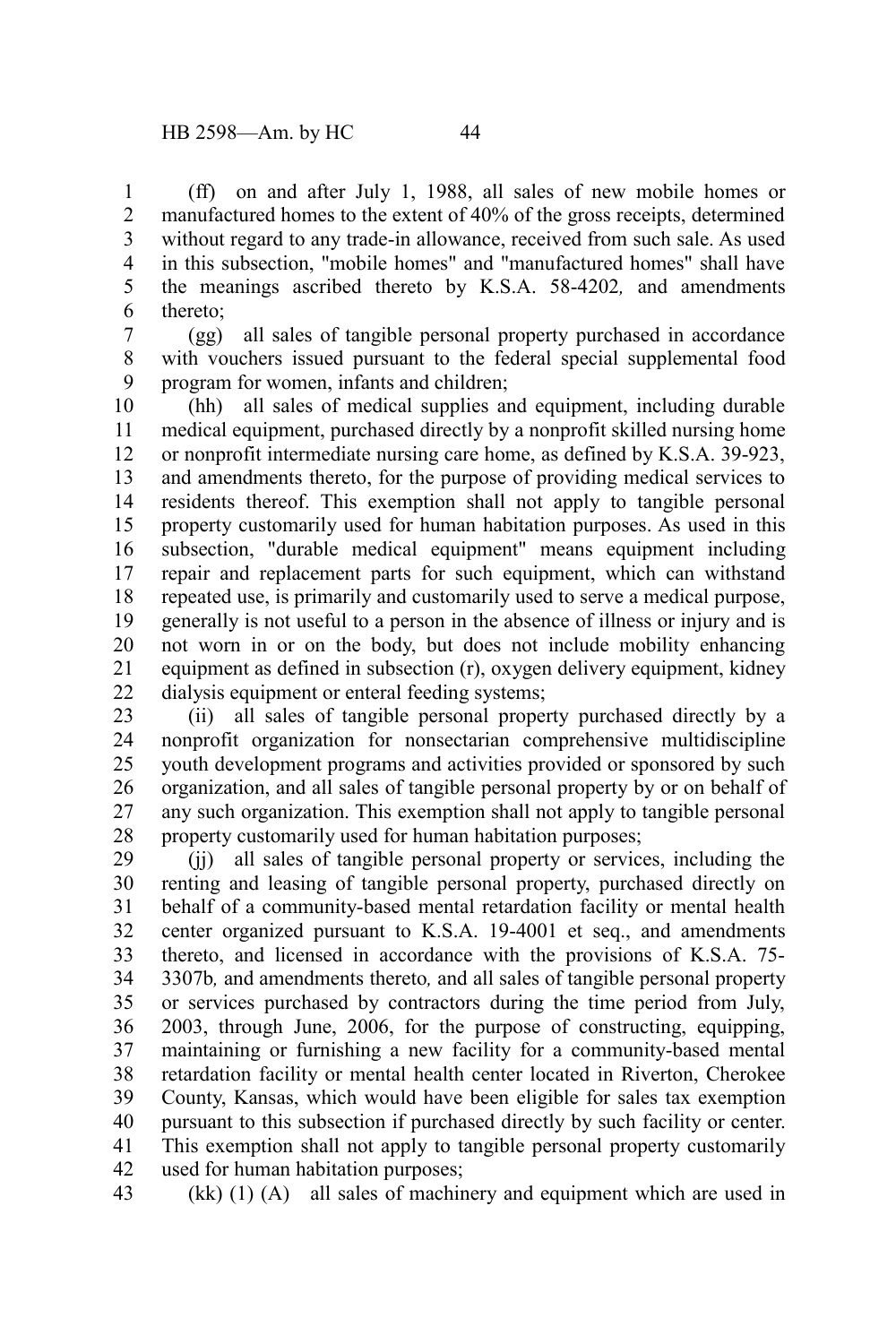(ff) on and after July 1, 1988, all sales of new mobile homes or manufactured homes to the extent of 40% of the gross receipts, determined without regard to any trade-in allowance, received from such sale. As used in this subsection, "mobile homes" and "manufactured homes" shall have the meanings ascribed thereto by K.S.A. 58-4202*,* and amendments thereto;

(gg) all sales of tangible personal property purchased in accordance with vouchers issued pursuant to the federal special supplemental food program for women, infants and children;

(hh) all sales of medical supplies and equipment, including durable medical equipment, purchased directly by a nonprofit skilled nursing home or nonprofit intermediate nursing care home, as defined by K.S.A. 39-923, and amendments thereto, for the purpose of providing medical services to residents thereof. This exemption shall not apply to tangible personal property customarily used for human habitation purposes. As used in this subsection, "durable medical equipment" means equipment including repair and replacement parts for such equipment, which can withstand repeated use, is primarily and customarily used to serve a medical purpose, generally is not useful to a person in the absence of illness or injury and is not worn in or on the body, but does not include mobility enhancing equipment as defined in subsection (r), oxygen delivery equipment, kidney dialysis equipment or enteral feeding systems;

(ii) all sales of tangible personal property purchased directly by a nonprofit organization for nonsectarian comprehensive multidiscipline youth development programs and activities provided or sponsored by such organization, and all sales of tangible personal property by or on behalf of any such organization. This exemption shall not apply to tangible personal property customarily used for human habitation purposes;

(jj) all sales of tangible personal property or services, including the renting and leasing of tangible personal property, purchased directly on behalf of a community-based mental retardation facility or mental health center organized pursuant to K.S.A. 19-4001 et seq., and amendments thereto, and licensed in accordance with the provisions of K.S.A. 75-3307b*,* and amendments thereto*,* and all sales of tangible personal property or services purchased by contractors during the time period from July, 2003, through June, 2006, for the purpose of constructing, equipping, maintaining or furnishing a new facility for a community-based mental retardation facility or mental health center located in Riverton, Cherokee County, Kansas, which would have been eligible for sales tax exemption pursuant to this subsection if purchased directly by such facility or center. This exemption shall not apply to tangible personal property customarily used for human habitation purposes;

(kk) (1) (A) all sales of machinery and equipment which are used in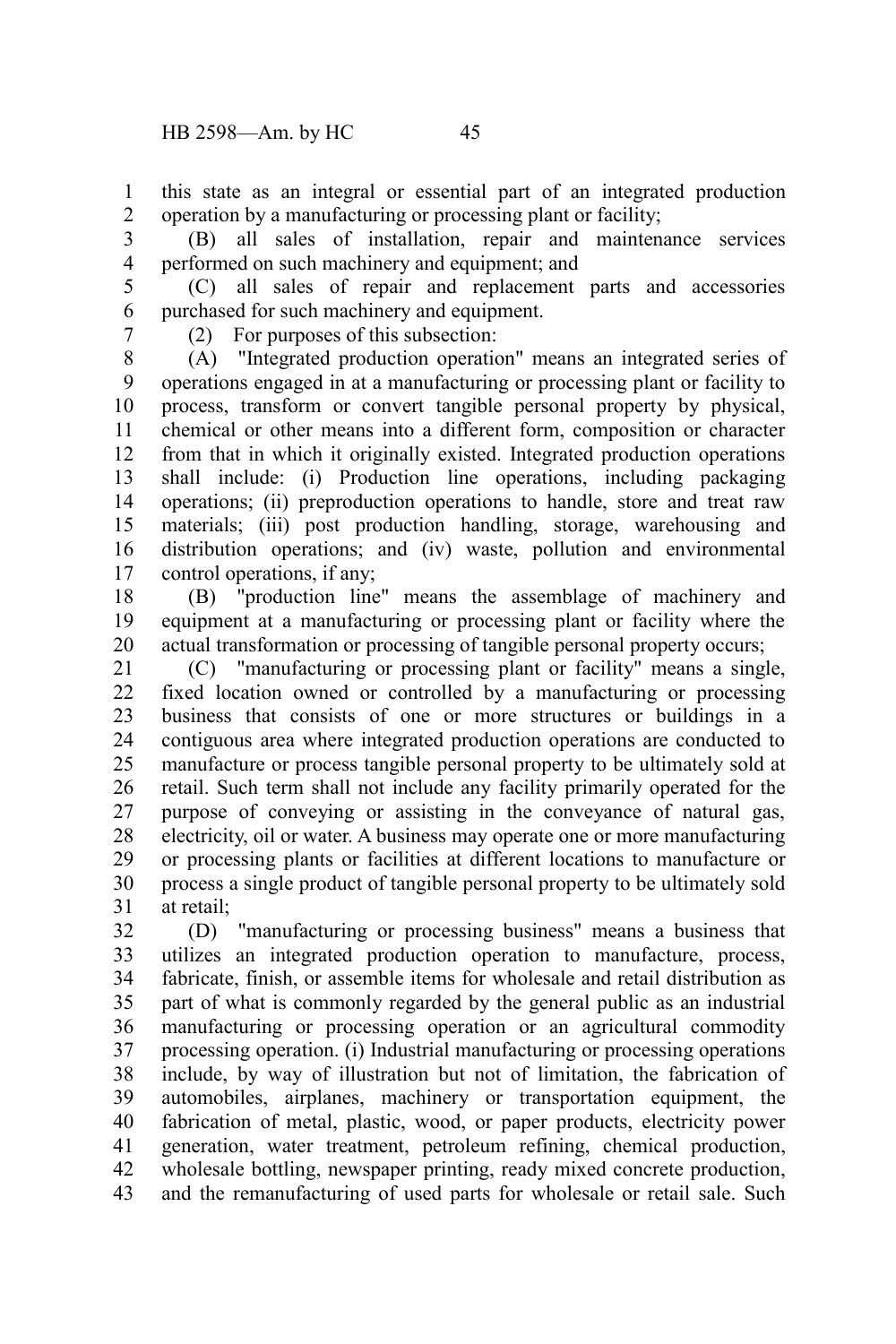this state as an integral or essential part of an integrated production operation by a manufacturing or processing plant or facility;

(B) all sales of installation, repair and maintenance services performed on such machinery and equipment; and

(C) all sales of repair and replacement parts and accessories purchased for such machinery and equipment.

(2) For purposes of this subsection:

(A) "Integrated production operation" means an integrated series of operations engaged in at a manufacturing or processing plant or facility to process, transform or convert tangible personal property by physical, chemical or other means into a different form, composition or character from that in which it originally existed. Integrated production operations shall include: (i) Production line operations, including packaging operations; (ii) preproduction operations to handle, store and treat raw materials; (iii) post production handling, storage, warehousing and distribution operations; and (iv) waste, pollution and environmental control operations, if any;

(B) "production line" means the assemblage of machinery and equipment at a manufacturing or processing plant or facility where the actual transformation or processing of tangible personal property occurs;

(C) "manufacturing or processing plant or facility" means a single, fixed location owned or controlled by a manufacturing or processing business that consists of one or more structures or buildings in a contiguous area where integrated production operations are conducted to manufacture or process tangible personal property to be ultimately sold at retail. Such term shall not include any facility primarily operated for the purpose of conveying or assisting in the conveyance of natural gas, electricity, oil or water. A business may operate one or more manufacturing or processing plants or facilities at different locations to manufacture or process a single product of tangible personal property to be ultimately sold at retail;

(D) "manufacturing or processing business" means a business that utilizes an integrated production operation to manufacture, process, fabricate, finish, or assemble items for wholesale and retail distribution as part of what is commonly regarded by the general public as an industrial manufacturing or processing operation or an agricultural commodity processing operation. (i) Industrial manufacturing or processing operations include, by way of illustration but not of limitation, the fabrication of automobiles, airplanes, machinery or transportation equipment, the fabrication of metal, plastic, wood, or paper products, electricity power generation, water treatment, petroleum refining, chemical production, wholesale bottling, newspaper printing, ready mixed concrete production, and the remanufacturing of used parts for wholesale or retail sale. Such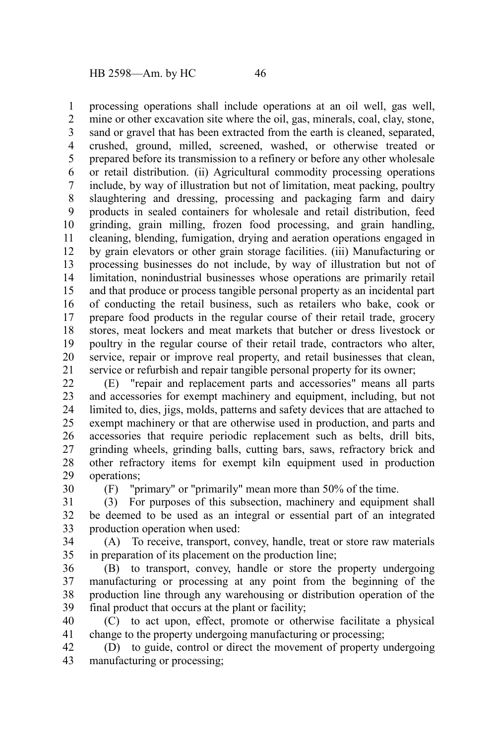processing operations shall include operations at an oil well, gas well, mine or other excavation site where the oil, gas, minerals, coal, clay, stone, sand or gravel that has been extracted from the earth is cleaned, separated, crushed, ground, milled, screened, washed, or otherwise treated or prepared before its transmission to a refinery or before any other wholesale or retail distribution. (ii) Agricultural commodity processing operations include, by way of illustration but not of limitation, meat packing, poultry slaughtering and dressing, processing and packaging farm and dairy products in sealed containers for wholesale and retail distribution, feed grinding, grain milling, frozen food processing, and grain handling, cleaning, blending, fumigation, drying and aeration operations engaged in by grain elevators or other grain storage facilities. (iii) Manufacturing or processing businesses do not include, by way of illustration but not of limitation, nonindustrial businesses whose operations are primarily retail and that produce or process tangible personal property as an incidental part of conducting the retail business, such as retailers who bake, cook or prepare food products in the regular course of their retail trade, grocery stores, meat lockers and meat markets that butcher or dress livestock or poultry in the regular course of their retail trade, contractors who alter, service, repair or improve real property, and retail businesses that clean, service or refurbish and repair tangible personal property for its owner;

(E) "repair and replacement parts and accessories" means all parts and accessories for exempt machinery and equipment, including, but not limited to, dies, jigs, molds, patterns and safety devices that are attached to exempt machinery or that are otherwise used in production, and parts and accessories that require periodic replacement such as belts, drill bits, grinding wheels, grinding balls, cutting bars, saws, refractory brick and other refractory items for exempt kiln equipment used in production operations;

(F) "primary" or "primarily" mean more than 50% of the time.

(3) For purposes of this subsection, machinery and equipment shall be deemed to be used as an integral or essential part of an integrated production operation when used:

(A) To receive, transport, convey, handle, treat or store raw materials in preparation of its placement on the production line;

(B) to transport, convey, handle or store the property undergoing manufacturing or processing at any point from the beginning of the production line through any warehousing or distribution operation of the final product that occurs at the plant or facility;

(C) to act upon, effect, promote or otherwise facilitate a physical change to the property undergoing manufacturing or processing;

(D) to guide, control or direct the movement of property undergoing manufacturing or processing;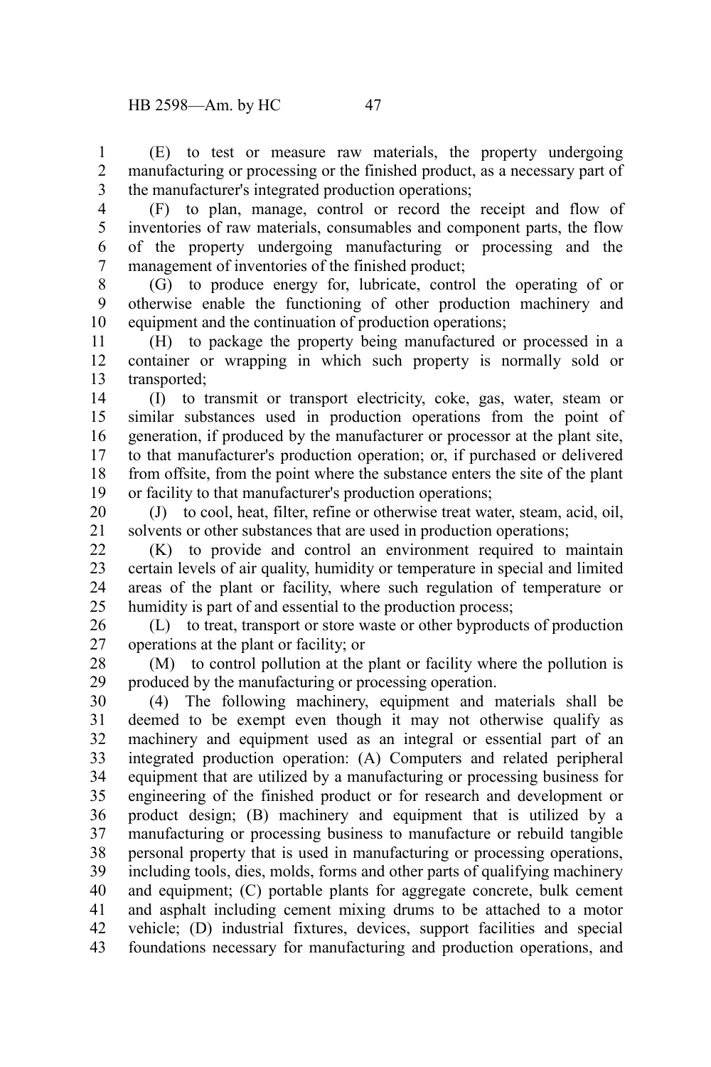(E) to test or measure raw materials, the property undergoing manufacturing or processing or the finished product, as a necessary part of the manufacturer's integrated production operations;

(F) to plan, manage, control or record the receipt and flow of inventories of raw materials, consumables and component parts, the flow of the property undergoing manufacturing or processing and the management of inventories of the finished product;

(G) to produce energy for, lubricate, control the operating of or otherwise enable the functioning of other production machinery and equipment and the continuation of production operations;

(H) to package the property being manufactured or processed in a container or wrapping in which such property is normally sold or transported;

(I) to transmit or transport electricity, coke, gas, water, steam or similar substances used in production operations from the point of generation, if produced by the manufacturer or processor at the plant site, to that manufacturer's production operation; or, if purchased or delivered from offsite, from the point where the substance enters the site of the plant or facility to that manufacturer's production operations;

(J) to cool, heat, filter, refine or otherwise treat water, steam, acid, oil, solvents or other substances that are used in production operations;

(K) to provide and control an environment required to maintain certain levels of air quality, humidity or temperature in special and limited areas of the plant or facility, where such regulation of temperature or humidity is part of and essential to the production process;

(L) to treat, transport or store waste or other byproducts of production operations at the plant or facility; or

(M) to control pollution at the plant or facility where the pollution is produced by the manufacturing or processing operation.

(4) The following machinery, equipment and materials shall be deemed to be exempt even though it may not otherwise qualify as machinery and equipment used as an integral or essential part of an integrated production operation: (A) Computers and related peripheral equipment that are utilized by a manufacturing or processing business for engineering of the finished product or for research and development or product design; (B) machinery and equipment that is utilized by a manufacturing or processing business to manufacture or rebuild tangible personal property that is used in manufacturing or processing operations, including tools, dies, molds, forms and other parts of qualifying machinery and equipment; (C) portable plants for aggregate concrete, bulk cement and asphalt including cement mixing drums to be attached to a motor vehicle; (D) industrial fixtures, devices, support facilities and special foundations necessary for manufacturing and production operations, and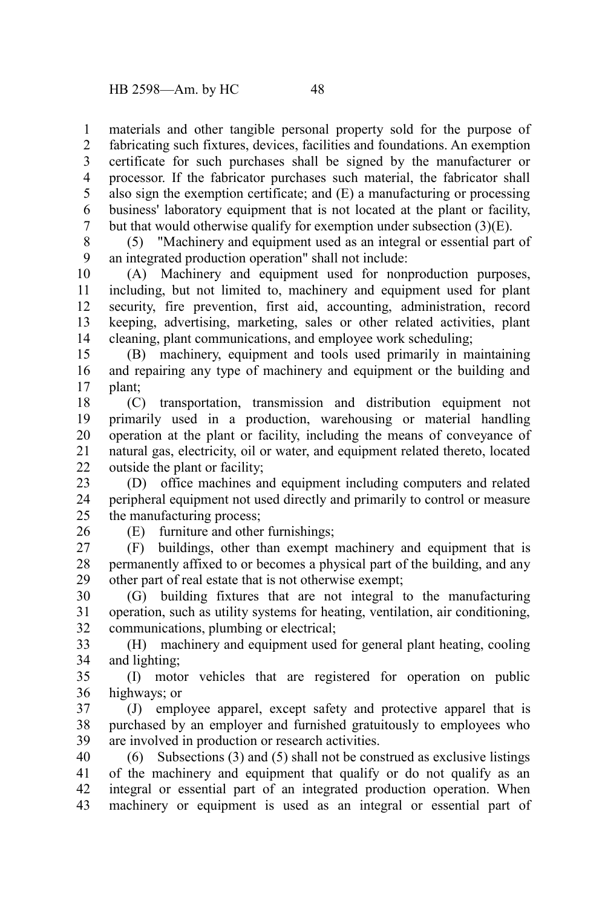materials and other tangible personal property sold for the purpose of fabricating such fixtures, devices, facilities and foundations. An exemption certificate for such purchases shall be signed by the manufacturer or processor. If the fabricator purchases such material, the fabricator shall also sign the exemption certificate; and (E) a manufacturing or processing business' laboratory equipment that is not located at the plant or facility, but that would otherwise qualify for exemption under subsection (3)(E).

(5) "Machinery and equipment used as an integral or essential part of an integrated production operation" shall not include:

(A) Machinery and equipment used for nonproduction purposes, including, but not limited to, machinery and equipment used for plant security, fire prevention, first aid, accounting, administration, record keeping, advertising, marketing, sales or other related activities, plant cleaning, plant communications, and employee work scheduling;

(B) machinery, equipment and tools used primarily in maintaining and repairing any type of machinery and equipment or the building and plant;

(C) transportation, transmission and distribution equipment not primarily used in a production, warehousing or material handling operation at the plant or facility, including the means of conveyance of natural gas, electricity, oil or water, and equipment related thereto, located outside the plant or facility;

(D) office machines and equipment including computers and related peripheral equipment not used directly and primarily to control or measure the manufacturing process;

(E) furniture and other furnishings;

(F) buildings, other than exempt machinery and equipment that is permanently affixed to or becomes a physical part of the building, and any other part of real estate that is not otherwise exempt;

(G) building fixtures that are not integral to the manufacturing operation, such as utility systems for heating, ventilation, air conditioning, communications, plumbing or electrical;

(H) machinery and equipment used for general plant heating, cooling and lighting;

(I) motor vehicles that are registered for operation on public highways; or

(J) employee apparel, except safety and protective apparel that is purchased by an employer and furnished gratuitously to employees who are involved in production or research activities.

(6) Subsections (3) and (5) shall not be construed as exclusive listings of the machinery and equipment that qualify or do not qualify as an integral or essential part of an integrated production operation. When machinery or equipment is used as an integral or essential part of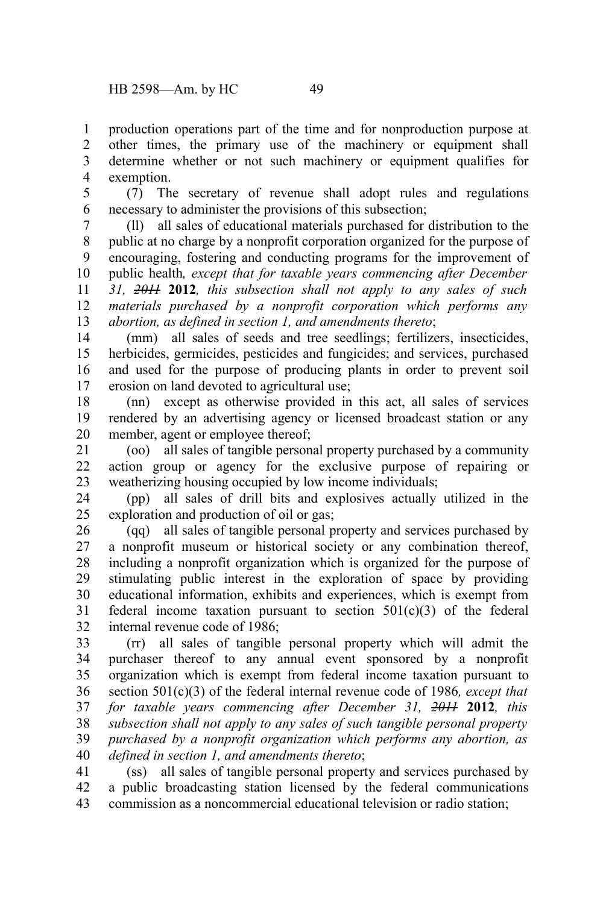production operations part of the time and for nonproduction purpose at other times, the primary use of the machinery or equipment shall determine whether or not such machinery or equipment qualifies for exemption.

(7) The secretary of revenue shall adopt rules and regulations necessary to administer the provisions of this subsection;

(ll) all sales of educational materials purchased for distribution to the public at no charge by a nonprofit corporation organized for the purpose of encouraging, fostering and conducting programs for the improvement of public health*, except that for taxable years commencing after December 31, ~~2011~~* **2012***, this subsection shall not apply to any sales of such materials purchased by a nonprofit corporation which performs any abortion, as defined in section 1, and amendments thereto*;

(mm) all sales of seeds and tree seedlings; fertilizers, insecticides, herbicides, germicides, pesticides and fungicides; and services, purchased and used for the purpose of producing plants in order to prevent soil erosion on land devoted to agricultural use;

(nn) except as otherwise provided in this act, all sales of services rendered by an advertising agency or licensed broadcast station or any member, agent or employee thereof;

(oo) all sales of tangible personal property purchased by a community action group or agency for the exclusive purpose of repairing or weatherizing housing occupied by low income individuals;

(pp) all sales of drill bits and explosives actually utilized in the exploration and production of oil or gas;

(qq) all sales of tangible personal property and services purchased by a nonprofit museum or historical society or any combination thereof, including a nonprofit organization which is organized for the purpose of stimulating public interest in the exploration of space by providing educational information, exhibits and experiences, which is exempt from federal income taxation pursuant to section 501(c)(3) of the federal internal revenue code of 1986;

(rr) all sales of tangible personal property which will admit the purchaser thereof to any annual event sponsored by a nonprofit organization which is exempt from federal income taxation pursuant to section 501(c)(3) of the federal internal revenue code of 1986*, except that for taxable years commencing after December 31, ~~2011~~* **2012***, this subsection shall not apply to any sales of such tangible personal property purchased by a nonprofit organization which performs any abortion, as defined in section 1, and amendments thereto*;

(ss) all sales of tangible personal property and services purchased by a public broadcasting station licensed by the federal communications commission as a noncommercial educational television or radio station;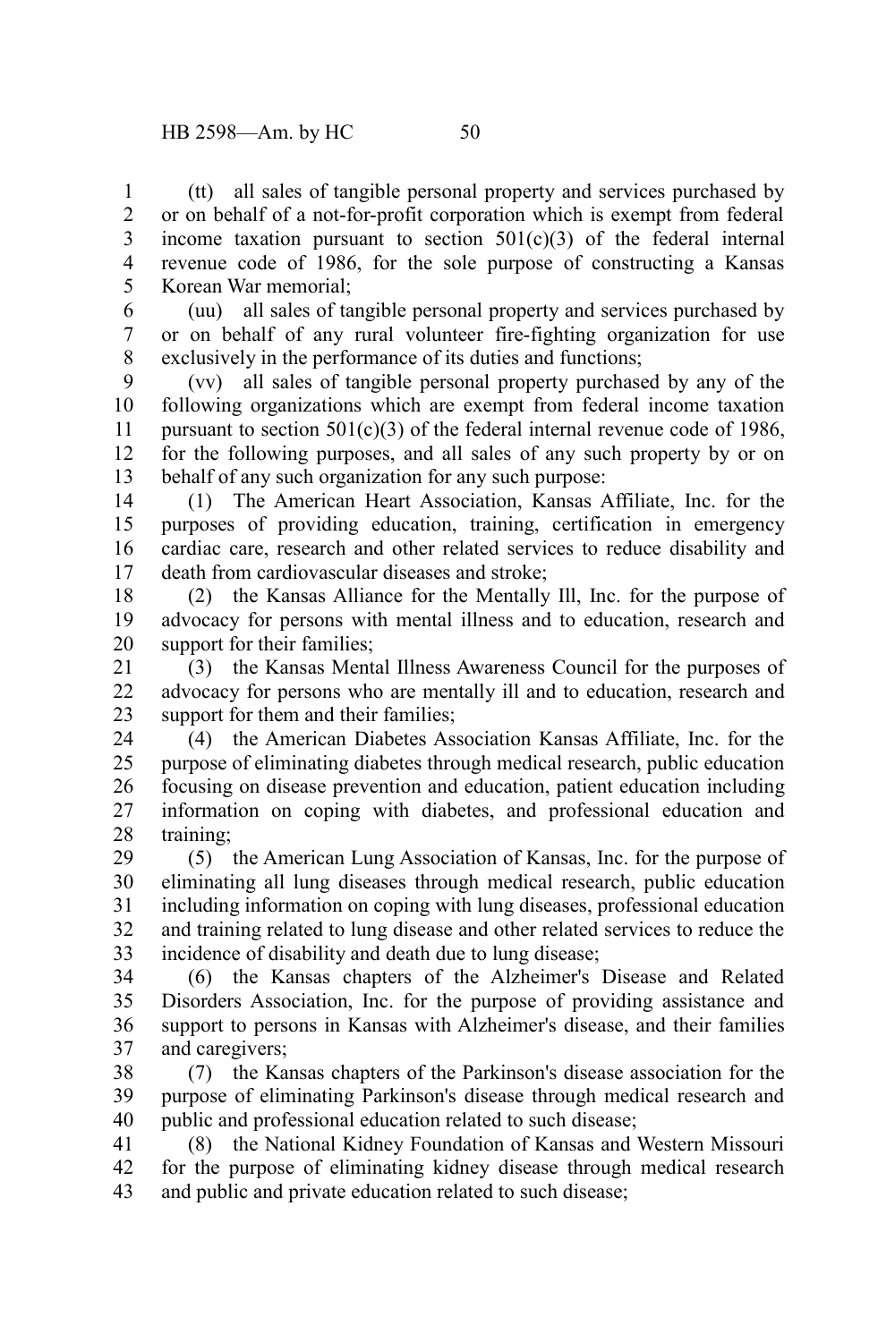(tt) all sales of tangible personal property and services purchased by or on behalf of a not-for-profit corporation which is exempt from federal income taxation pursuant to section 501(c)(3) of the federal internal revenue code of 1986, for the sole purpose of constructing a Kansas Korean War memorial;

(uu) all sales of tangible personal property and services purchased by or on behalf of any rural volunteer fire-fighting organization for use exclusively in the performance of its duties and functions;

(vv) all sales of tangible personal property purchased by any of the following organizations which are exempt from federal income taxation pursuant to section 501(c)(3) of the federal internal revenue code of 1986, for the following purposes, and all sales of any such property by or on behalf of any such organization for any such purpose:

(1) The American Heart Association, Kansas Affiliate, Inc. for the purposes of providing education, training, certification in emergency cardiac care, research and other related services to reduce disability and death from cardiovascular diseases and stroke;

(2) the Kansas Alliance for the Mentally Ill, Inc. for the purpose of advocacy for persons with mental illness and to education, research and support for their families;

(3) the Kansas Mental Illness Awareness Council for the purposes of advocacy for persons who are mentally ill and to education, research and support for them and their families;

(4) the American Diabetes Association Kansas Affiliate, Inc. for the purpose of eliminating diabetes through medical research, public education focusing on disease prevention and education, patient education including information on coping with diabetes, and professional education and training;

(5) the American Lung Association of Kansas, Inc. for the purpose of eliminating all lung diseases through medical research, public education including information on coping with lung diseases, professional education and training related to lung disease and other related services to reduce the incidence of disability and death due to lung disease;

(6) the Kansas chapters of the Alzheimer's Disease and Related Disorders Association, Inc. for the purpose of providing assistance and support to persons in Kansas with Alzheimer's disease, and their families and caregivers;

(7) the Kansas chapters of the Parkinson's disease association for the purpose of eliminating Parkinson's disease through medical research and public and professional education related to such disease;

(8) the National Kidney Foundation of Kansas and Western Missouri for the purpose of eliminating kidney disease through medical research and public and private education related to such disease;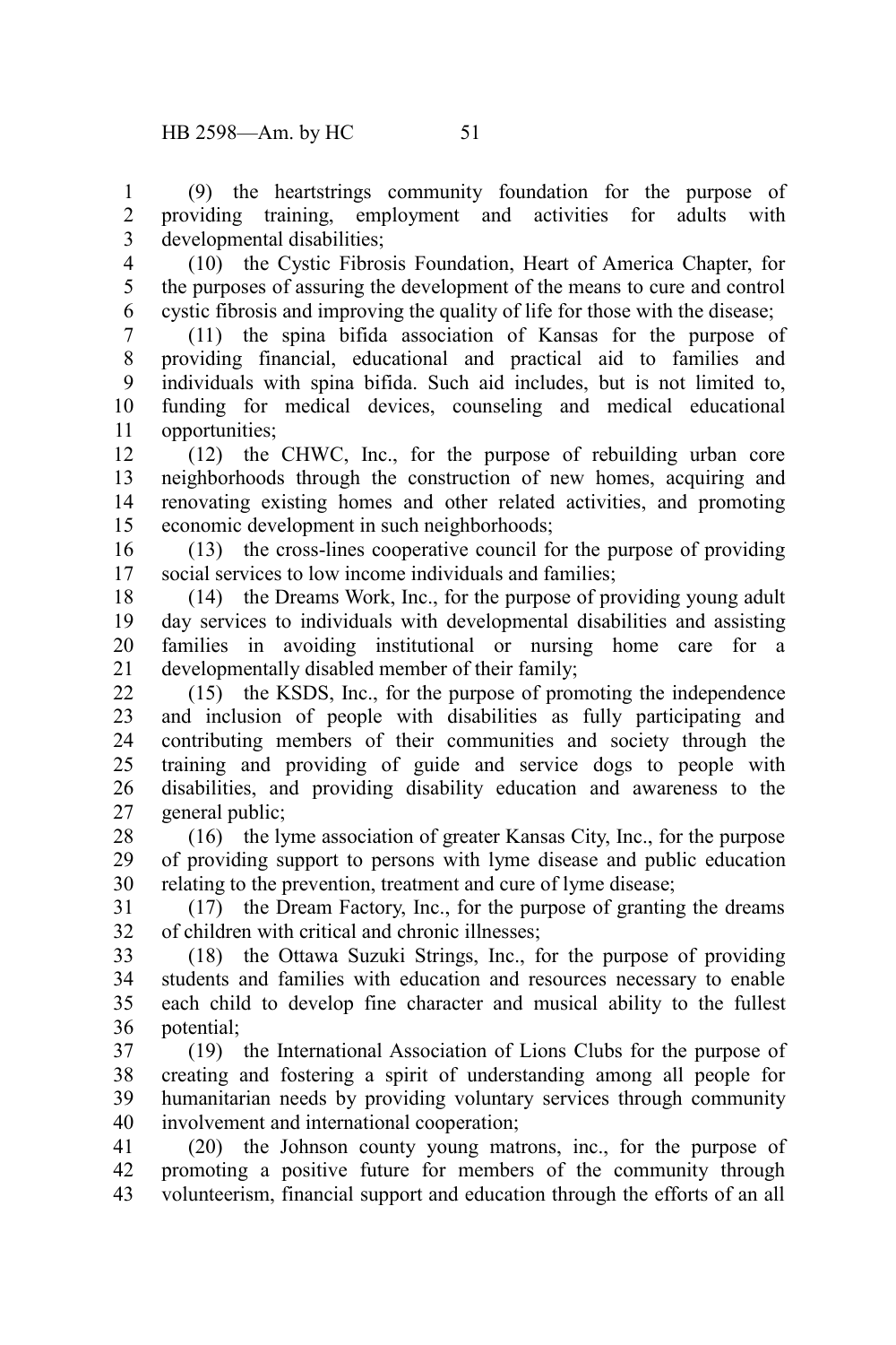(9) the heartstrings community foundation for the purpose of providing training, employment and activities for adults with developmental disabilities;

(10) the Cystic Fibrosis Foundation, Heart of America Chapter, for the purposes of assuring the development of the means to cure and control cystic fibrosis and improving the quality of life for those with the disease;

(11) the spina bifida association of Kansas for the purpose of providing financial, educational and practical aid to families and individuals with spina bifida. Such aid includes, but is not limited to, funding for medical devices, counseling and medical educational opportunities;

(12) the CHWC, Inc., for the purpose of rebuilding urban core neighborhoods through the construction of new homes, acquiring and renovating existing homes and other related activities, and promoting economic development in such neighborhoods;

(13) the cross-lines cooperative council for the purpose of providing social services to low income individuals and families;

(14) the Dreams Work, Inc., for the purpose of providing young adult day services to individuals with developmental disabilities and assisting families in avoiding institutional or nursing home care for a developmentally disabled member of their family;

(15) the KSDS, Inc., for the purpose of promoting the independence and inclusion of people with disabilities as fully participating and contributing members of their communities and society through the training and providing of guide and service dogs to people with disabilities, and providing disability education and awareness to the general public;

(16) the lyme association of greater Kansas City, Inc., for the purpose of providing support to persons with lyme disease and public education relating to the prevention, treatment and cure of lyme disease;

(17) the Dream Factory, Inc., for the purpose of granting the dreams of children with critical and chronic illnesses;

(18) the Ottawa Suzuki Strings, Inc., for the purpose of providing students and families with education and resources necessary to enable each child to develop fine character and musical ability to the fullest potential;

(19) the International Association of Lions Clubs for the purpose of creating and fostering a spirit of understanding among all people for humanitarian needs by providing voluntary services through community involvement and international cooperation;

(20) the Johnson county young matrons, inc., for the purpose of promoting a positive future for members of the community through volunteerism, financial support and education through the efforts of an all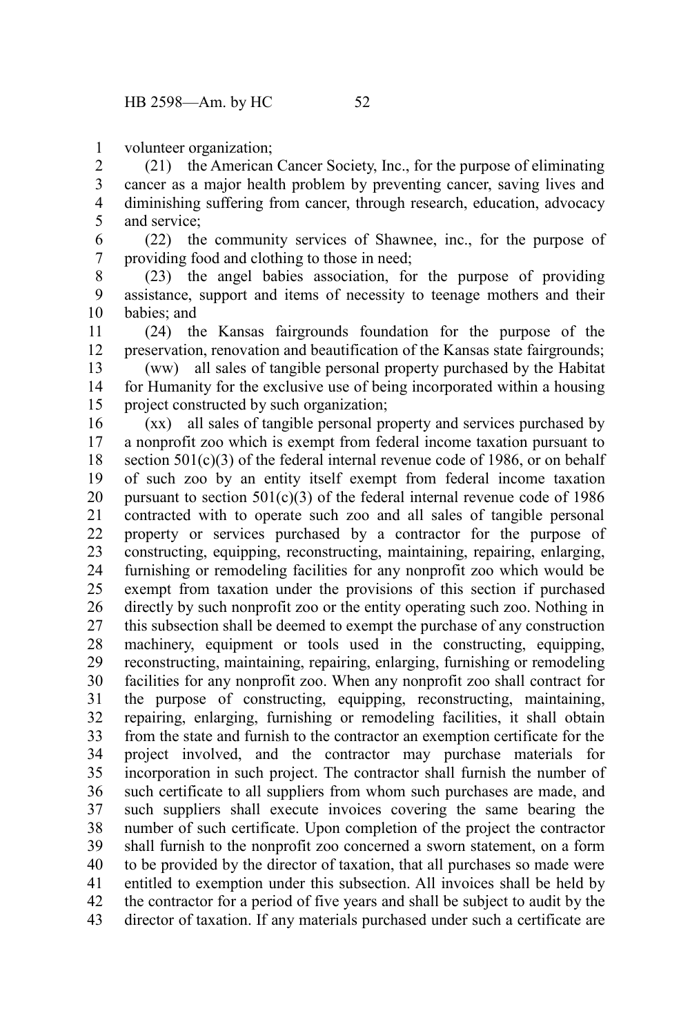volunteer organization;

(21) the American Cancer Society, Inc., for the purpose of eliminating cancer as a major health problem by preventing cancer, saving lives and diminishing suffering from cancer, through research, education, advocacy and service;

(22) the community services of Shawnee, inc., for the purpose of providing food and clothing to those in need;

(23) the angel babies association, for the purpose of providing assistance, support and items of necessity to teenage mothers and their babies; and

(24) the Kansas fairgrounds foundation for the purpose of the preservation, renovation and beautification of the Kansas state fairgrounds;

(ww) all sales of tangible personal property purchased by the Habitat for Humanity for the exclusive use of being incorporated within a housing project constructed by such organization;

(xx) all sales of tangible personal property and services purchased by a nonprofit zoo which is exempt from federal income taxation pursuant to section 501(c)(3) of the federal internal revenue code of 1986, or on behalf of such zoo by an entity itself exempt from federal income taxation pursuant to section 501(c)(3) of the federal internal revenue code of 1986 contracted with to operate such zoo and all sales of tangible personal property or services purchased by a contractor for the purpose of constructing, equipping, reconstructing, maintaining, repairing, enlarging, furnishing or remodeling facilities for any nonprofit zoo which would be exempt from taxation under the provisions of this section if purchased directly by such nonprofit zoo or the entity operating such zoo. Nothing in this subsection shall be deemed to exempt the purchase of any construction machinery, equipment or tools used in the constructing, equipping, reconstructing, maintaining, repairing, enlarging, furnishing or remodeling facilities for any nonprofit zoo. When any nonprofit zoo shall contract for the purpose of constructing, equipping, reconstructing, maintaining, repairing, enlarging, furnishing or remodeling facilities, it shall obtain from the state and furnish to the contractor an exemption certificate for the project involved, and the contractor may purchase materials for incorporation in such project. The contractor shall furnish the number of such certificate to all suppliers from whom such purchases are made, and such suppliers shall execute invoices covering the same bearing the number of such certificate. Upon completion of the project the contractor shall furnish to the nonprofit zoo concerned a sworn statement, on a form to be provided by the director of taxation, that all purchases so made were entitled to exemption under this subsection. All invoices shall be held by the contractor for a period of five years and shall be subject to audit by the director of taxation. If any materials purchased under such a certificate are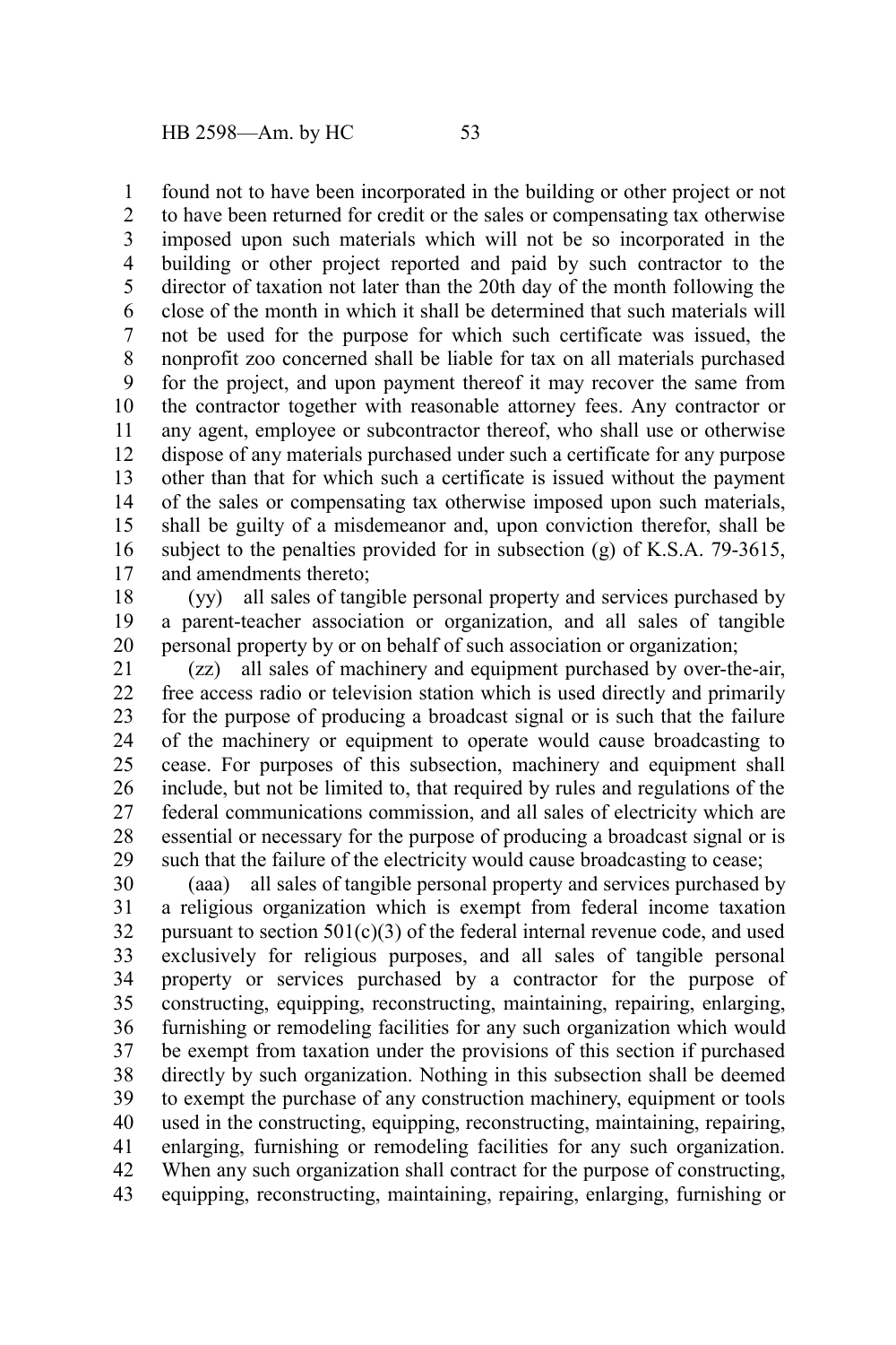found not to have been incorporated in the building or other project or not to have been returned for credit or the sales or compensating tax otherwise imposed upon such materials which will not be so incorporated in the building or other project reported and paid by such contractor to the director of taxation not later than the 20th day of the month following the close of the month in which it shall be determined that such materials will not be used for the purpose for which such certificate was issued, the nonprofit zoo concerned shall be liable for tax on all materials purchased for the project, and upon payment thereof it may recover the same from the contractor together with reasonable attorney fees. Any contractor or any agent, employee or subcontractor thereof, who shall use or otherwise dispose of any materials purchased under such a certificate for any purpose other than that for which such a certificate is issued without the payment of the sales or compensating tax otherwise imposed upon such materials, shall be guilty of a misdemeanor and, upon conviction therefor, shall be subject to the penalties provided for in subsection (g) of K.S.A. 79-3615, and amendments thereto;

(yy) all sales of tangible personal property and services purchased by a parent-teacher association or organization, and all sales of tangible personal property by or on behalf of such association or organization;

(zz) all sales of machinery and equipment purchased by over-the-air, free access radio or television station which is used directly and primarily for the purpose of producing a broadcast signal or is such that the failure of the machinery or equipment to operate would cause broadcasting to cease. For purposes of this subsection, machinery and equipment shall include, but not be limited to, that required by rules and regulations of the federal communications commission, and all sales of electricity which are essential or necessary for the purpose of producing a broadcast signal or is such that the failure of the electricity would cause broadcasting to cease;

(aaa) all sales of tangible personal property and services purchased by a religious organization which is exempt from federal income taxation pursuant to section 501(c)(3) of the federal internal revenue code, and used exclusively for religious purposes, and all sales of tangible personal property or services purchased by a contractor for the purpose of constructing, equipping, reconstructing, maintaining, repairing, enlarging, furnishing or remodeling facilities for any such organization which would be exempt from taxation under the provisions of this section if purchased directly by such organization. Nothing in this subsection shall be deemed to exempt the purchase of any construction machinery, equipment or tools used in the constructing, equipping, reconstructing, maintaining, repairing, enlarging, furnishing or remodeling facilities for any such organization. When any such organization shall contract for the purpose of constructing, equipping, reconstructing, maintaining, repairing, enlarging, furnishing or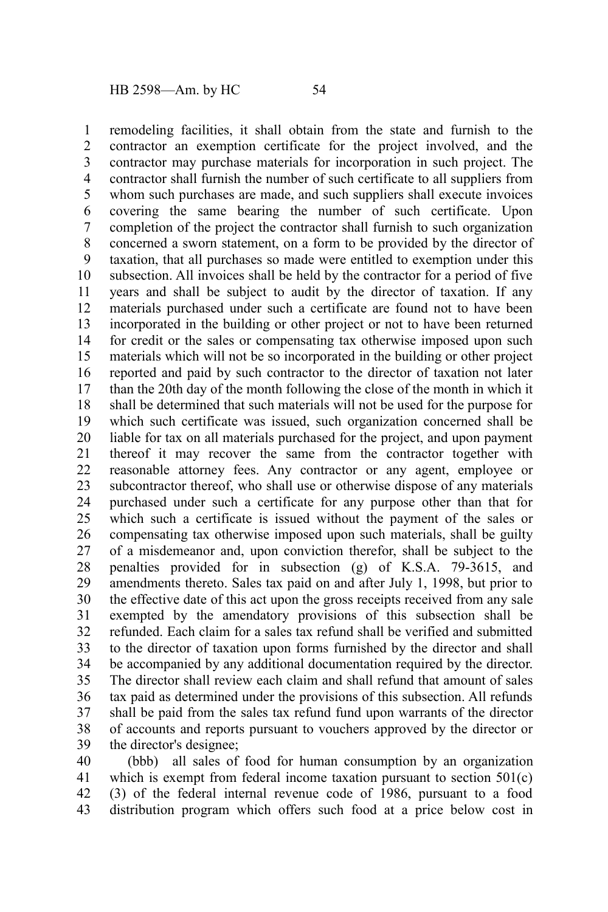remodeling facilities, it shall obtain from the state and furnish to the contractor an exemption certificate for the project involved, and the contractor may purchase materials for incorporation in such project. The contractor shall furnish the number of such certificate to all suppliers from whom such purchases are made, and such suppliers shall execute invoices covering the same bearing the number of such certificate. Upon completion of the project the contractor shall furnish to such organization concerned a sworn statement, on a form to be provided by the director of taxation, that all purchases so made were entitled to exemption under this subsection. All invoices shall be held by the contractor for a period of five years and shall be subject to audit by the director of taxation. If any materials purchased under such a certificate are found not to have been incorporated in the building or other project or not to have been returned for credit or the sales or compensating tax otherwise imposed upon such materials which will not be so incorporated in the building or other project reported and paid by such contractor to the director of taxation not later than the 20th day of the month following the close of the month in which it shall be determined that such materials will not be used for the purpose for which such certificate was issued, such organization concerned shall be liable for tax on all materials purchased for the project, and upon payment thereof it may recover the same from the contractor together with reasonable attorney fees. Any contractor or any agent, employee or subcontractor thereof, who shall use or otherwise dispose of any materials purchased under such a certificate for any purpose other than that for which such a certificate is issued without the payment of the sales or compensating tax otherwise imposed upon such materials, shall be guilty of a misdemeanor and, upon conviction therefor, shall be subject to the penalties provided for in subsection (g) of K.S.A. 79-3615, and amendments thereto. Sales tax paid on and after July 1, 1998, but prior to the effective date of this act upon the gross receipts received from any sale exempted by the amendatory provisions of this subsection shall be refunded. Each claim for a sales tax refund shall be verified and submitted to the director of taxation upon forms furnished by the director and shall be accompanied by any additional documentation required by the director. The director shall review each claim and shall refund that amount of sales tax paid as determined under the provisions of this subsection. All refunds shall be paid from the sales tax refund fund upon warrants of the director of accounts and reports pursuant to vouchers approved by the director or the director's designee;

(bbb) all sales of food for human consumption by an organization which is exempt from federal income taxation pursuant to section 501(c)(3) of the federal internal revenue code of 1986, pursuant to a food distribution program which offers such food at a price below cost in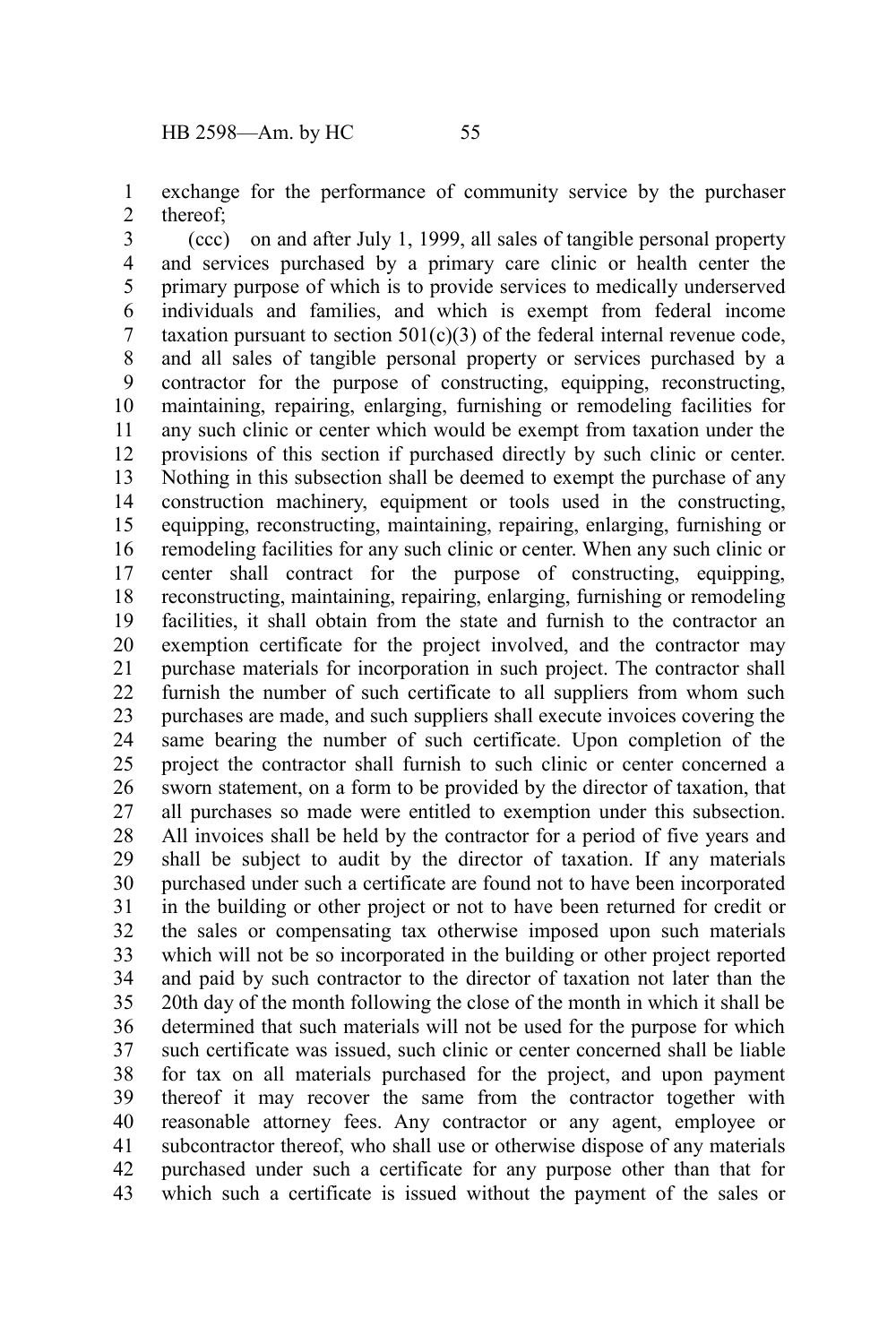exchange for the performance of community service by the purchaser thereof;

(ccc) on and after July 1, 1999, all sales of tangible personal property and services purchased by a primary care clinic or health center the primary purpose of which is to provide services to medically underserved individuals and families, and which is exempt from federal income taxation pursuant to section 501(c)(3) of the federal internal revenue code, and all sales of tangible personal property or services purchased by a contractor for the purpose of constructing, equipping, reconstructing, maintaining, repairing, enlarging, furnishing or remodeling facilities for any such clinic or center which would be exempt from taxation under the provisions of this section if purchased directly by such clinic or center. Nothing in this subsection shall be deemed to exempt the purchase of any construction machinery, equipment or tools used in the constructing, equipping, reconstructing, maintaining, repairing, enlarging, furnishing or remodeling facilities for any such clinic or center. When any such clinic or center shall contract for the purpose of constructing, equipping, reconstructing, maintaining, repairing, enlarging, furnishing or remodeling facilities, it shall obtain from the state and furnish to the contractor an exemption certificate for the project involved, and the contractor may purchase materials for incorporation in such project. The contractor shall furnish the number of such certificate to all suppliers from whom such purchases are made, and such suppliers shall execute invoices covering the same bearing the number of such certificate. Upon completion of the project the contractor shall furnish to such clinic or center concerned a sworn statement, on a form to be provided by the director of taxation, that all purchases so made were entitled to exemption under this subsection. All invoices shall be held by the contractor for a period of five years and shall be subject to audit by the director of taxation. If any materials purchased under such a certificate are found not to have been incorporated in the building or other project or not to have been returned for credit or the sales or compensating tax otherwise imposed upon such materials which will not be so incorporated in the building or other project reported and paid by such contractor to the director of taxation not later than the 20th day of the month following the close of the month in which it shall be determined that such materials will not be used for the purpose for which such certificate was issued, such clinic or center concerned shall be liable for tax on all materials purchased for the project, and upon payment thereof it may recover the same from the contractor together with reasonable attorney fees. Any contractor or any agent, employee or subcontractor thereof, who shall use or otherwise dispose of any materials purchased under such a certificate for any purpose other than that for which such a certificate is issued without the payment of the sales or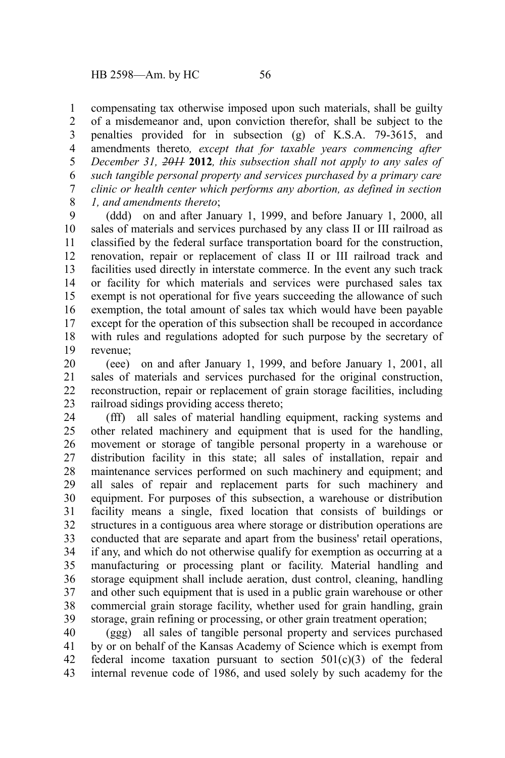compensating tax otherwise imposed upon such materials, shall be guilty of a misdemeanor and, upon conviction therefor, shall be subject to the penalties provided for in subsection (g) of K.S.A. 79-3615, and amendments thereto*, except that for taxable years commencing after December 31, ~~2011~~* **2012***, this subsection shall not apply to any sales of such tangible personal property and services purchased by a primary care clinic or health center which performs any abortion, as defined in section 1, and amendments thereto*;

(ddd) on and after January 1, 1999, and before January 1, 2000, all sales of materials and services purchased by any class II or III railroad as classified by the federal surface transportation board for the construction, renovation, repair or replacement of class II or III railroad track and facilities used directly in interstate commerce. In the event any such track or facility for which materials and services were purchased sales tax exempt is not operational for five years succeeding the allowance of such exemption, the total amount of sales tax which would have been payable except for the operation of this subsection shall be recouped in accordance with rules and regulations adopted for such purpose by the secretary of revenue;

(eee) on and after January 1, 1999, and before January 1, 2001, all sales of materials and services purchased for the original construction, reconstruction, repair or replacement of grain storage facilities, including railroad sidings providing access thereto;

(fff) all sales of material handling equipment, racking systems and other related machinery and equipment that is used for the handling, movement or storage of tangible personal property in a warehouse or distribution facility in this state; all sales of installation, repair and maintenance services performed on such machinery and equipment; and all sales of repair and replacement parts for such machinery and equipment. For purposes of this subsection, a warehouse or distribution facility means a single, fixed location that consists of buildings or structures in a contiguous area where storage or distribution operations are conducted that are separate and apart from the business' retail operations, if any, and which do not otherwise qualify for exemption as occurring at a manufacturing or processing plant or facility. Material handling and storage equipment shall include aeration, dust control, cleaning, handling and other such equipment that is used in a public grain warehouse or other commercial grain storage facility, whether used for grain handling, grain storage, grain refining or processing, or other grain treatment operation;

(ggg) all sales of tangible personal property and services purchased by or on behalf of the Kansas Academy of Science which is exempt from federal income taxation pursuant to section 501(c)(3) of the federal internal revenue code of 1986, and used solely by such academy for the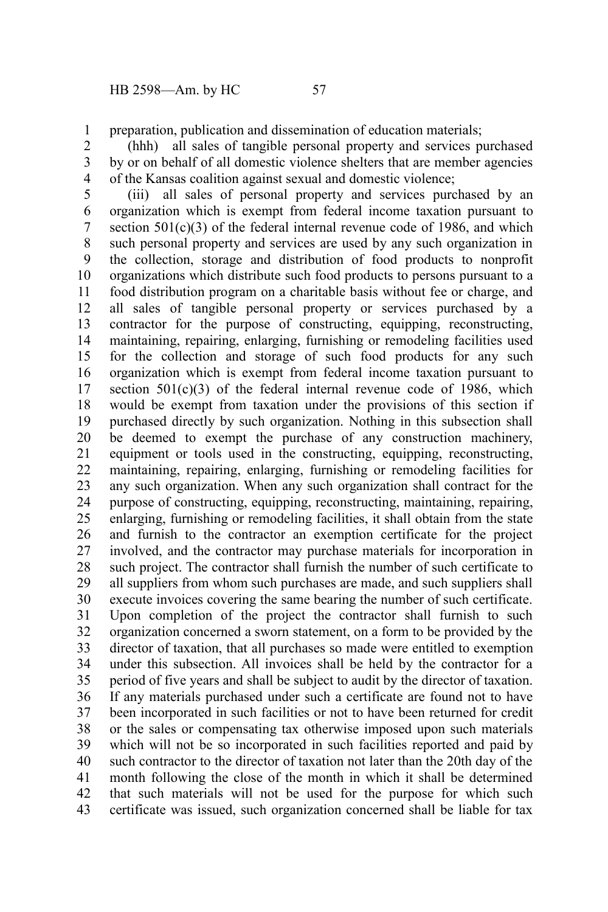preparation, publication and dissemination of education materials;

(hhh) all sales of tangible personal property and services purchased by or on behalf of all domestic violence shelters that are member agencies of the Kansas coalition against sexual and domestic violence;

(iii) all sales of personal property and services purchased by an organization which is exempt from federal income taxation pursuant to section 501(c)(3) of the federal internal revenue code of 1986, and which such personal property and services are used by any such organization in the collection, storage and distribution of food products to nonprofit organizations which distribute such food products to persons pursuant to a food distribution program on a charitable basis without fee or charge, and all sales of tangible personal property or services purchased by a contractor for the purpose of constructing, equipping, reconstructing, maintaining, repairing, enlarging, furnishing or remodeling facilities used for the collection and storage of such food products for any such organization which is exempt from federal income taxation pursuant to section 501(c)(3) of the federal internal revenue code of 1986, which would be exempt from taxation under the provisions of this section if purchased directly by such organization. Nothing in this subsection shall be deemed to exempt the purchase of any construction machinery, equipment or tools used in the constructing, equipping, reconstructing, maintaining, repairing, enlarging, furnishing or remodeling facilities for any such organization. When any such organization shall contract for the purpose of constructing, equipping, reconstructing, maintaining, repairing, enlarging, furnishing or remodeling facilities, it shall obtain from the state and furnish to the contractor an exemption certificate for the project involved, and the contractor may purchase materials for incorporation in such project. The contractor shall furnish the number of such certificate to all suppliers from whom such purchases are made, and such suppliers shall execute invoices covering the same bearing the number of such certificate. Upon completion of the project the contractor shall furnish to such organization concerned a sworn statement, on a form to be provided by the director of taxation, that all purchases so made were entitled to exemption under this subsection. All invoices shall be held by the contractor for a period of five years and shall be subject to audit by the director of taxation. If any materials purchased under such a certificate are found not to have been incorporated in such facilities or not to have been returned for credit or the sales or compensating tax otherwise imposed upon such materials which will not be so incorporated in such facilities reported and paid by such contractor to the director of taxation not later than the 20th day of the month following the close of the month in which it shall be determined that such materials will not be used for the purpose for which such certificate was issued, such organization concerned shall be liable for tax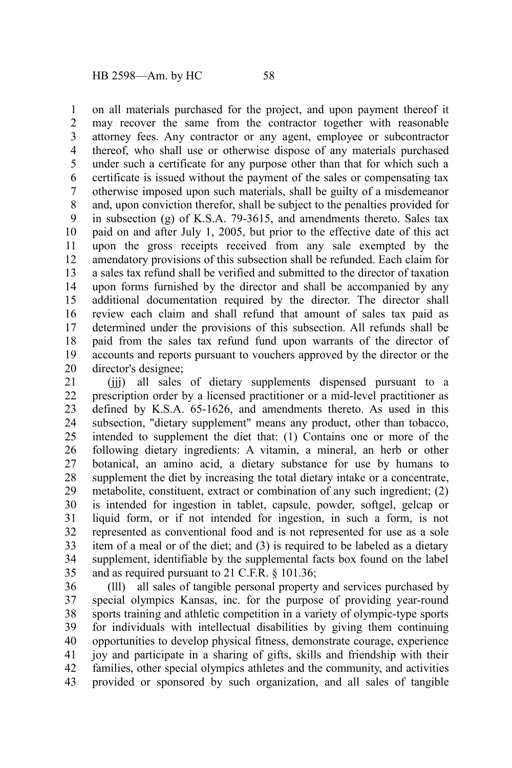on all materials purchased for the project, and upon payment thereof it may recover the same from the contractor together with reasonable attorney fees. Any contractor or any agent, employee or subcontractor thereof, who shall use or otherwise dispose of any materials purchased under such a certificate for any purpose other than that for which such a certificate is issued without the payment of the sales or compensating tax otherwise imposed upon such materials, shall be guilty of a misdemeanor and, upon conviction therefor, shall be subject to the penalties provided for in subsection (g) of K.S.A. 79-3615, and amendments thereto. Sales tax paid on and after July 1, 2005, but prior to the effective date of this act upon the gross receipts received from any sale exempted by the amendatory provisions of this subsection shall be refunded. Each claim for a sales tax refund shall be verified and submitted to the director of taxation upon forms furnished by the director and shall be accompanied by any additional documentation required by the director. The director shall review each claim and shall refund that amount of sales tax paid as determined under the provisions of this subsection. All refunds shall be paid from the sales tax refund fund upon warrants of the director of accounts and reports pursuant to vouchers approved by the director or the director's designee;

(jjj) all sales of dietary supplements dispensed pursuant to a prescription order by a licensed practitioner or a mid-level practitioner as defined by K.S.A. 65-1626, and amendments thereto. As used in this subsection, "dietary supplement" means any product, other than tobacco, intended to supplement the diet that: (1) Contains one or more of the following dietary ingredients: A vitamin, a mineral, an herb or other botanical, an amino acid, a dietary substance for use by humans to supplement the diet by increasing the total dietary intake or a concentrate, metabolite, constituent, extract or combination of any such ingredient; (2) is intended for ingestion in tablet, capsule, powder, softgel, gelcap or liquid form, or if not intended for ingestion, in such a form, is not represented as conventional food and is not represented for use as a sole item of a meal or of the diet; and (3) is required to be labeled as a dietary supplement, identifiable by the supplemental facts box found on the label and as required pursuant to 21 C.F.R. § 101.36;

(lll) all sales of tangible personal property and services purchased by special olympics Kansas, inc. for the purpose of providing year-round sports training and athletic competition in a variety of olympic-type sports for individuals with intellectual disabilities by giving them continuing opportunities to develop physical fitness, demonstrate courage, experience joy and participate in a sharing of gifts, skills and friendship with their families, other special olympics athletes and the community, and activities provided or sponsored by such organization, and all sales of tangible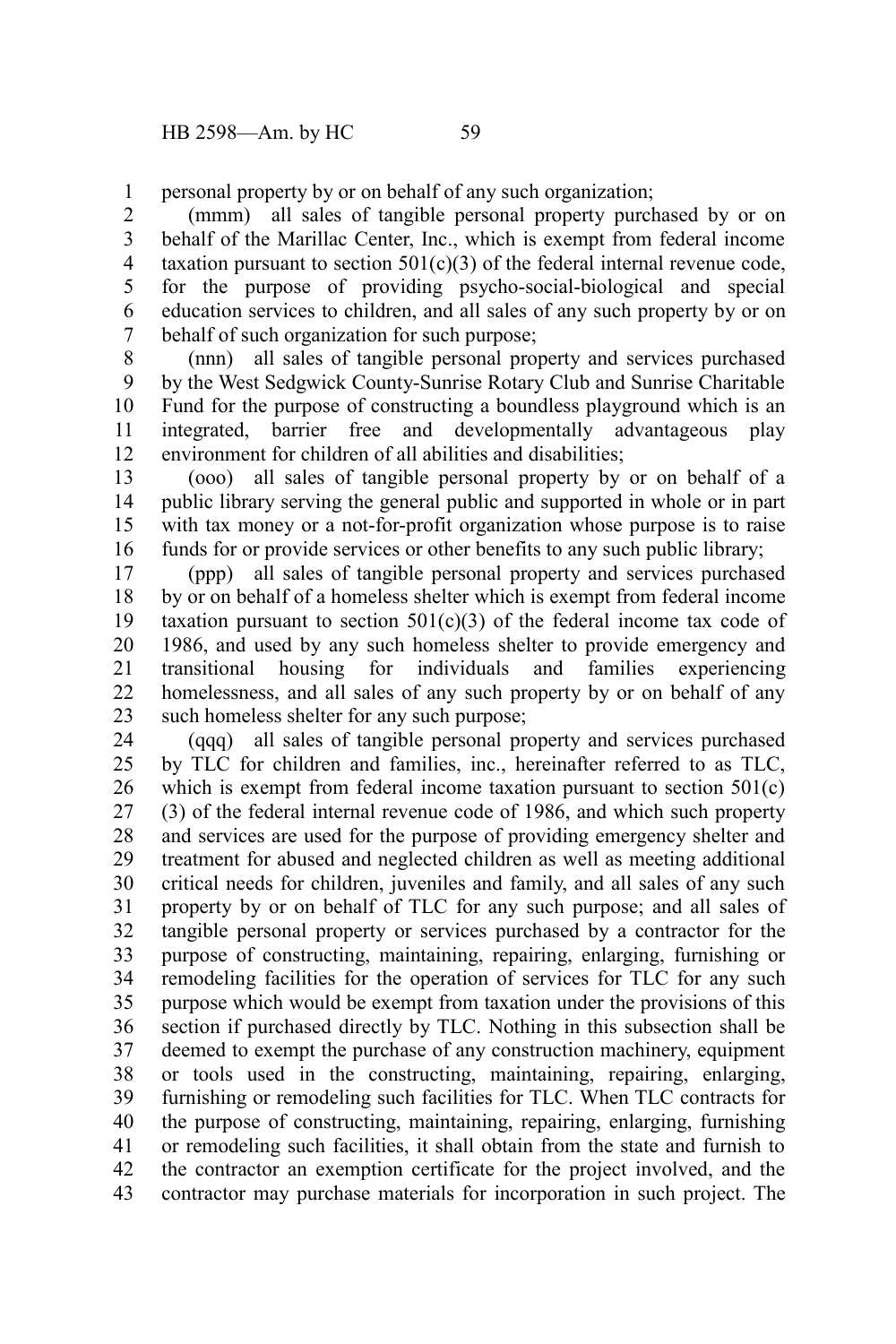personal property by or on behalf of any such organization;

(mmm) all sales of tangible personal property purchased by or on behalf of the Marillac Center, Inc., which is exempt from federal income taxation pursuant to section 501(c)(3) of the federal internal revenue code, for the purpose of providing psycho-social-biological and special education services to children, and all sales of any such property by or on behalf of such organization for such purpose;

(nnn) all sales of tangible personal property and services purchased by the West Sedgwick County-Sunrise Rotary Club and Sunrise Charitable Fund for the purpose of constructing a boundless playground which is an integrated, barrier free and developmentally advantageous play environment for children of all abilities and disabilities;

(ooo) all sales of tangible personal property by or on behalf of a public library serving the general public and supported in whole or in part with tax money or a not-for-profit organization whose purpose is to raise funds for or provide services or other benefits to any such public library;

(ppp) all sales of tangible personal property and services purchased by or on behalf of a homeless shelter which is exempt from federal income taxation pursuant to section 501(c)(3) of the federal income tax code of 1986, and used by any such homeless shelter to provide emergency and transitional housing for individuals and families experiencing homelessness, and all sales of any such property by or on behalf of any such homeless shelter for any such purpose;

(qqq) all sales of tangible personal property and services purchased by TLC for children and families, inc., hereinafter referred to as TLC, which is exempt from federal income taxation pursuant to section 501(c)(3) of the federal internal revenue code of 1986, and which such property and services are used for the purpose of providing emergency shelter and treatment for abused and neglected children as well as meeting additional critical needs for children, juveniles and family, and all sales of any such property by or on behalf of TLC for any such purpose; and all sales of tangible personal property or services purchased by a contractor for the purpose of constructing, maintaining, repairing, enlarging, furnishing or remodeling facilities for the operation of services for TLC for any such purpose which would be exempt from taxation under the provisions of this section if purchased directly by TLC. Nothing in this subsection shall be deemed to exempt the purchase of any construction machinery, equipment or tools used in the constructing, maintaining, repairing, enlarging, furnishing or remodeling such facilities for TLC. When TLC contracts for the purpose of constructing, maintaining, repairing, enlarging, furnishing or remodeling such facilities, it shall obtain from the state and furnish to the contractor an exemption certificate for the project involved, and the contractor may purchase materials for incorporation in such project. The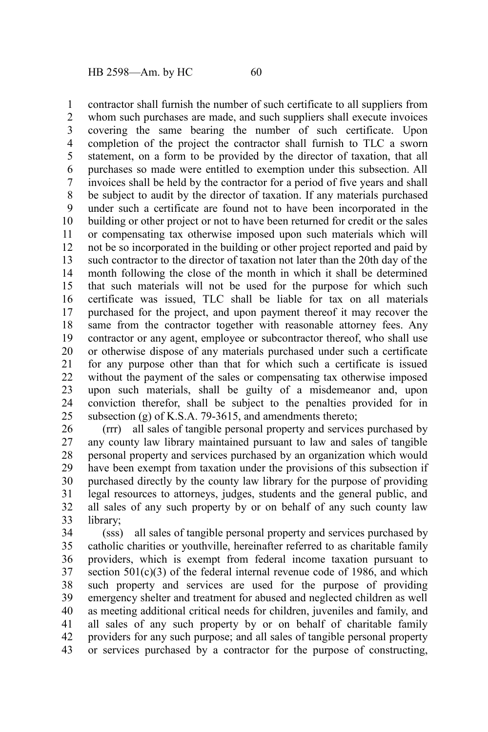contractor shall furnish the number of such certificate to all suppliers from whom such purchases are made, and such suppliers shall execute invoices covering the same bearing the number of such certificate. Upon completion of the project the contractor shall furnish to TLC a sworn statement, on a form to be provided by the director of taxation, that all purchases so made were entitled to exemption under this subsection. All invoices shall be held by the contractor for a period of five years and shall be subject to audit by the director of taxation. If any materials purchased under such a certificate are found not to have been incorporated in the building or other project or not to have been returned for credit or the sales or compensating tax otherwise imposed upon such materials which will not be so incorporated in the building or other project reported and paid by such contractor to the director of taxation not later than the 20th day of the month following the close of the month in which it shall be determined that such materials will not be used for the purpose for which such certificate was issued, TLC shall be liable for tax on all materials purchased for the project, and upon payment thereof it may recover the same from the contractor together with reasonable attorney fees. Any contractor or any agent, employee or subcontractor thereof, who shall use or otherwise dispose of any materials purchased under such a certificate for any purpose other than that for which such a certificate is issued without the payment of the sales or compensating tax otherwise imposed upon such materials, shall be guilty of a misdemeanor and, upon conviction therefor, shall be subject to the penalties provided for in subsection (g) of K.S.A. 79-3615, and amendments thereto;

(rrr) all sales of tangible personal property and services purchased by any county law library maintained pursuant to law and sales of tangible personal property and services purchased by an organization which would have been exempt from taxation under the provisions of this subsection if purchased directly by the county law library for the purpose of providing legal resources to attorneys, judges, students and the general public, and all sales of any such property by or on behalf of any such county law library;

(sss) all sales of tangible personal property and services purchased by catholic charities or youthville, hereinafter referred to as charitable family providers, which is exempt from federal income taxation pursuant to section 501(c)(3) of the federal internal revenue code of 1986, and which such property and services are used for the purpose of providing emergency shelter and treatment for abused and neglected children as well as meeting additional critical needs for children, juveniles and family, and all sales of any such property by or on behalf of charitable family providers for any such purpose; and all sales of tangible personal property or services purchased by a contractor for the purpose of constructing,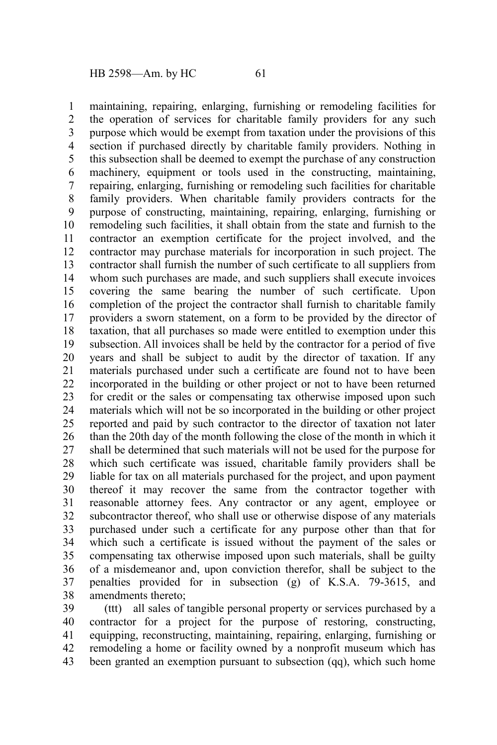maintaining, repairing, enlarging, furnishing or remodeling facilities for the operation of services for charitable family providers for any such purpose which would be exempt from taxation under the provisions of this section if purchased directly by charitable family providers. Nothing in this subsection shall be deemed to exempt the purchase of any construction machinery, equipment or tools used in the constructing, maintaining, repairing, enlarging, furnishing or remodeling such facilities for charitable family providers. When charitable family providers contracts for the purpose of constructing, maintaining, repairing, enlarging, furnishing or remodeling such facilities, it shall obtain from the state and furnish to the contractor an exemption certificate for the project involved, and the contractor may purchase materials for incorporation in such project. The contractor shall furnish the number of such certificate to all suppliers from whom such purchases are made, and such suppliers shall execute invoices covering the same bearing the number of such certificate. Upon completion of the project the contractor shall furnish to charitable family providers a sworn statement, on a form to be provided by the director of taxation, that all purchases so made were entitled to exemption under this subsection. All invoices shall be held by the contractor for a period of five years and shall be subject to audit by the director of taxation. If any materials purchased under such a certificate are found not to have been incorporated in the building or other project or not to have been returned for credit or the sales or compensating tax otherwise imposed upon such materials which will not be so incorporated in the building or other project reported and paid by such contractor to the director of taxation not later than the 20th day of the month following the close of the month in which it shall be determined that such materials will not be used for the purpose for which such certificate was issued, charitable family providers shall be liable for tax on all materials purchased for the project, and upon payment thereof it may recover the same from the contractor together with reasonable attorney fees. Any contractor or any agent, employee or subcontractor thereof, who shall use or otherwise dispose of any materials purchased under such a certificate for any purpose other than that for which such a certificate is issued without the payment of the sales or compensating tax otherwise imposed upon such materials, shall be guilty of a misdemeanor and, upon conviction therefor, shall be subject to the penalties provided for in subsection (g) of K.S.A. 79-3615, and amendments thereto;

(ttt) all sales of tangible personal property or services purchased by a contractor for a project for the purpose of restoring, constructing, equipping, reconstructing, maintaining, repairing, enlarging, furnishing or remodeling a home or facility owned by a nonprofit museum which has been granted an exemption pursuant to subsection (qq), which such home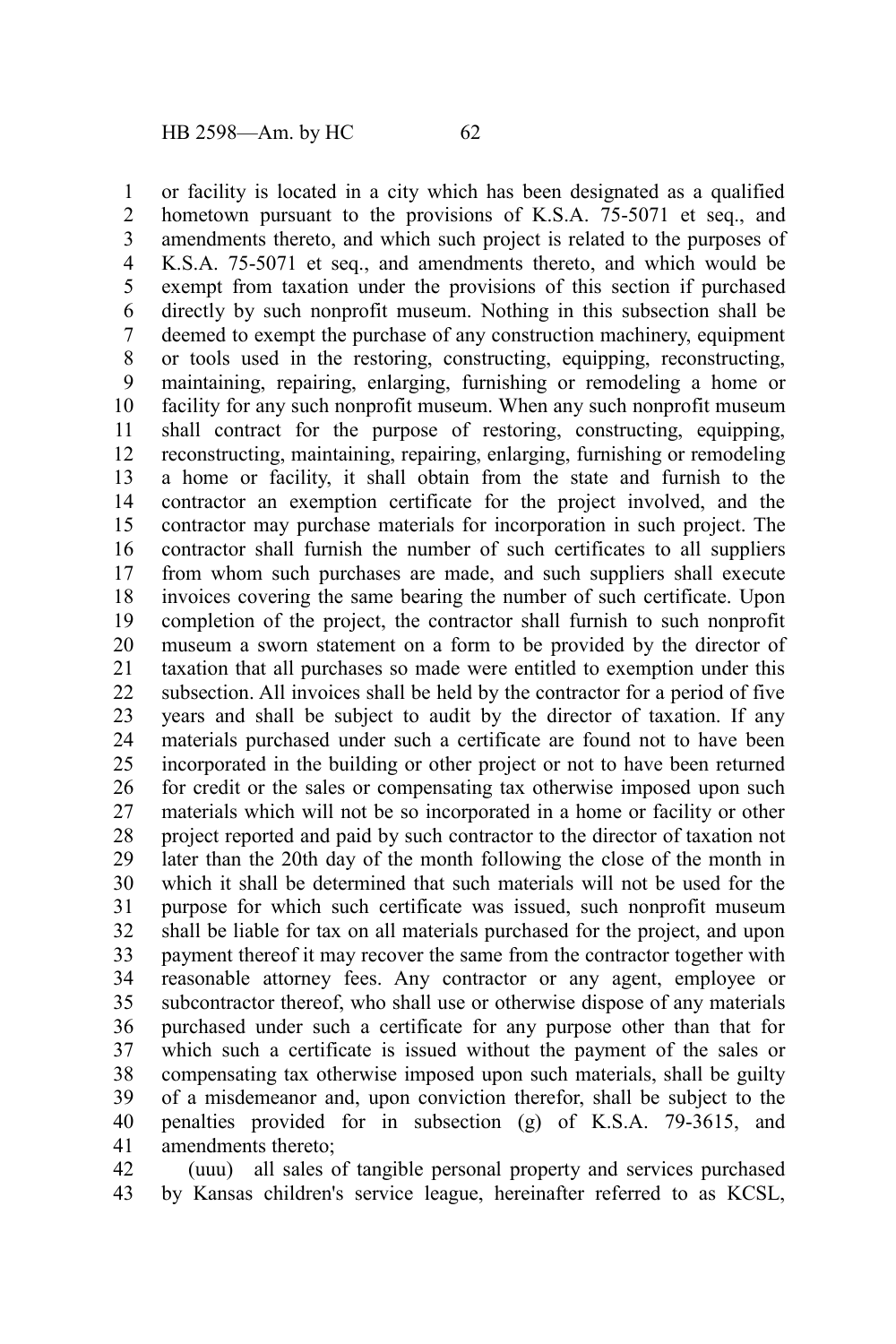or facility is located in a city which has been designated as a qualified hometown pursuant to the provisions of K.S.A. 75-5071 et seq., and amendments thereto, and which such project is related to the purposes of K.S.A. 75-5071 et seq., and amendments thereto, and which would be exempt from taxation under the provisions of this section if purchased directly by such nonprofit museum. Nothing in this subsection shall be deemed to exempt the purchase of any construction machinery, equipment or tools used in the restoring, constructing, equipping, reconstructing, maintaining, repairing, enlarging, furnishing or remodeling a home or facility for any such nonprofit museum. When any such nonprofit museum shall contract for the purpose of restoring, constructing, equipping, reconstructing, maintaining, repairing, enlarging, furnishing or remodeling a home or facility, it shall obtain from the state and furnish to the contractor an exemption certificate for the project involved, and the contractor may purchase materials for incorporation in such project. The contractor shall furnish the number of such certificates to all suppliers from whom such purchases are made, and such suppliers shall execute invoices covering the same bearing the number of such certificate. Upon completion of the project, the contractor shall furnish to such nonprofit museum a sworn statement on a form to be provided by the director of taxation that all purchases so made were entitled to exemption under this subsection. All invoices shall be held by the contractor for a period of five years and shall be subject to audit by the director of taxation. If any materials purchased under such a certificate are found not to have been incorporated in the building or other project or not to have been returned for credit or the sales or compensating tax otherwise imposed upon such materials which will not be so incorporated in a home or facility or other project reported and paid by such contractor to the director of taxation not later than the 20th day of the month following the close of the month in which it shall be determined that such materials will not be used for the purpose for which such certificate was issued, such nonprofit museum shall be liable for tax on all materials purchased for the project, and upon payment thereof it may recover the same from the contractor together with reasonable attorney fees. Any contractor or any agent, employee or subcontractor thereof, who shall use or otherwise dispose of any materials purchased under such a certificate for any purpose other than that for which such a certificate is issued without the payment of the sales or compensating tax otherwise imposed upon such materials, shall be guilty of a misdemeanor and, upon conviction therefor, shall be subject to the penalties provided for in subsection (g) of K.S.A. 79-3615, and amendments thereto;

(uuu) all sales of tangible personal property and services purchased by Kansas children's service league, hereinafter referred to as KCSL,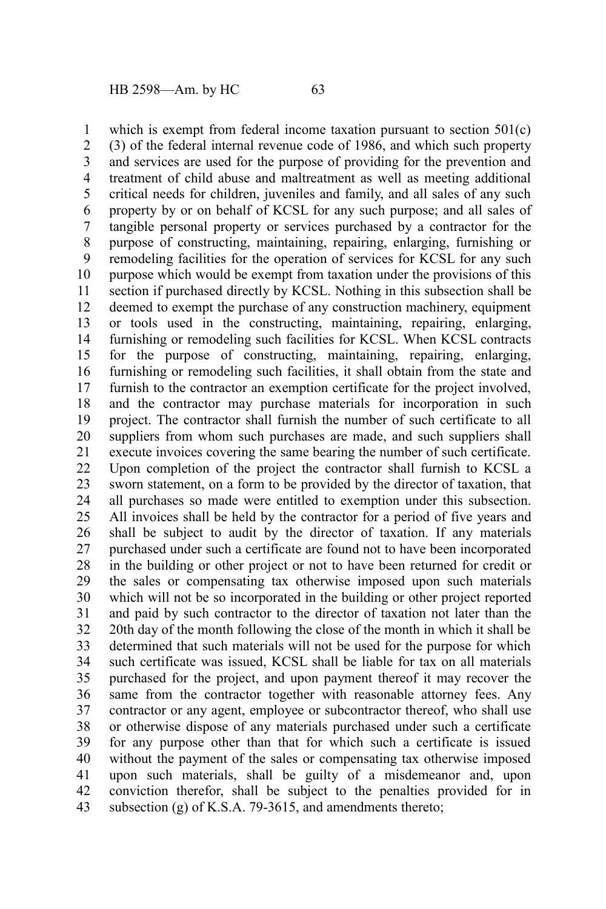which is exempt from federal income taxation pursuant to section 501(c)(3) of the federal internal revenue code of 1986, and which such property and services are used for the purpose of providing for the prevention and treatment of child abuse and maltreatment as well as meeting additional critical needs for children, juveniles and family, and all sales of any such property by or on behalf of KCSL for any such purpose; and all sales of tangible personal property or services purchased by a contractor for the purpose of constructing, maintaining, repairing, enlarging, furnishing or remodeling facilities for the operation of services for KCSL for any such purpose which would be exempt from taxation under the provisions of this section if purchased directly by KCSL. Nothing in this subsection shall be deemed to exempt the purchase of any construction machinery, equipment or tools used in the constructing, maintaining, repairing, enlarging, furnishing or remodeling such facilities for KCSL. When KCSL contracts for the purpose of constructing, maintaining, repairing, enlarging, furnishing or remodeling such facilities, it shall obtain from the state and furnish to the contractor an exemption certificate for the project involved, and the contractor may purchase materials for incorporation in such project. The contractor shall furnish the number of such certificate to all suppliers from whom such purchases are made, and such suppliers shall execute invoices covering the same bearing the number of such certificate. Upon completion of the project the contractor shall furnish to KCSL a sworn statement, on a form to be provided by the director of taxation, that all purchases so made were entitled to exemption under this subsection. All invoices shall be held by the contractor for a period of five years and shall be subject to audit by the director of taxation. If any materials purchased under such a certificate are found not to have been incorporated in the building or other project or not to have been returned for credit or the sales or compensating tax otherwise imposed upon such materials which will not be so incorporated in the building or other project reported and paid by such contractor to the director of taxation not later than the 20th day of the month following the close of the month in which it shall be determined that such materials will not be used for the purpose for which such certificate was issued, KCSL shall be liable for tax on all materials purchased for the project, and upon payment thereof it may recover the same from the contractor together with reasonable attorney fees. Any contractor or any agent, employee or subcontractor thereof, who shall use or otherwise dispose of any materials purchased under such a certificate for any purpose other than that for which such a certificate is issued without the payment of the sales or compensating tax otherwise imposed upon such materials, shall be guilty of a misdemeanor and, upon conviction therefor, shall be subject to the penalties provided for in subsection (g) of K.S.A. 79-3615, and amendments thereto;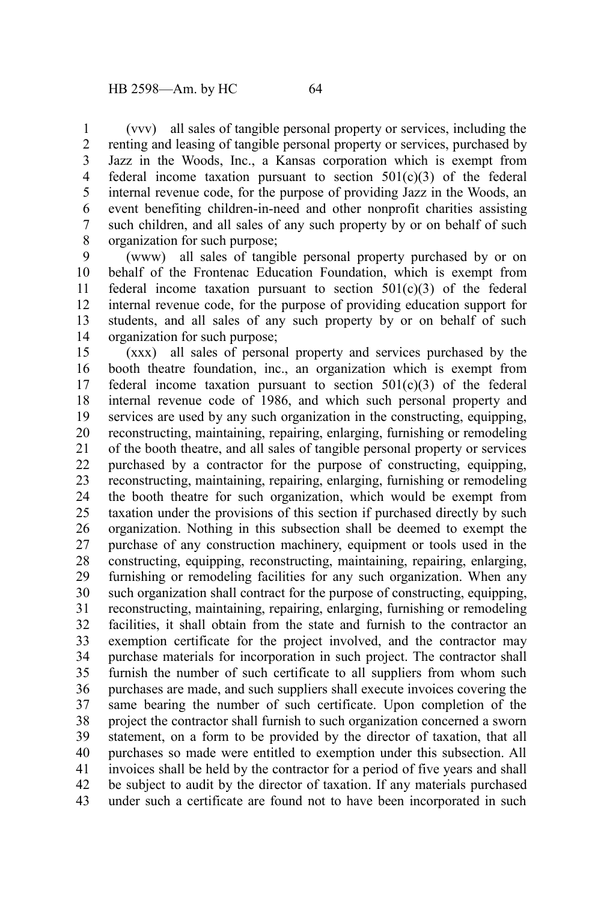(vvv) all sales of tangible personal property or services, including the renting and leasing of tangible personal property or services, purchased by Jazz in the Woods, Inc., a Kansas corporation which is exempt from federal income taxation pursuant to section 501(c)(3) of the federal internal revenue code, for the purpose of providing Jazz in the Woods, an event benefiting children-in-need and other nonprofit charities assisting such children, and all sales of any such property by or on behalf of such organization for such purpose;

(www) all sales of tangible personal property purchased by or on behalf of the Frontenac Education Foundation, which is exempt from federal income taxation pursuant to section 501(c)(3) of the federal internal revenue code, for the purpose of providing education support for students, and all sales of any such property by or on behalf of such organization for such purpose;

(xxx) all sales of personal property and services purchased by the booth theatre foundation, inc., an organization which is exempt from federal income taxation pursuant to section 501(c)(3) of the federal internal revenue code of 1986, and which such personal property and services are used by any such organization in the constructing, equipping, reconstructing, maintaining, repairing, enlarging, furnishing or remodeling of the booth theatre, and all sales of tangible personal property or services purchased by a contractor for the purpose of constructing, equipping, reconstructing, maintaining, repairing, enlarging, furnishing or remodeling the booth theatre for such organization, which would be exempt from taxation under the provisions of this section if purchased directly by such organization. Nothing in this subsection shall be deemed to exempt the purchase of any construction machinery, equipment or tools used in the constructing, equipping, reconstructing, maintaining, repairing, enlarging, furnishing or remodeling facilities for any such organization. When any such organization shall contract for the purpose of constructing, equipping, reconstructing, maintaining, repairing, enlarging, furnishing or remodeling facilities, it shall obtain from the state and furnish to the contractor an exemption certificate for the project involved, and the contractor may purchase materials for incorporation in such project. The contractor shall furnish the number of such certificate to all suppliers from whom such purchases are made, and such suppliers shall execute invoices covering the same bearing the number of such certificate. Upon completion of the project the contractor shall furnish to such organization concerned a sworn statement, on a form to be provided by the director of taxation, that all purchases so made were entitled to exemption under this subsection. All invoices shall be held by the contractor for a period of five years and shall be subject to audit by the director of taxation. If any materials purchased under such a certificate are found not to have been incorporated in such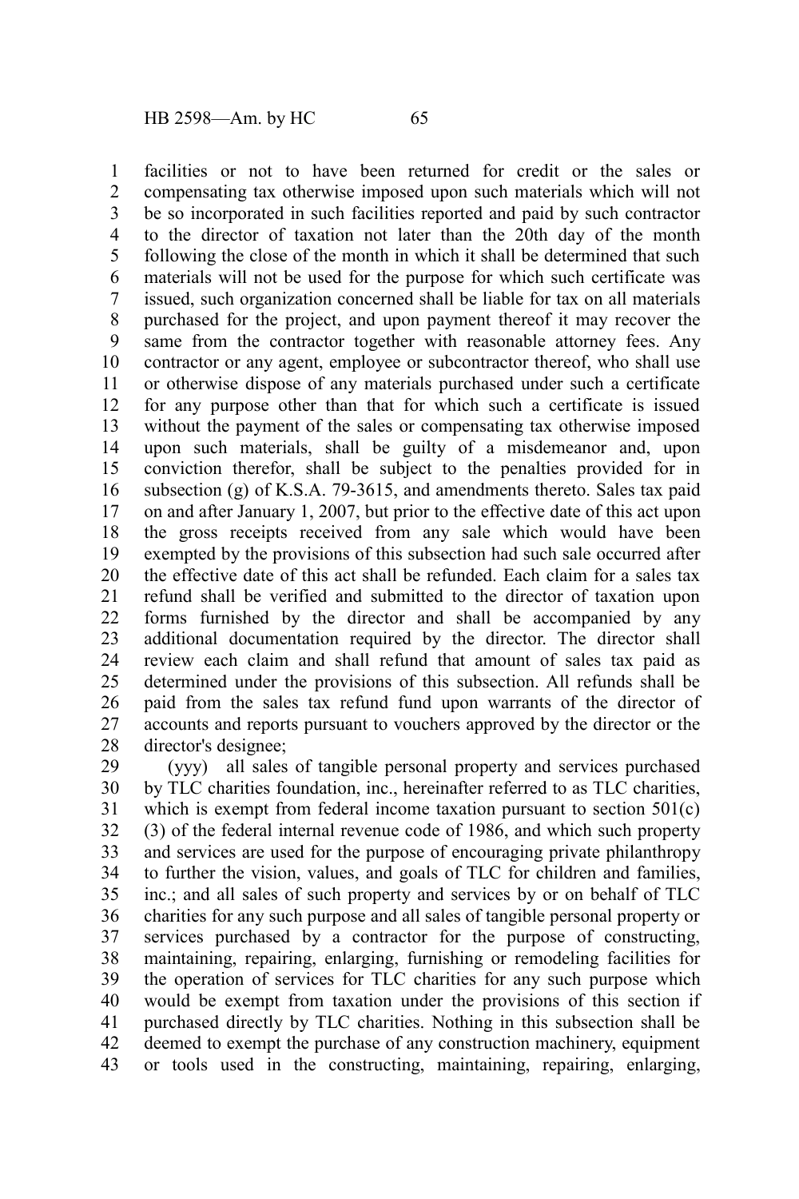facilities or not to have been returned for credit or the sales or compensating tax otherwise imposed upon such materials which will not be so incorporated in such facilities reported and paid by such contractor to the director of taxation not later than the 20th day of the month following the close of the month in which it shall be determined that such materials will not be used for the purpose for which such certificate was issued, such organization concerned shall be liable for tax on all materials purchased for the project, and upon payment thereof it may recover the same from the contractor together with reasonable attorney fees. Any contractor or any agent, employee or subcontractor thereof, who shall use or otherwise dispose of any materials purchased under such a certificate for any purpose other than that for which such a certificate is issued without the payment of the sales or compensating tax otherwise imposed upon such materials, shall be guilty of a misdemeanor and, upon conviction therefor, shall be subject to the penalties provided for in subsection (g) of K.S.A. 79-3615, and amendments thereto. Sales tax paid on and after January 1, 2007, but prior to the effective date of this act upon the gross receipts received from any sale which would have been exempted by the provisions of this subsection had such sale occurred after the effective date of this act shall be refunded. Each claim for a sales tax refund shall be verified and submitted to the director of taxation upon forms furnished by the director and shall be accompanied by any additional documentation required by the director. The director shall review each claim and shall refund that amount of sales tax paid as determined under the provisions of this subsection. All refunds shall be paid from the sales tax refund fund upon warrants of the director of accounts and reports pursuant to vouchers approved by the director or the director's designee;

(yyy) all sales of tangible personal property and services purchased by TLC charities foundation, inc., hereinafter referred to as TLC charities, which is exempt from federal income taxation pursuant to section 501(c)(3) of the federal internal revenue code of 1986, and which such property and services are used for the purpose of encouraging private philanthropy to further the vision, values, and goals of TLC for children and families, inc.; and all sales of such property and services by or on behalf of TLC charities for any such purpose and all sales of tangible personal property or services purchased by a contractor for the purpose of constructing, maintaining, repairing, enlarging, furnishing or remodeling facilities for the operation of services for TLC charities for any such purpose which would be exempt from taxation under the provisions of this section if purchased directly by TLC charities. Nothing in this subsection shall be deemed to exempt the purchase of any construction machinery, equipment or tools used in the constructing, maintaining, repairing, enlarging,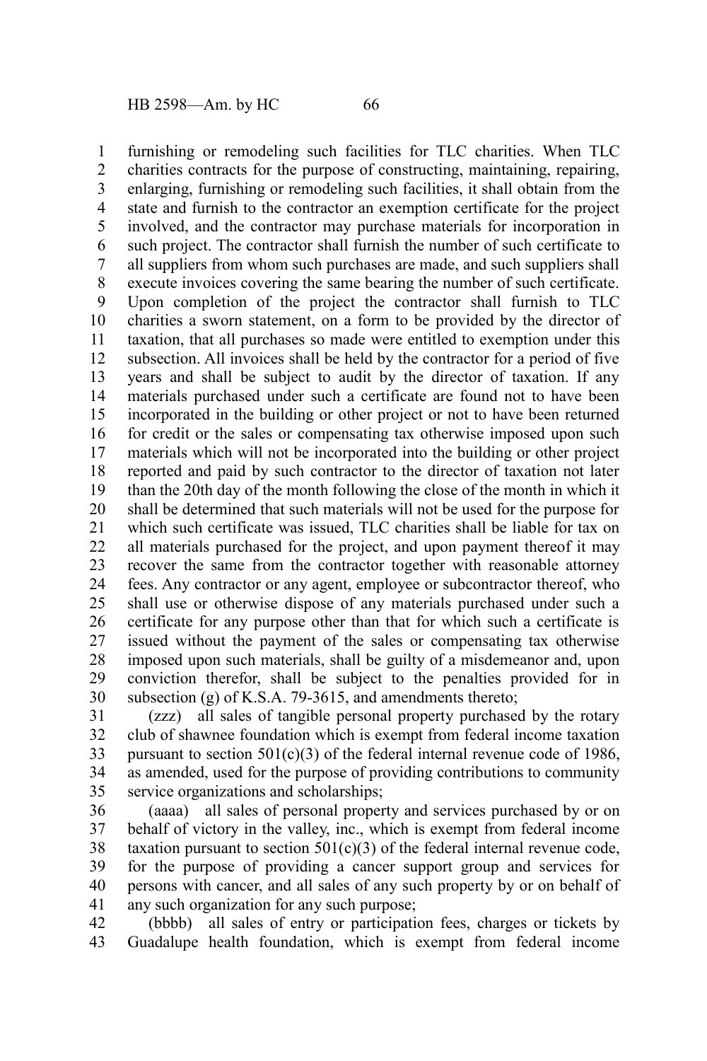furnishing or remodeling such facilities for TLC charities. When TLC charities contracts for the purpose of constructing, maintaining, repairing, enlarging, furnishing or remodeling such facilities, it shall obtain from the state and furnish to the contractor an exemption certificate for the project involved, and the contractor may purchase materials for incorporation in such project. The contractor shall furnish the number of such certificate to all suppliers from whom such purchases are made, and such suppliers shall execute invoices covering the same bearing the number of such certificate. Upon completion of the project the contractor shall furnish to TLC charities a sworn statement, on a form to be provided by the director of taxation, that all purchases so made were entitled to exemption under this subsection. All invoices shall be held by the contractor for a period of five years and shall be subject to audit by the director of taxation. If any materials purchased under such a certificate are found not to have been incorporated in the building or other project or not to have been returned for credit or the sales or compensating tax otherwise imposed upon such materials which will not be incorporated into the building or other project reported and paid by such contractor to the director of taxation not later than the 20th day of the month following the close of the month in which it shall be determined that such materials will not be used for the purpose for which such certificate was issued, TLC charities shall be liable for tax on all materials purchased for the project, and upon payment thereof it may recover the same from the contractor together with reasonable attorney fees. Any contractor or any agent, employee or subcontractor thereof, who shall use or otherwise dispose of any materials purchased under such a certificate for any purpose other than that for which such a certificate is issued without the payment of the sales or compensating tax otherwise imposed upon such materials, shall be guilty of a misdemeanor and, upon conviction therefor, shall be subject to the penalties provided for in subsection (g) of K.S.A. 79-3615, and amendments thereto;

(zzz) all sales of tangible personal property purchased by the rotary club of shawnee foundation which is exempt from federal income taxation pursuant to section 501(c)(3) of the federal internal revenue code of 1986, as amended, used for the purpose of providing contributions to community service organizations and scholarships;

(aaaa) all sales of personal property and services purchased by or on behalf of victory in the valley, inc., which is exempt from federal income taxation pursuant to section 501(c)(3) of the federal internal revenue code, for the purpose of providing a cancer support group and services for persons with cancer, and all sales of any such property by or on behalf of any such organization for any such purpose;

(bbbb) all sales of entry or participation fees, charges or tickets by Guadalupe health foundation, which is exempt from federal income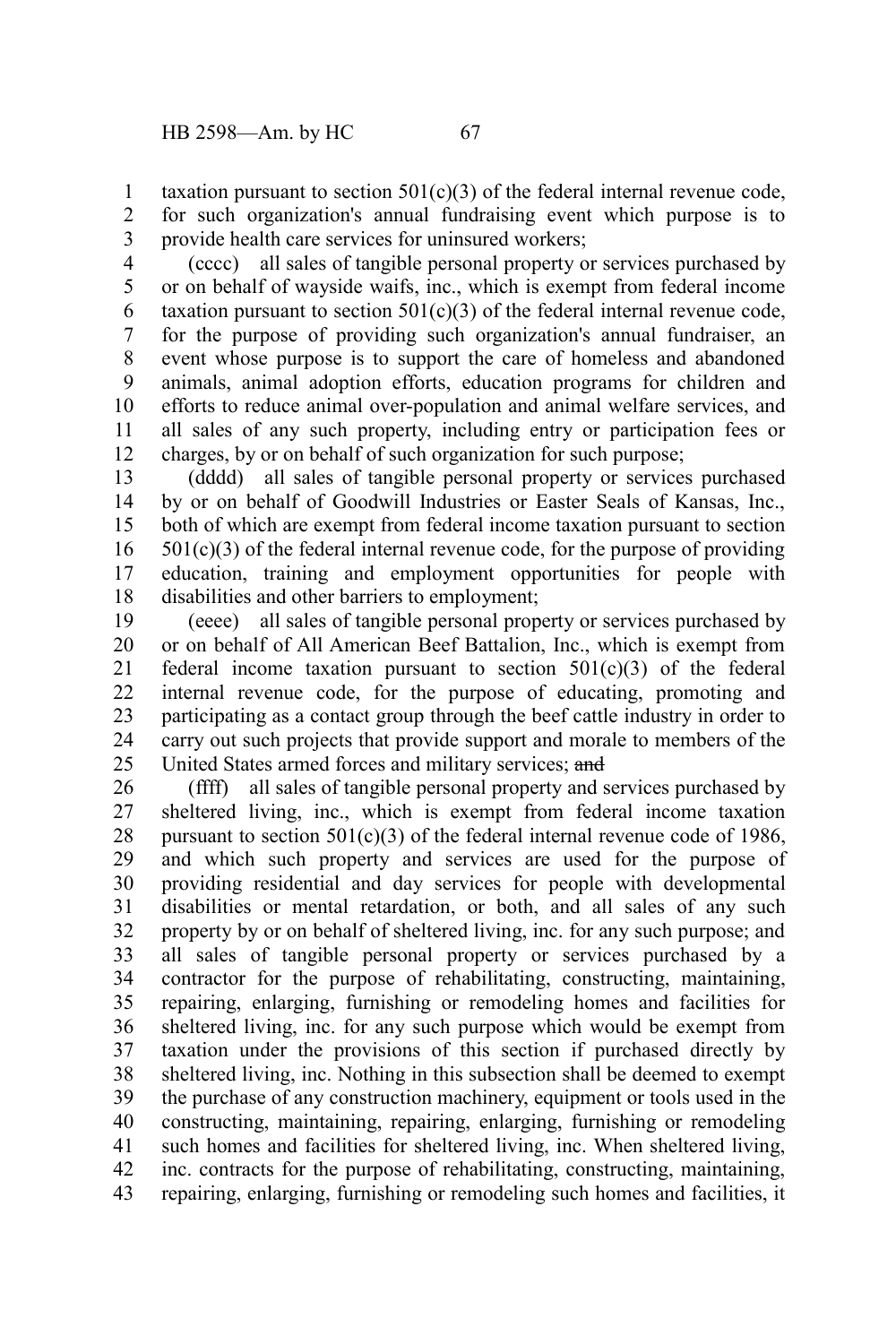taxation pursuant to section 501(c)(3) of the federal internal revenue code, for such organization's annual fundraising event which purpose is to provide health care services for uninsured workers;

(cccc) all sales of tangible personal property or services purchased by or on behalf of wayside waifs, inc., which is exempt from federal income taxation pursuant to section 501(c)(3) of the federal internal revenue code, for the purpose of providing such organization's annual fundraiser, an event whose purpose is to support the care of homeless and abandoned animals, animal adoption efforts, education programs for children and efforts to reduce animal over-population and animal welfare services, and all sales of any such property, including entry or participation fees or charges, by or on behalf of such organization for such purpose;

(dddd) all sales of tangible personal property or services purchased by or on behalf of Goodwill Industries or Easter Seals of Kansas, Inc., both of which are exempt from federal income taxation pursuant to section 501(c)(3) of the federal internal revenue code, for the purpose of providing education, training and employment opportunities for people with disabilities and other barriers to employment;

(eeee) all sales of tangible personal property or services purchased by or on behalf of All American Beef Battalion, Inc., which is exempt from federal income taxation pursuant to section 501(c)(3) of the federal internal revenue code, for the purpose of educating, promoting and participating as a contact group through the beef cattle industry in order to carry out such projects that provide support and morale to members of the United States armed forces and military services; ~~and~~

(ffff) all sales of tangible personal property and services purchased by sheltered living, inc., which is exempt from federal income taxation pursuant to section 501(c)(3) of the federal internal revenue code of 1986, and which such property and services are used for the purpose of providing residential and day services for people with developmental disabilities or mental retardation, or both, and all sales of any such property by or on behalf of sheltered living, inc. for any such purpose; and all sales of tangible personal property or services purchased by a contractor for the purpose of rehabilitating, constructing, maintaining, repairing, enlarging, furnishing or remodeling homes and facilities for sheltered living, inc. for any such purpose which would be exempt from taxation under the provisions of this section if purchased directly by sheltered living, inc. Nothing in this subsection shall be deemed to exempt the purchase of any construction machinery, equipment or tools used in the constructing, maintaining, repairing, enlarging, furnishing or remodeling such homes and facilities for sheltered living, inc. When sheltered living, inc. contracts for the purpose of rehabilitating, constructing, maintaining, repairing, enlarging, furnishing or remodeling such homes and facilities, it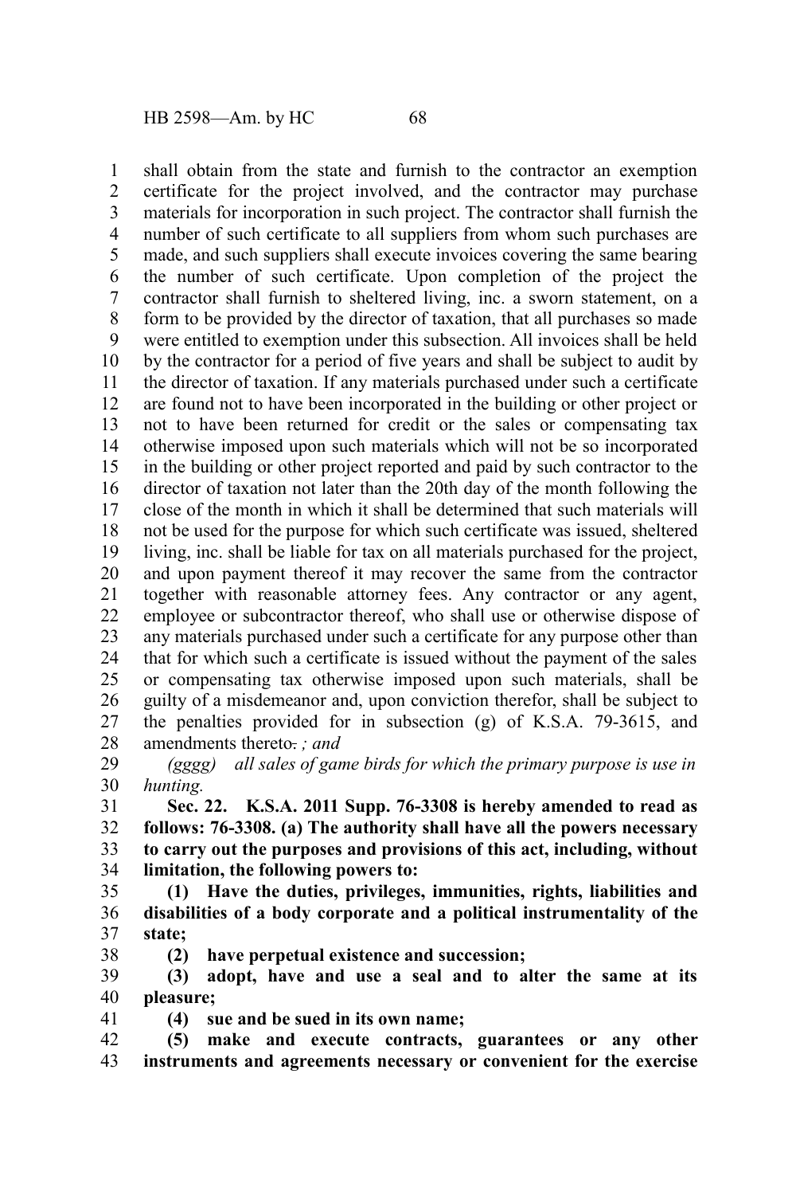shall obtain from the state and furnish to the contractor an exemption certificate for the project involved, and the contractor may purchase materials for incorporation in such project. The contractor shall furnish the number of such certificate to all suppliers from whom such purchases are made, and such suppliers shall execute invoices covering the same bearing the number of such certificate. Upon completion of the project the contractor shall furnish to sheltered living, inc. a sworn statement, on a form to be provided by the director of taxation, that all purchases so made were entitled to exemption under this subsection. All invoices shall be held by the contractor for a period of five years and shall be subject to audit by the director of taxation. If any materials purchased under such a certificate are found not to have been incorporated in the building or other project or not to have been returned for credit or the sales or compensating tax otherwise imposed upon such materials which will not be so incorporated in the building or other project reported and paid by such contractor to the director of taxation not later than the 20th day of the month following the close of the month in which it shall be determined that such materials will not be used for the purpose for which such certificate was issued, sheltered living, inc. shall be liable for tax on all materials purchased for the project, and upon payment thereof it may recover the same from the contractor together with reasonable attorney fees. Any contractor or any agent, employee or subcontractor thereof, who shall use or otherwise dispose of any materials purchased under such a certificate for any purpose other than that for which such a certificate is issued without the payment of the sales or compensating tax otherwise imposed upon such materials, shall be guilty of a misdemeanor and, upon conviction therefor, shall be subject to the penalties provided for in subsection (g) of K.S.A. 79-3615, and amendments thereto~~.~~ *; and*

*(gggg) all sales of game birds for which the primary purpose is use in hunting.*

**Sec. 22. K.S.A. 2011 Supp. 76-3308 is hereby amended to read as follows: 76-3308. (a) The authority shall have all the powers necessary to carry out the purposes and provisions of this act, including, without limitation, the following powers to:**

**(1) Have the duties, privileges, immunities, rights, liabilities and disabilities of a body corporate and a political instrumentality of the state;**

**(2) have perpetual existence and succession;**

**(3) adopt, have and use a seal and to alter the same at its pleasure;**

**(4) sue and be sued in its own name;**

**(5) make and execute contracts, guarantees or any other instruments and agreements necessary or convenient for the exercise**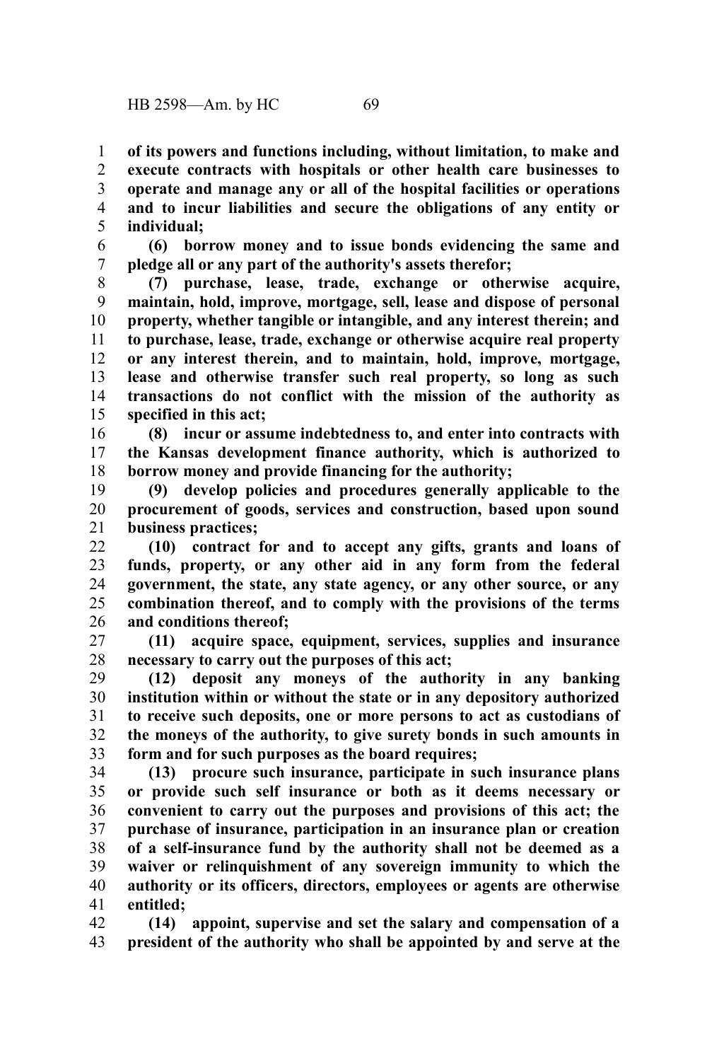**of its powers and functions including, without limitation, to make and execute contracts with hospitals or other health care businesses to operate and manage any or all of the hospital facilities or operations and to incur liabilities and secure the obligations of any entity or individual;**

**(6) borrow money and to issue bonds evidencing the same and pledge all or any part of the authority's assets therefor;**

**(7) purchase, lease, trade, exchange or otherwise acquire, maintain, hold, improve, mortgage, sell, lease and dispose of personal property, whether tangible or intangible, and any interest therein; and to purchase, lease, trade, exchange or otherwise acquire real property or any interest therein, and to maintain, hold, improve, mortgage, lease and otherwise transfer such real property, so long as such transactions do not conflict with the mission of the authority as specified in this act;**

**(8) incur or assume indebtedness to, and enter into contracts with the Kansas development finance authority, which is authorized to borrow money and provide financing for the authority;**

**(9) develop policies and procedures generally applicable to the procurement of goods, services and construction, based upon sound business practices;**

**(10) contract for and to accept any gifts, grants and loans of funds, property, or any other aid in any form from the federal government, the state, any state agency, or any other source, or any combination thereof, and to comply with the provisions of the terms and conditions thereof;**

**(11) acquire space, equipment, services, supplies and insurance necessary to carry out the purposes of this act;**

**(12) deposit any moneys of the authority in any banking institution within or without the state or in any depository authorized to receive such deposits, one or more persons to act as custodians of the moneys of the authority, to give surety bonds in such amounts in form and for such purposes as the board requires;**

**(13) procure such insurance, participate in such insurance plans or provide such self insurance or both as it deems necessary or convenient to carry out the purposes and provisions of this act; the purchase of insurance, participation in an insurance plan or creation of a self-insurance fund by the authority shall not be deemed as a waiver or relinquishment of any sovereign immunity to which the authority or its officers, directors, employees or agents are otherwise entitled;**

**(14) appoint, supervise and set the salary and compensation of a president of the authority who shall be appointed by and serve at the**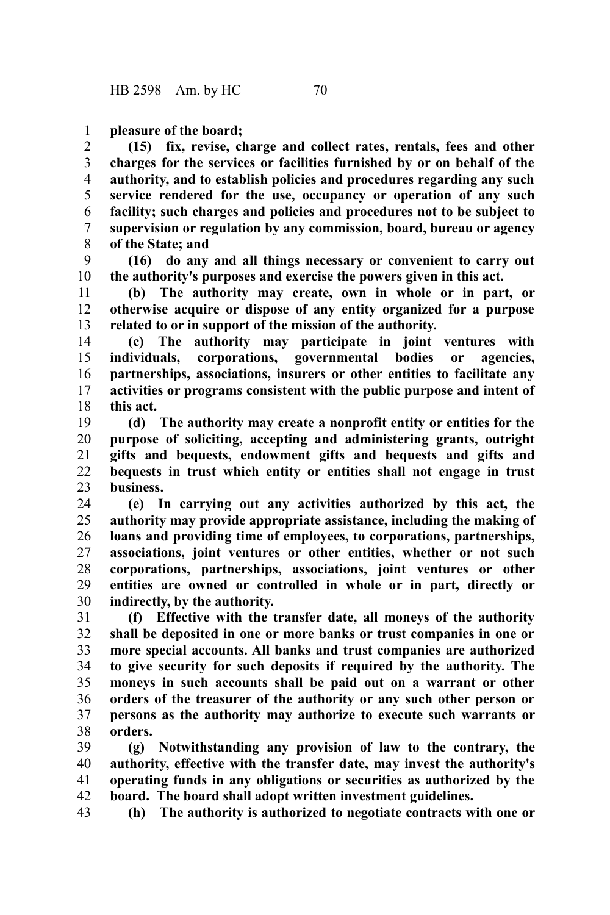**pleasure of the board;**

**(15) fix, revise, charge and collect rates, rentals, fees and other charges for the services or facilities furnished by or on behalf of the authority, and to establish policies and procedures regarding any such service rendered for the use, occupancy or operation of any such facility; such charges and policies and procedures not to be subject to supervision or regulation by any commission, board, bureau or agency of the State; and**

**(16) do any and all things necessary or convenient to carry out the authority's purposes and exercise the powers given in this act.**

**(b) The authority may create, own in whole or in part, or otherwise acquire or dispose of any entity organized for a purpose related to or in support of the mission of the authority.**

**(c) The authority may participate in joint ventures with individuals, corporations, governmental bodies or agencies, partnerships, associations, insurers or other entities to facilitate any activities or programs consistent with the public purpose and intent of this act.**

**(d) The authority may create a nonprofit entity or entities for the purpose of soliciting, accepting and administering grants, outright gifts and bequests, endowment gifts and bequests and gifts and bequests in trust which entity or entities shall not engage in trust business.**

**(e) In carrying out any activities authorized by this act, the authority may provide appropriate assistance, including the making of loans and providing time of employees, to corporations, partnerships, associations, joint ventures or other entities, whether or not such corporations, partnerships, associations, joint ventures or other entities are owned or controlled in whole or in part, directly or indirectly, by the authority.**

**(f) Effective with the transfer date, all moneys of the authority shall be deposited in one or more banks or trust companies in one or more special accounts. All banks and trust companies are authorized to give security for such deposits if required by the authority. The moneys in such accounts shall be paid out on a warrant or other orders of the treasurer of the authority or any such other person or persons as the authority may authorize to execute such warrants or orders.**

**(g) Notwithstanding any provision of law to the contrary, the authority, effective with the transfer date, may invest the authority's operating funds in any obligations or securities as authorized by the board. The board shall adopt written investment guidelines.**

**(h) The authority is authorized to negotiate contracts with one or**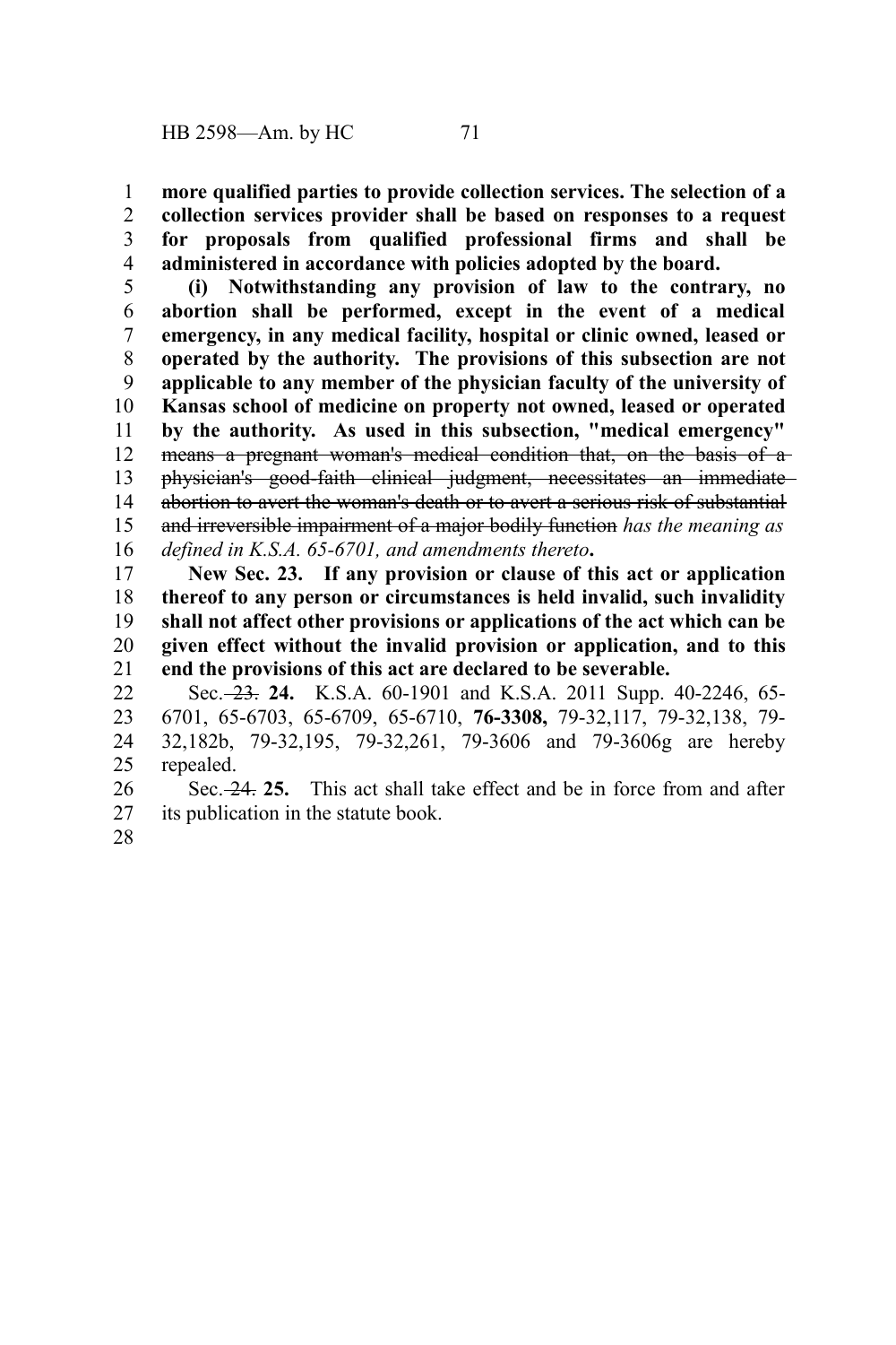**more qualified parties to provide collection services. The selection of a collection services provider shall be based on responses to a request for proposals from qualified professional firms and shall be administered in accordance with policies adopted by the board.**

**(i) Notwithstanding any provision of law to the contrary, no abortion shall be performed, except in the event of a medical emergency, in any medical facility, hospital or clinic owned, leased or operated by the authority. The provisions of this subsection are not applicable to any member of the physician faculty of the university of Kansas school of medicine on property not owned, leased or operated by the authority. As used in this subsection, "medical emergency"** ~~means a pregnant woman's medical condition that, on the basis of a physician's good-faith clinical judgment, necessitates an immediate abortion to avert the woman's death or to avert a serious risk of substantial and irreversible impairment of a major bodily function~~ *has the meaning as defined in K.S.A. 65-6701, and amendments thereto***.**

**New Sec. 23. If any provision or clause of this act or application thereof to any person or circumstances is held invalid, such invalidity shall not affect other provisions or applications of the act which can be given effect without the invalid provision or application, and to this end the provisions of this act are declared to be severable.**

Sec. ~~23.~~ **24.** K.S.A. 60-1901 and K.S.A. 2011 Supp. 40-2246, 65-6701, 65-6703, 65-6709, 65-6710, **76-3308,** 79-32,117, 79-32,138, 79-32,182b, 79-32,195, 79-32,261, 79-3606 and 79-3606g are hereby repealed.

Sec. ~~24.~~ **25.** This act shall take effect and be in force from and after its publication in the statute book.